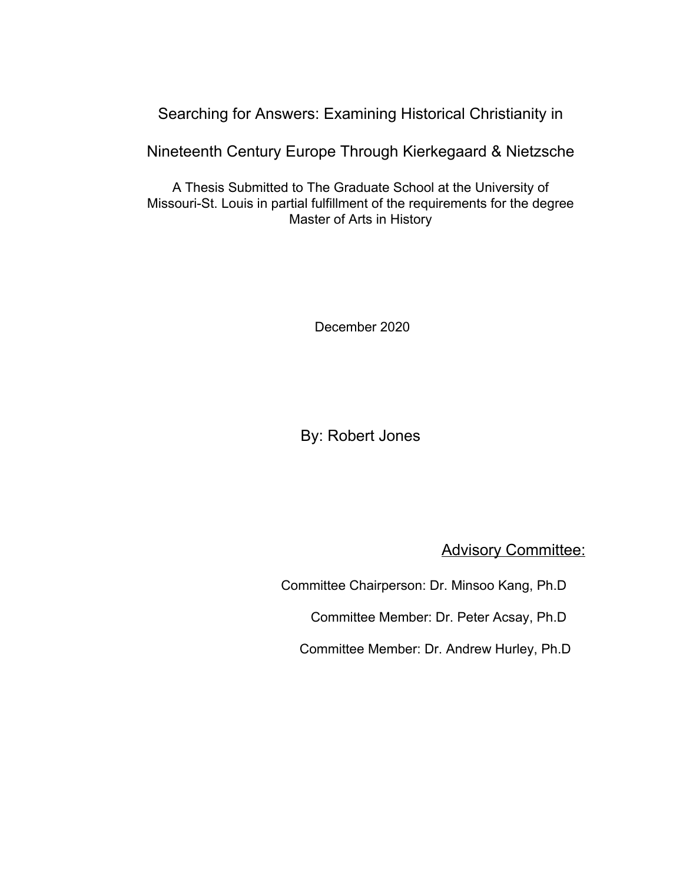# Searching for Answers: Examining Historical Christianity in Nineteenth Century Europe Through Kierkegaard & Nietzsche

A Thesis Submitted to The Graduate School at the University of Missouri-St. Louis in partial fulfillment of the requirements for the degree Master of Arts in History

December 2020

By: Robert Jones

Advisory Committee:

Committee Chairperson: Dr. Minsoo Kang, Ph.D

Committee Member: Dr. Peter Acsay, Ph.D

Committee Member: Dr. Andrew Hurley, Ph.D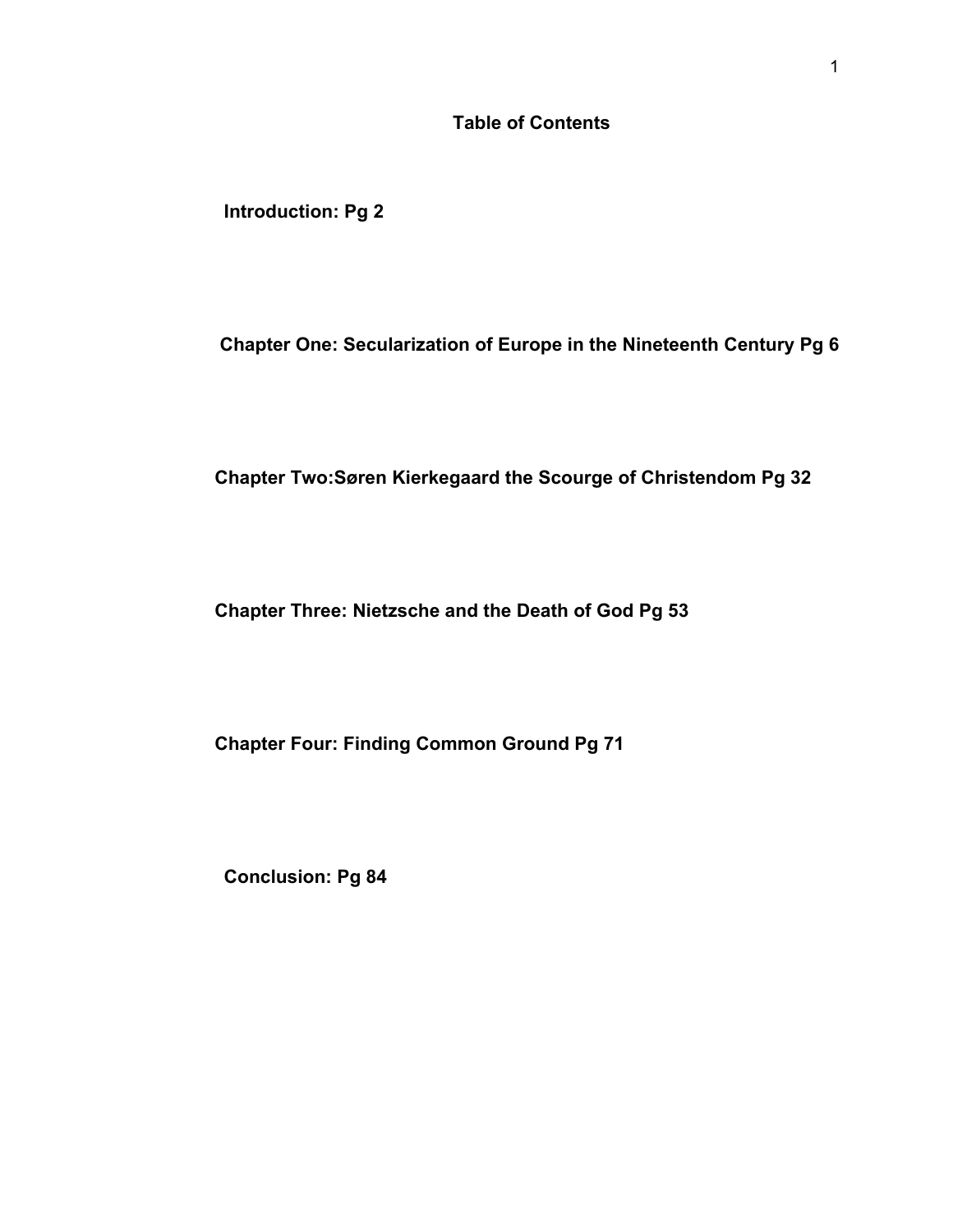# Table of Contents

**Introduction: Pg 2**

**Chapter One: Secularization of Europe in the Nineteenth Century Pg 6**

**Chapter Two:Søren Kierkegaard the Scourge of Christendom Pg 32**

**Chapter Three: Nietzsche and the Death of God Pg 53**

**Chapter Four: Finding Common Ground Pg 71**

**Conclusion: Pg 84**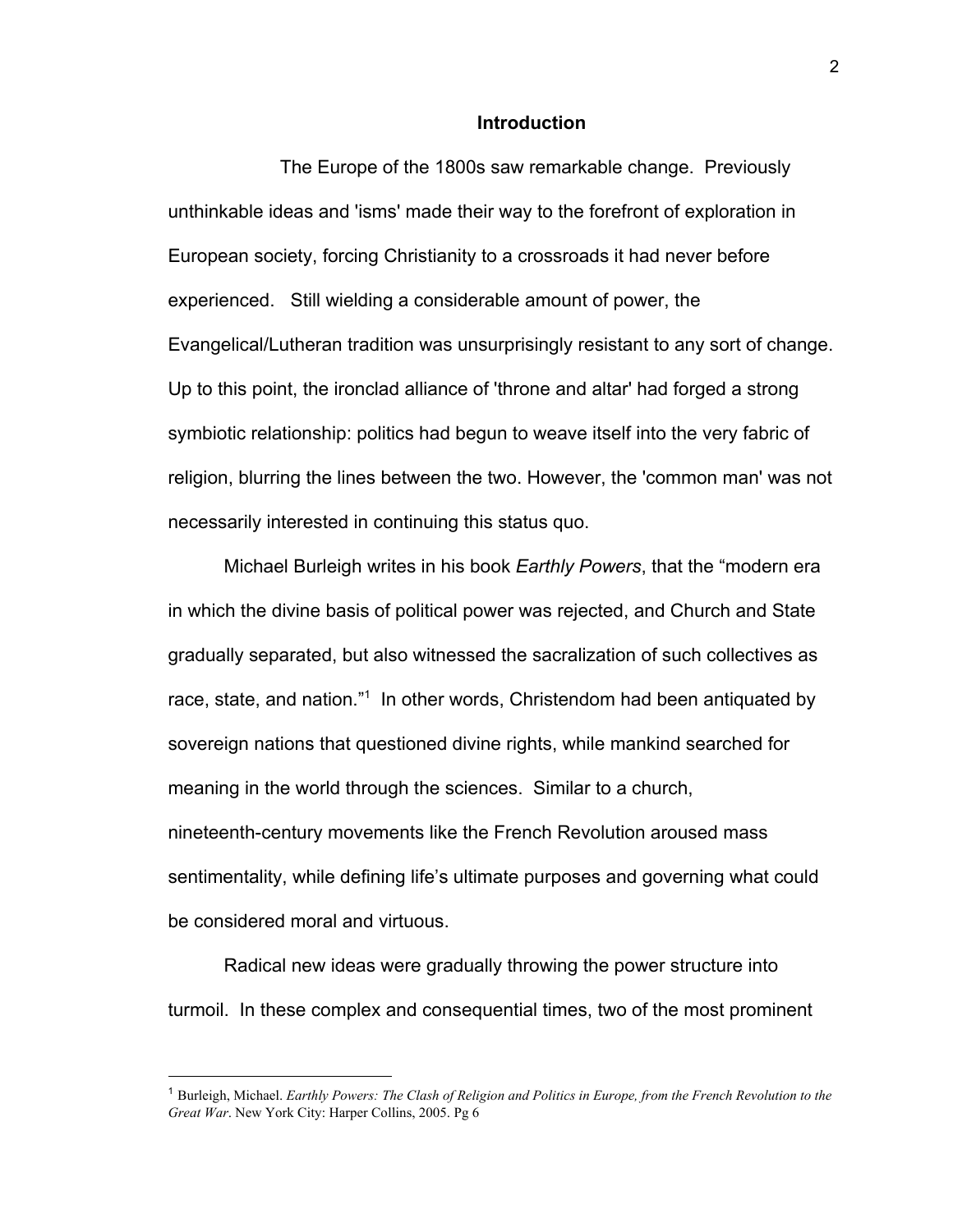## Introduction

The Europe of the 1800s saw remarkable change. Previously unthinkable ideas and 'isms' made their way to the forefront of exploration in European society, forcing Christianity to a crossroads it had never before experienced. Still wielding a considerable amount of power, the Evangelical/Lutheran tradition was unsurprisingly resistant to any sort of change. Up to this point, the ironclad alliance of 'throne and altar' had forged a strong symbiotic relationship: politics had begun to weave itself into the very fabric of religion, blurring the lines between the two. However, the 'common man' was not necessarily interested in continuing this status quo.

Michael Burleigh writes in his book *Earthly Powers*, that the "modern era in which the divine basis of political power was rejected, and Church and State gradually separated, but also witnessed the sacralization of such collectives as race, state, and nation."[1] In other words, Christendom had been antiquated by sovereign nations that questioned divine rights, while mankind searched for meaning in the world through the sciences. Similar to a church, nineteenth-century movements like the French Revolution aroused mass sentimentality, while defining life's ultimate purposes and governing what could be considered moral and virtuous.

Radical new ideas were gradually throwing the power structure into turmoil. In these complex and consequential times, two of the most prominent

---

[1] Burleigh, Michael. *Earthly Powers: The Clash of Religion and Politics in Europe, from the French Revolution to the Great War*. New York City: Harper Collins, 2005. Pg 6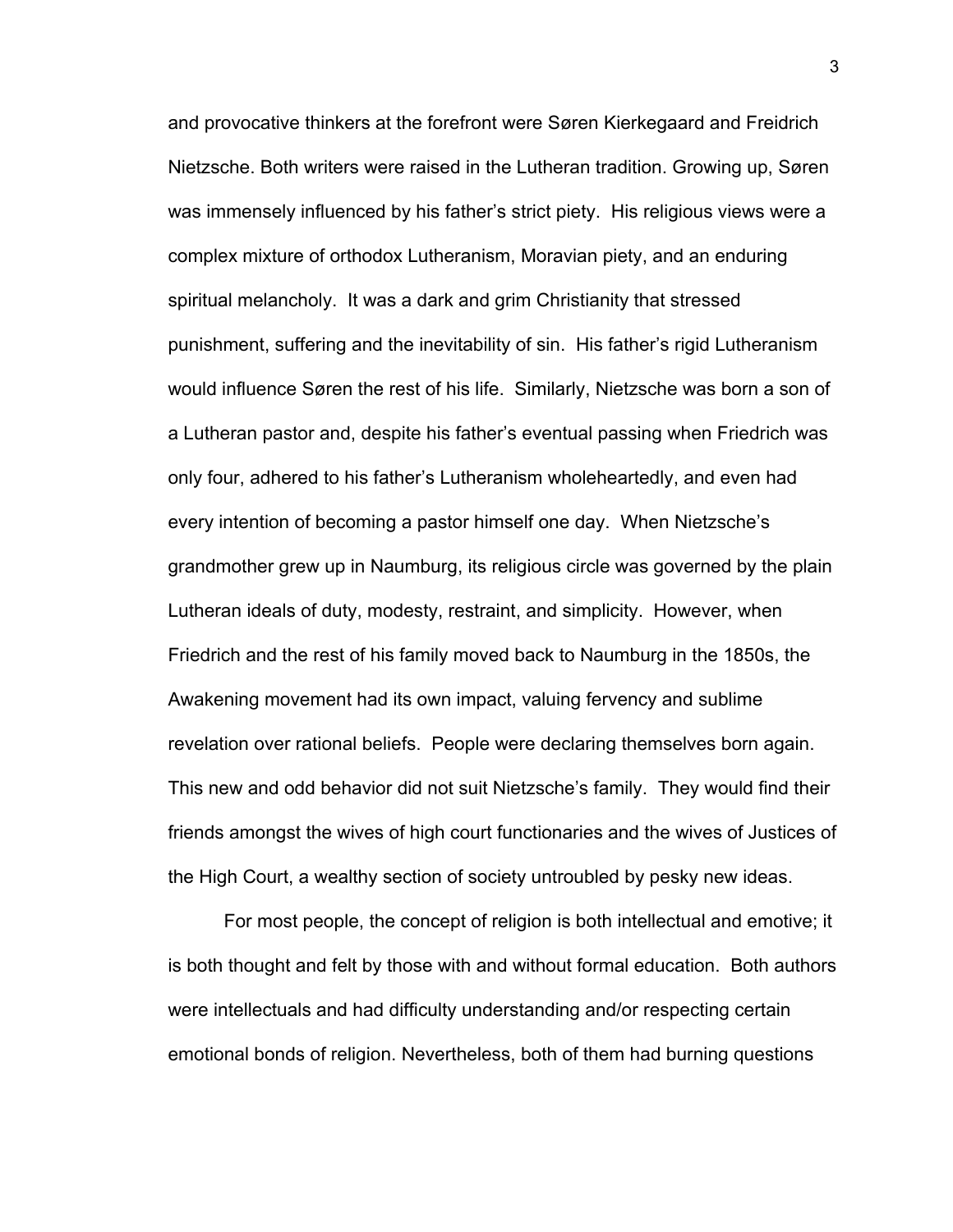and provocative thinkers at the forefront were Søren Kierkegaard and Freidrich Nietzsche. Both writers were raised in the Lutheran tradition. Growing up, Søren was immensely influenced by his father's strict piety. His religious views were a complex mixture of orthodox Lutheranism, Moravian piety, and an enduring spiritual melancholy. It was a dark and grim Christianity that stressed punishment, suffering and the inevitability of sin. His father's rigid Lutheranism would influence Søren the rest of his life. Similarly, Nietzsche was born a son of a Lutheran pastor and, despite his father's eventual passing when Friedrich was only four, adhered to his father's Lutheranism wholeheartedly, and even had every intention of becoming a pastor himself one day. When Nietzsche's grandmother grew up in Naumburg, its religious circle was governed by the plain Lutheran ideals of duty, modesty, restraint, and simplicity. However, when Friedrich and the rest of his family moved back to Naumburg in the 1850s, the Awakening movement had its own impact, valuing fervency and sublime revelation over rational beliefs. People were declaring themselves born again. This new and odd behavior did not suit Nietzsche's family. They would find their friends amongst the wives of high court functionaries and the wives of Justices of the High Court, a wealthy section of society untroubled by pesky new ideas.

For most people, the concept of religion is both intellectual and emotive; it is both thought and felt by those with and without formal education. Both authors were intellectuals and had difficulty understanding and/or respecting certain emotional bonds of religion. Nevertheless, both of them had burning questions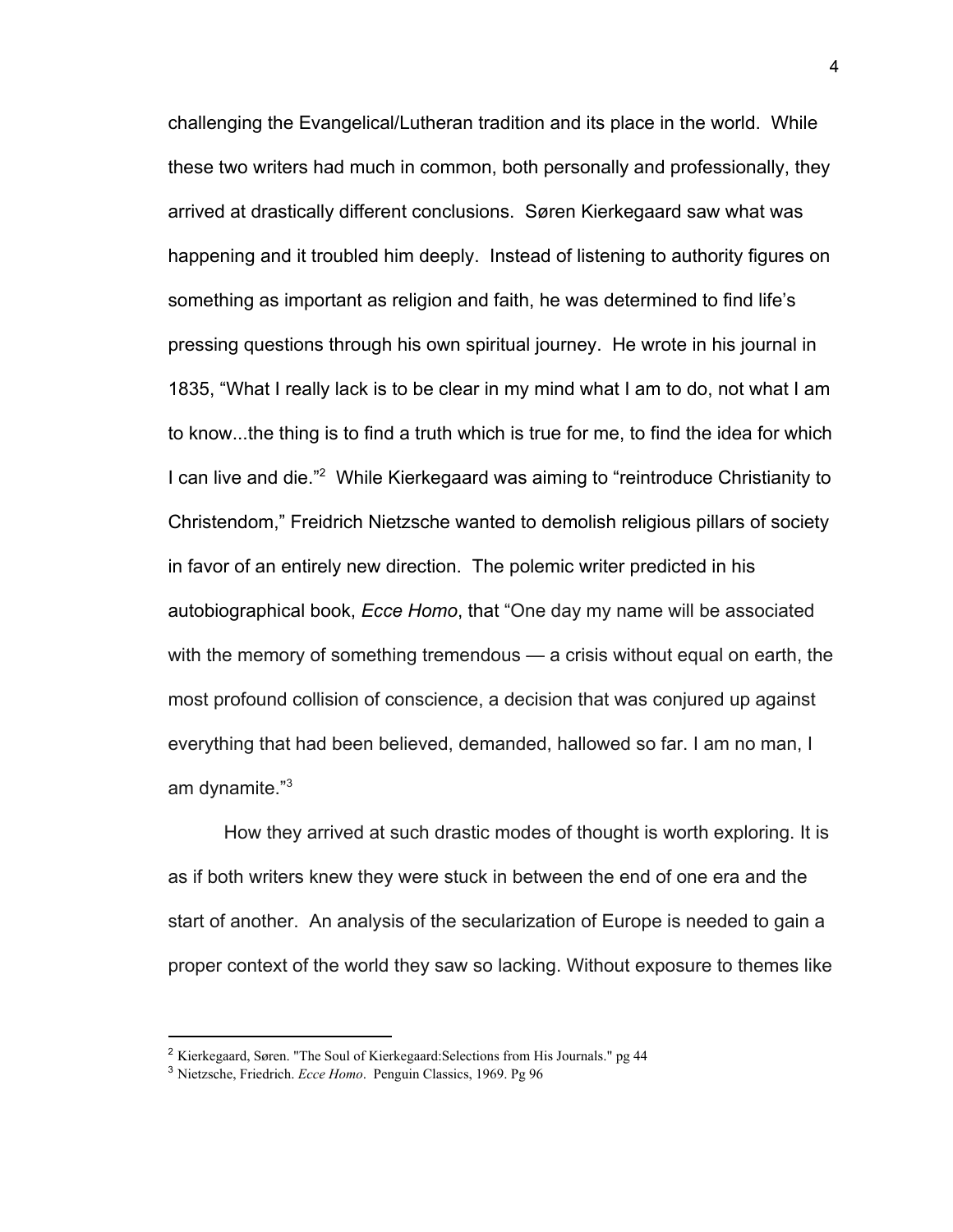challenging the Evangelical/Lutheran tradition and its place in the world. While these two writers had much in common, both personally and professionally, they arrived at drastically different conclusions. Søren Kierkegaard saw what was happening and it troubled him deeply. Instead of listening to authority figures on something as important as religion and faith, he was determined to find life's pressing questions through his own spiritual journey. He wrote in his journal in 1835, "What I really lack is to be clear in my mind what I am to do, not what I am to know...the thing is to find a truth which is true for me, to find the idea for which I can live and die."[2] While Kierkegaard was aiming to "reintroduce Christianity to Christendom," Freidrich Nietzsche wanted to demolish religious pillars of society in favor of an entirely new direction. The polemic writer predicted in his autobiographical book, *Ecce Homo*, that "One day my name will be associated with the memory of something tremendous — a crisis without equal on earth, the most profound collision of conscience, a decision that was conjured up against everything that had been believed, demanded, hallowed so far. I am no man, I am dynamite."[3]

How they arrived at such drastic modes of thought is worth exploring. It is as if both writers knew they were stuck in between the end of one era and the start of another. An analysis of the secularization of Europe is needed to gain a proper context of the world they saw so lacking. Without exposure to themes like

---

[2] Kierkegaard, Søren. "The Soul of Kierkegaard:Selections from His Journals." pg 44

[3] Nietzsche, Friedrich. *Ecce Homo*. Penguin Classics, 1969. Pg 96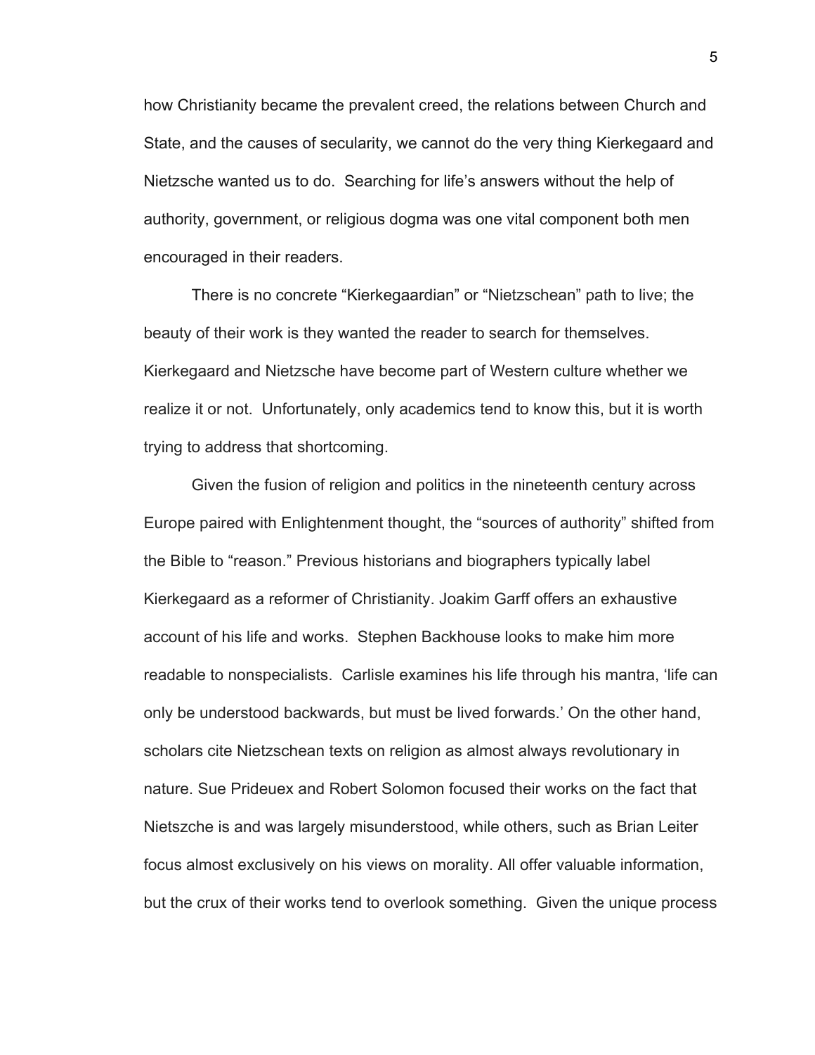how Christianity became the prevalent creed, the relations between Church and State, and the causes of secularity, we cannot do the very thing Kierkegaard and Nietzsche wanted us to do. Searching for life's answers without the help of authority, government, or religious dogma was one vital component both men encouraged in their readers.

There is no concrete "Kierkegaardian" or "Nietzschean" path to live; the beauty of their work is they wanted the reader to search for themselves. Kierkegaard and Nietzsche have become part of Western culture whether we realize it or not. Unfortunately, only academics tend to know this, but it is worth trying to address that shortcoming.

Given the fusion of religion and politics in the nineteenth century across Europe paired with Enlightenment thought, the "sources of authority" shifted from the Bible to "reason." Previous historians and biographers typically label Kierkegaard as a reformer of Christianity. Joakim Garff offers an exhaustive account of his life and works. Stephen Backhouse looks to make him more readable to nonspecialists. Carlisle examines his life through his mantra, 'life can only be understood backwards, but must be lived forwards.' On the other hand, scholars cite Nietzschean texts on religion as almost always revolutionary in nature. Sue Prideuex and Robert Solomon focused their works on the fact that Nietszche is and was largely misunderstood, while others, such as Brian Leiter focus almost exclusively on his views on morality. All offer valuable information, but the crux of their works tend to overlook something. Given the unique process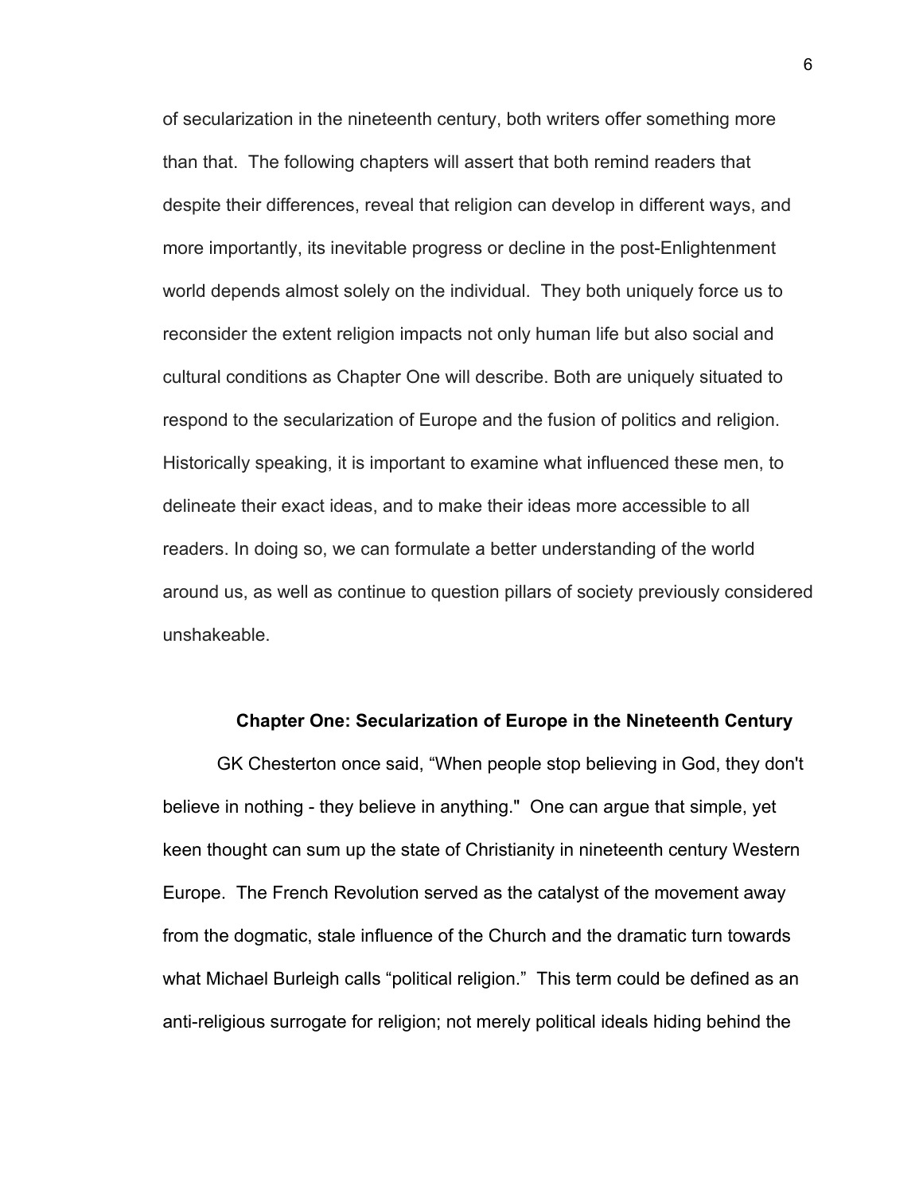of secularization in the nineteenth century, both writers offer something more than that. The following chapters will assert that both remind readers that despite their differences, reveal that religion can develop in different ways, and more importantly, its inevitable progress or decline in the post-Enlightenment world depends almost solely on the individual. They both uniquely force us to reconsider the extent religion impacts not only human life but also social and cultural conditions as Chapter One will describe. Both are uniquely situated to respond to the secularization of Europe and the fusion of politics and religion. Historically speaking, it is important to examine what influenced these men, to delineate their exact ideas, and to make their ideas more accessible to all readers. In doing so, we can formulate a better understanding of the world around us, as well as continue to question pillars of society previously considered unshakeable.

## Chapter One: Secularization of Europe in the Nineteenth Century

GK Chesterton once said, "When people stop believing in God, they don't believe in nothing - they believe in anything." One can argue that simple, yet keen thought can sum up the state of Christianity in nineteenth century Western Europe. The French Revolution served as the catalyst of the movement away from the dogmatic, stale influence of the Church and the dramatic turn towards what Michael Burleigh calls "political religion." This term could be defined as an anti-religious surrogate for religion; not merely political ideals hiding behind the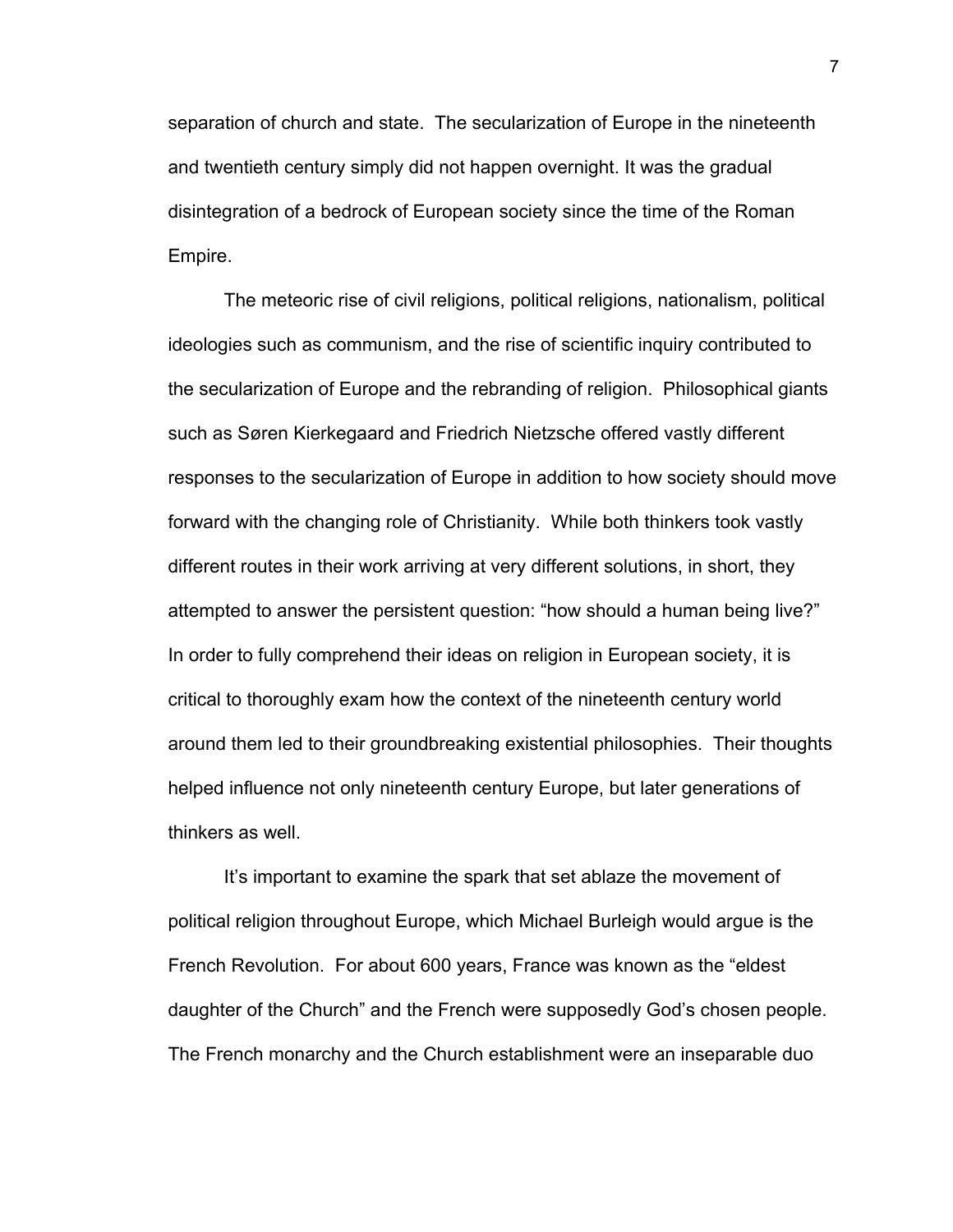separation of church and state. The secularization of Europe in the nineteenth and twentieth century simply did not happen overnight. It was the gradual disintegration of a bedrock of European society since the time of the Roman Empire.

The meteoric rise of civil religions, political religions, nationalism, political ideologies such as communism, and the rise of scientific inquiry contributed to the secularization of Europe and the rebranding of religion. Philosophical giants such as Søren Kierkegaard and Friedrich Nietzsche offered vastly different responses to the secularization of Europe in addition to how society should move forward with the changing role of Christianity. While both thinkers took vastly different routes in their work arriving at very different solutions, in short, they attempted to answer the persistent question: "how should a human being live?" In order to fully comprehend their ideas on religion in European society, it is critical to thoroughly exam how the context of the nineteenth century world around them led to their groundbreaking existential philosophies. Their thoughts helped influence not only nineteenth century Europe, but later generations of thinkers as well.

It's important to examine the spark that set ablaze the movement of political religion throughout Europe, which Michael Burleigh would argue is the French Revolution. For about 600 years, France was known as the "eldest daughter of the Church" and the French were supposedly God's chosen people. The French monarchy and the Church establishment were an inseparable duo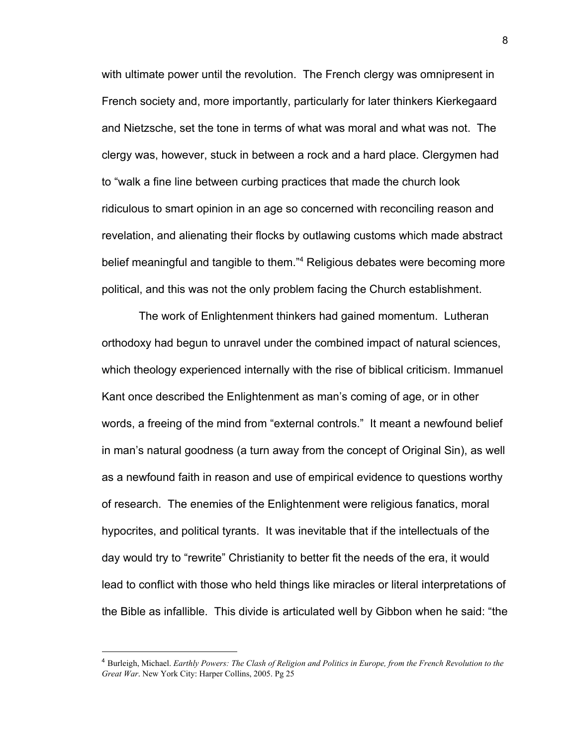with ultimate power until the revolution. The French clergy was omnipresent in French society and, more importantly, particularly for later thinkers Kierkegaard and Nietzsche, set the tone in terms of what was moral and what was not. The clergy was, however, stuck in between a rock and a hard place. Clergymen had to "walk a fine line between curbing practices that made the church look ridiculous to smart opinion in an age so concerned with reconciling reason and revelation, and alienating their flocks by outlawing customs which made abstract belief meaningful and tangible to them."[4] Religious debates were becoming more political, and this was not the only problem facing the Church establishment.

The work of Enlightenment thinkers had gained momentum. Lutheran orthodoxy had begun to unravel under the combined impact of natural sciences, which theology experienced internally with the rise of biblical criticism. Immanuel Kant once described the Enlightenment as man's coming of age, or in other words, a freeing of the mind from "external controls." It meant a newfound belief in man's natural goodness (a turn away from the concept of Original Sin), as well as a newfound faith in reason and use of empirical evidence to questions worthy of research. The enemies of the Enlightenment were religious fanatics, moral hypocrites, and political tyrants. It was inevitable that if the intellectuals of the day would try to "rewrite" Christianity to better fit the needs of the era, it would lead to conflict with those who held things like miracles or literal interpretations of the Bible as infallible. This divide is articulated well by Gibbon when he said: "the

---

[4] Burleigh, Michael. *Earthly Powers: The Clash of Religion and Politics in Europe, from the French Revolution to the Great War*. New York City: Harper Collins, 2005. Pg 25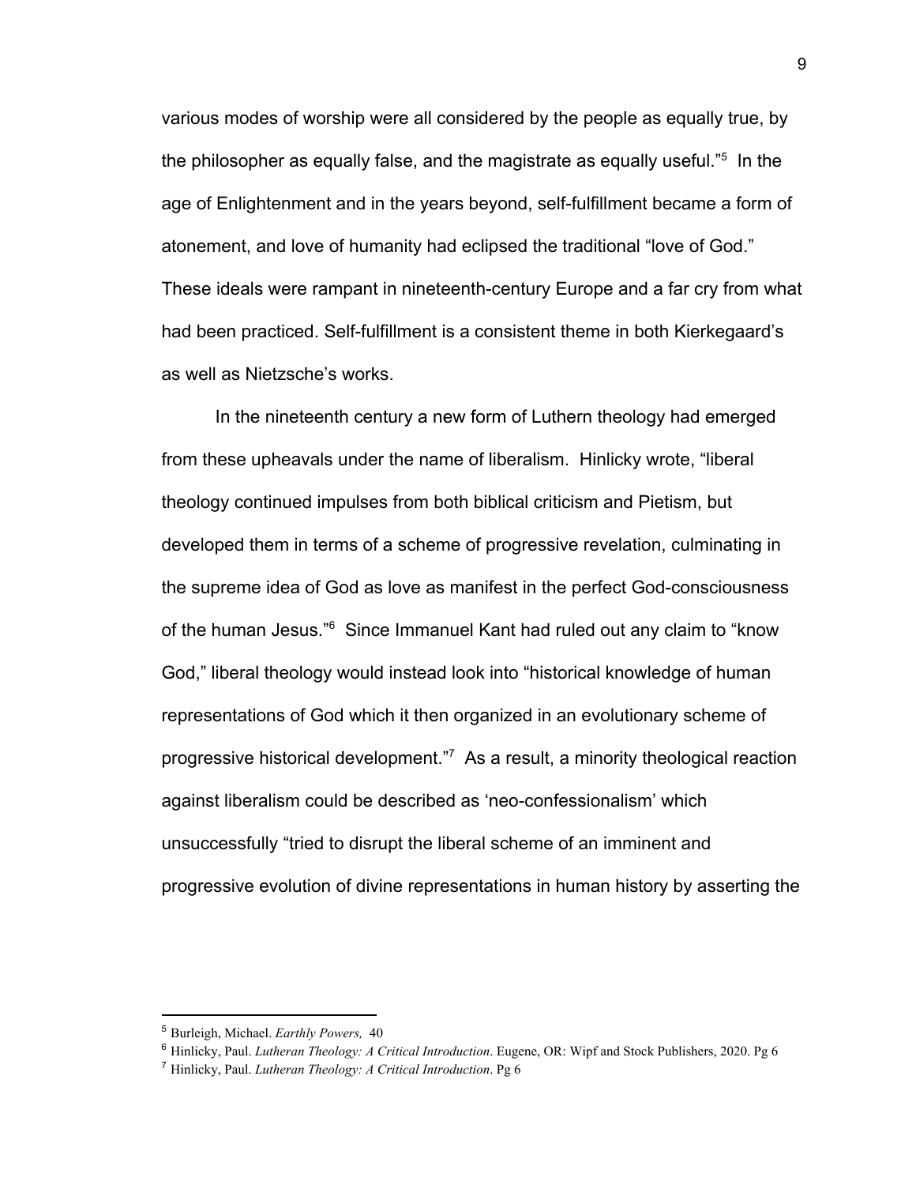various modes of worship were all considered by the people as equally true, by the philosopher as equally false, and the magistrate as equally useful."[5] In the age of Enlightenment and in the years beyond, self-fulfillment became a form of atonement, and love of humanity had eclipsed the traditional "love of God." These ideals were rampant in nineteenth-century Europe and a far cry from what had been practiced. Self-fulfillment is a consistent theme in both Kierkegaard's as well as Nietzsche's works.

In the nineteenth century a new form of Luthern theology had emerged from these upheavals under the name of liberalism. Hinlicky wrote, "liberal theology continued impulses from both biblical criticism and Pietism, but developed them in terms of a scheme of progressive revelation, culminating in the supreme idea of God as love as manifest in the perfect God-consciousness of the human Jesus."[6] Since Immanuel Kant had ruled out any claim to "know God," liberal theology would instead look into "historical knowledge of human representations of God which it then organized in an evolutionary scheme of progressive historical development."[7] As a result, a minority theological reaction against liberalism could be described as 'neo-confessionalism' which unsuccessfully "tried to disrupt the liberal scheme of an imminent and progressive evolution of divine representations in human history by asserting the

---

[5] Burleigh, Michael. *Earthly Powers,* 40

[6] Hinlicky, Paul. *Lutheran Theology: A Critical Introduction*. Eugene, OR: Wipf and Stock Publishers, 2020. Pg 6

[7] Hinlicky, Paul. *Lutheran Theology: A Critical Introduction*. Pg 6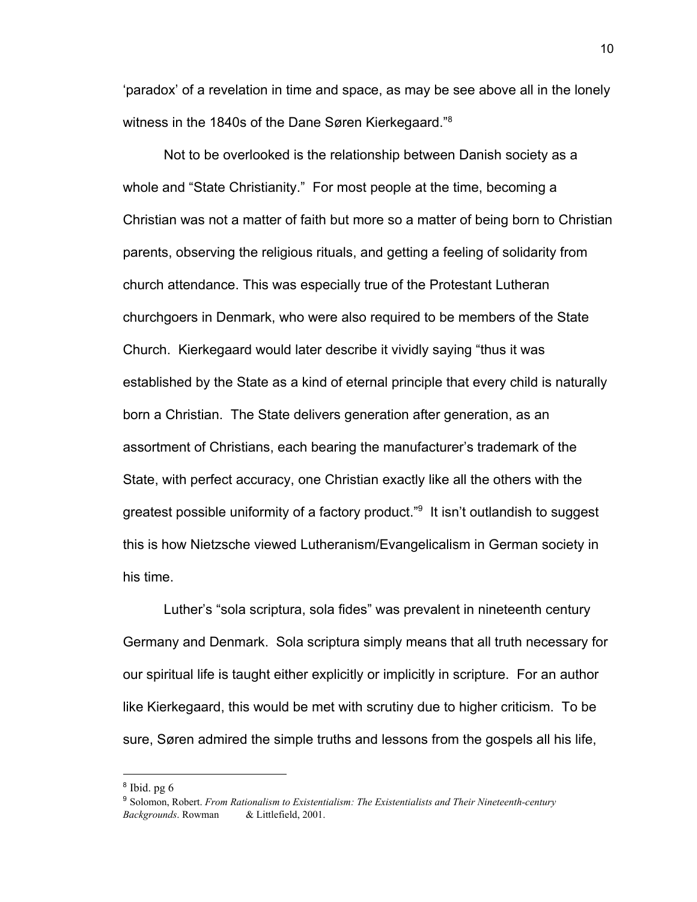'paradox' of a revelation in time and space, as may be see above all in the lonely witness in the 1840s of the Dane Søren Kierkegaard."[8]

Not to be overlooked is the relationship between Danish society as a whole and "State Christianity." For most people at the time, becoming a Christian was not a matter of faith but more so a matter of being born to Christian parents, observing the religious rituals, and getting a feeling of solidarity from church attendance. This was especially true of the Protestant Lutheran churchgoers in Denmark, who were also required to be members of the State Church. Kierkegaard would later describe it vividly saying "thus it was established by the State as a kind of eternal principle that every child is naturally born a Christian. The State delivers generation after generation, as an assortment of Christians, each bearing the manufacturer's trademark of the State, with perfect accuracy, one Christian exactly like all the others with the greatest possible uniformity of a factory product."[9] It isn't outlandish to suggest this is how Nietzsche viewed Lutheranism/Evangelicalism in German society in his time.

Luther's "sola scriptura, sola fides" was prevalent in nineteenth century Germany and Denmark. Sola scriptura simply means that all truth necessary for our spiritual life is taught either explicitly or implicitly in scripture. For an author like Kierkegaard, this would be met with scrutiny due to higher criticism. To be sure, Søren admired the simple truths and lessons from the gospels all his life,

---

[8] Ibid. pg 6

[9] Solomon, Robert. *From Rationalism to Existentialism: The Existentialists and Their Nineteenth-century Backgrounds*. Rowman & Littlefield, 2001.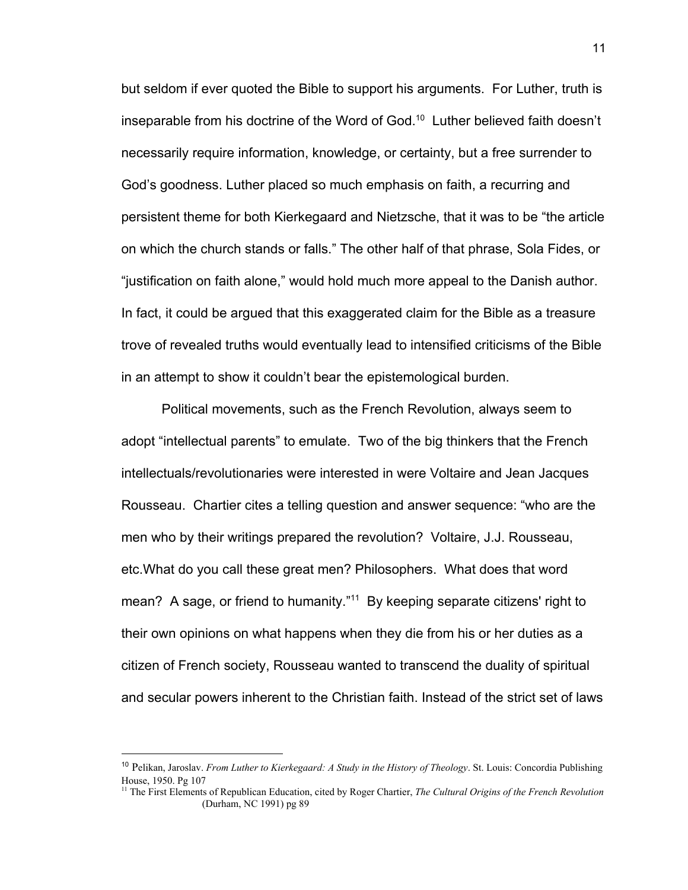but seldom if ever quoted the Bible to support his arguments. For Luther, truth is inseparable from his doctrine of the Word of God.[10] Luther believed faith doesn't necessarily require information, knowledge, or certainty, but a free surrender to God's goodness. Luther placed so much emphasis on faith, a recurring and persistent theme for both Kierkegaard and Nietzsche, that it was to be "the article on which the church stands or falls." The other half of that phrase, Sola Fides, or "justification on faith alone," would hold much more appeal to the Danish author. In fact, it could be argued that this exaggerated claim for the Bible as a treasure trove of revealed truths would eventually lead to intensified criticisms of the Bible in an attempt to show it couldn't bear the epistemological burden.

Political movements, such as the French Revolution, always seem to adopt "intellectual parents" to emulate. Two of the big thinkers that the French intellectuals/revolutionaries were interested in were Voltaire and Jean Jacques Rousseau. Chartier cites a telling question and answer sequence: "who are the men who by their writings prepared the revolution? Voltaire, J.J. Rousseau, etc.What do you call these great men? Philosophers. What does that word mean? A sage, or friend to humanity."[11] By keeping separate citizens' right to their own opinions on what happens when they die from his or her duties as a citizen of French society, Rousseau wanted to transcend the duality of spiritual and secular powers inherent to the Christian faith. Instead of the strict set of laws

---

[10] Pelikan, Jaroslav. *From Luther to Kierkegaard: A Study in the History of Theology*. St. Louis: Concordia Publishing House, 1950. Pg 107

[11] The First Elements of Republican Education, cited by Roger Chartier, *The Cultural Origins of the French Revolution* (Durham, NC 1991) pg 89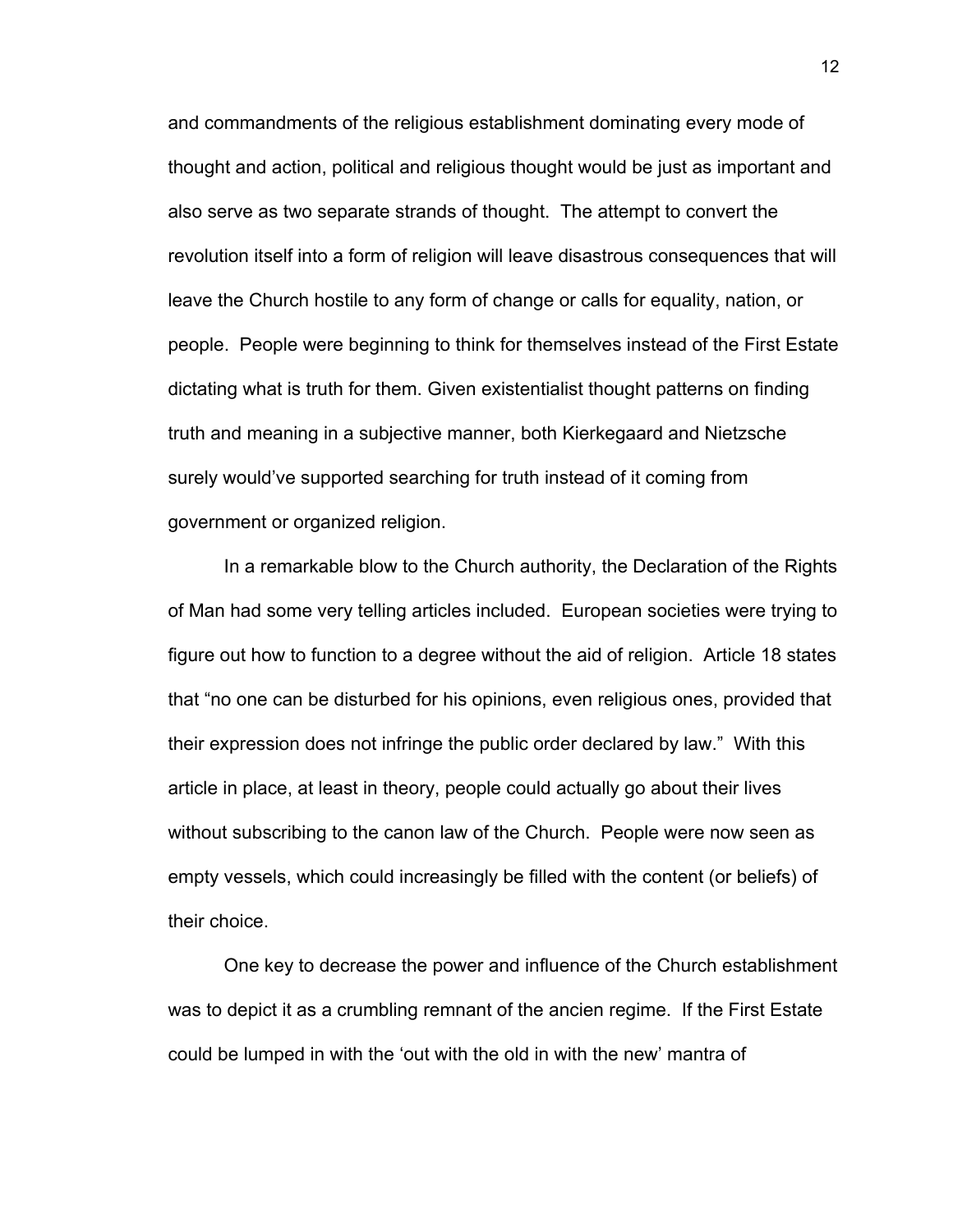and commandments of the religious establishment dominating every mode of thought and action, political and religious thought would be just as important and also serve as two separate strands of thought. The attempt to convert the revolution itself into a form of religion will leave disastrous consequences that will leave the Church hostile to any form of change or calls for equality, nation, or people. People were beginning to think for themselves instead of the First Estate dictating what is truth for them. Given existentialist thought patterns on finding truth and meaning in a subjective manner, both Kierkegaard and Nietzsche surely would've supported searching for truth instead of it coming from government or organized religion.

In a remarkable blow to the Church authority, the Declaration of the Rights of Man had some very telling articles included. European societies were trying to figure out how to function to a degree without the aid of religion. Article 18 states that "no one can be disturbed for his opinions, even religious ones, provided that their expression does not infringe the public order declared by law." With this article in place, at least in theory, people could actually go about their lives without subscribing to the canon law of the Church. People were now seen as empty vessels, which could increasingly be filled with the content (or beliefs) of their choice.

One key to decrease the power and influence of the Church establishment was to depict it as a crumbling remnant of the ancien regime. If the First Estate could be lumped in with the 'out with the old in with the new' mantra of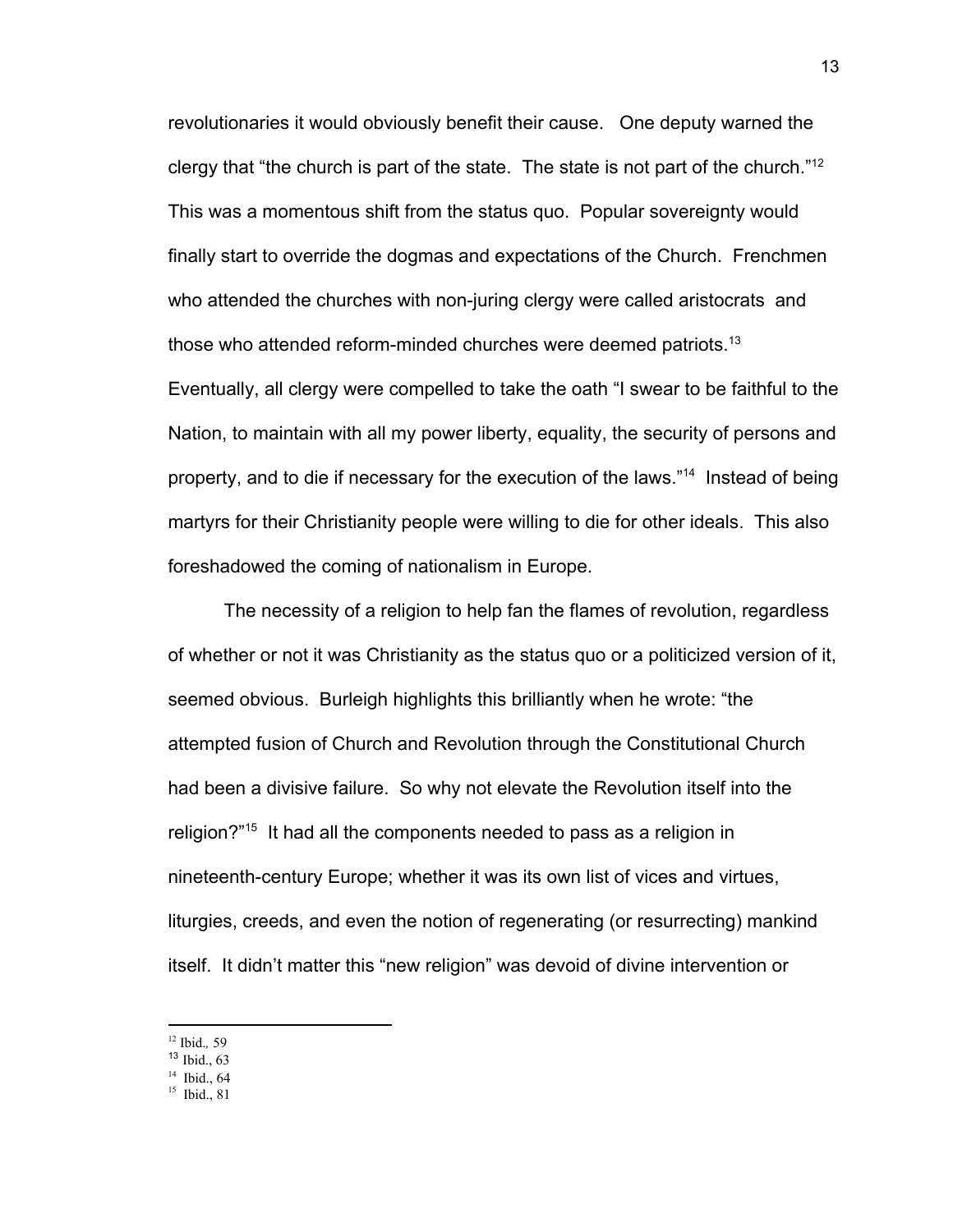revolutionaries it would obviously benefit their cause. One deputy warned the clergy that "the church is part of the state. The state is not part of the church."[12] This was a momentous shift from the status quo. Popular sovereignty would finally start to override the dogmas and expectations of the Church. Frenchmen who attended the churches with non-juring clergy were called aristocrats and those who attended reform-minded churches were deemed patriots.[13] Eventually, all clergy were compelled to take the oath "I swear to be faithful to the Nation, to maintain with all my power liberty, equality, the security of persons and property, and to die if necessary for the execution of the laws."[14] Instead of being martyrs for their Christianity people were willing to die for other ideals. This also foreshadowed the coming of nationalism in Europe.

The necessity of a religion to help fan the flames of revolution, regardless of whether or not it was Christianity as the status quo or a politicized version of it, seemed obvious. Burleigh highlights this brilliantly when he wrote: "the attempted fusion of Church and Revolution through the Constitutional Church had been a divisive failure. So why not elevate the Revolution itself into the religion?"[15] It had all the components needed to pass as a religion in nineteenth-century Europe; whether it was its own list of vices and virtues, liturgies, creeds, and even the notion of regenerating (or resurrecting) mankind itself. It didn't matter this "new religion" was devoid of divine intervention or

---

[12] Ibid., 59
[13] Ibid., 63
[14] Ibid., 64
[15] Ibid., 81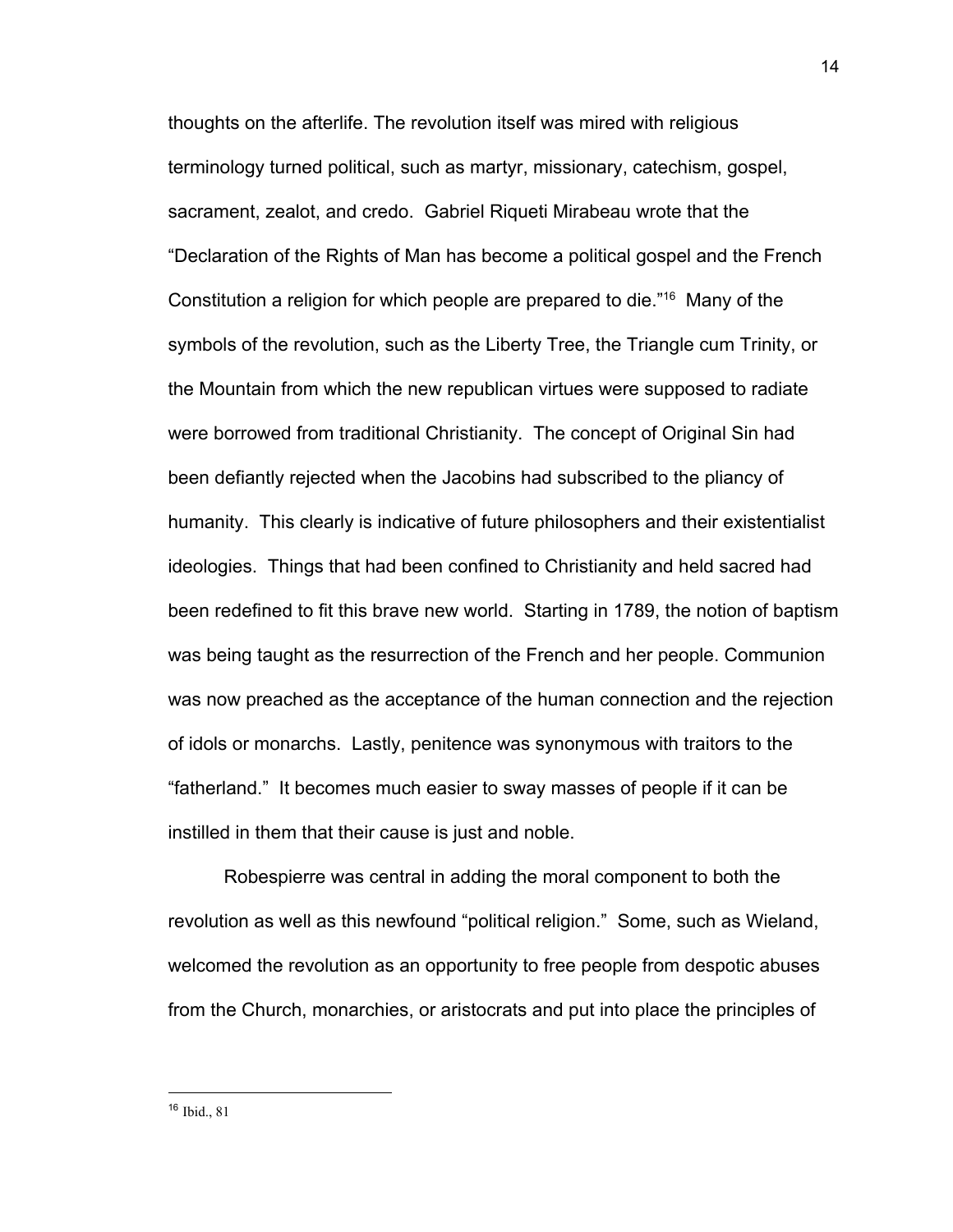thoughts on the afterlife. The revolution itself was mired with religious terminology turned political, such as martyr, missionary, catechism, gospel, sacrament, zealot, and credo. Gabriel Riqueti Mirabeau wrote that the "Declaration of the Rights of Man has become a political gospel and the French Constitution a religion for which people are prepared to die."[16] Many of the symbols of the revolution, such as the Liberty Tree, the Triangle cum Trinity, or the Mountain from which the new republican virtues were supposed to radiate were borrowed from traditional Christianity. The concept of Original Sin had been defiantly rejected when the Jacobins had subscribed to the pliancy of humanity. This clearly is indicative of future philosophers and their existentialist ideologies. Things that had been confined to Christianity and held sacred had been redefined to fit this brave new world. Starting in 1789, the notion of baptism was being taught as the resurrection of the French and her people. Communion was now preached as the acceptance of the human connection and the rejection of idols or monarchs. Lastly, penitence was synonymous with traitors to the "fatherland." It becomes much easier to sway masses of people if it can be instilled in them that their cause is just and noble.

Robespierre was central in adding the moral component to both the revolution as well as this newfound "political religion." Some, such as Wieland, welcomed the revolution as an opportunity to free people from despotic abuses from the Church, monarchies, or aristocrats and put into place the principles of

---

[16] Ibid., 81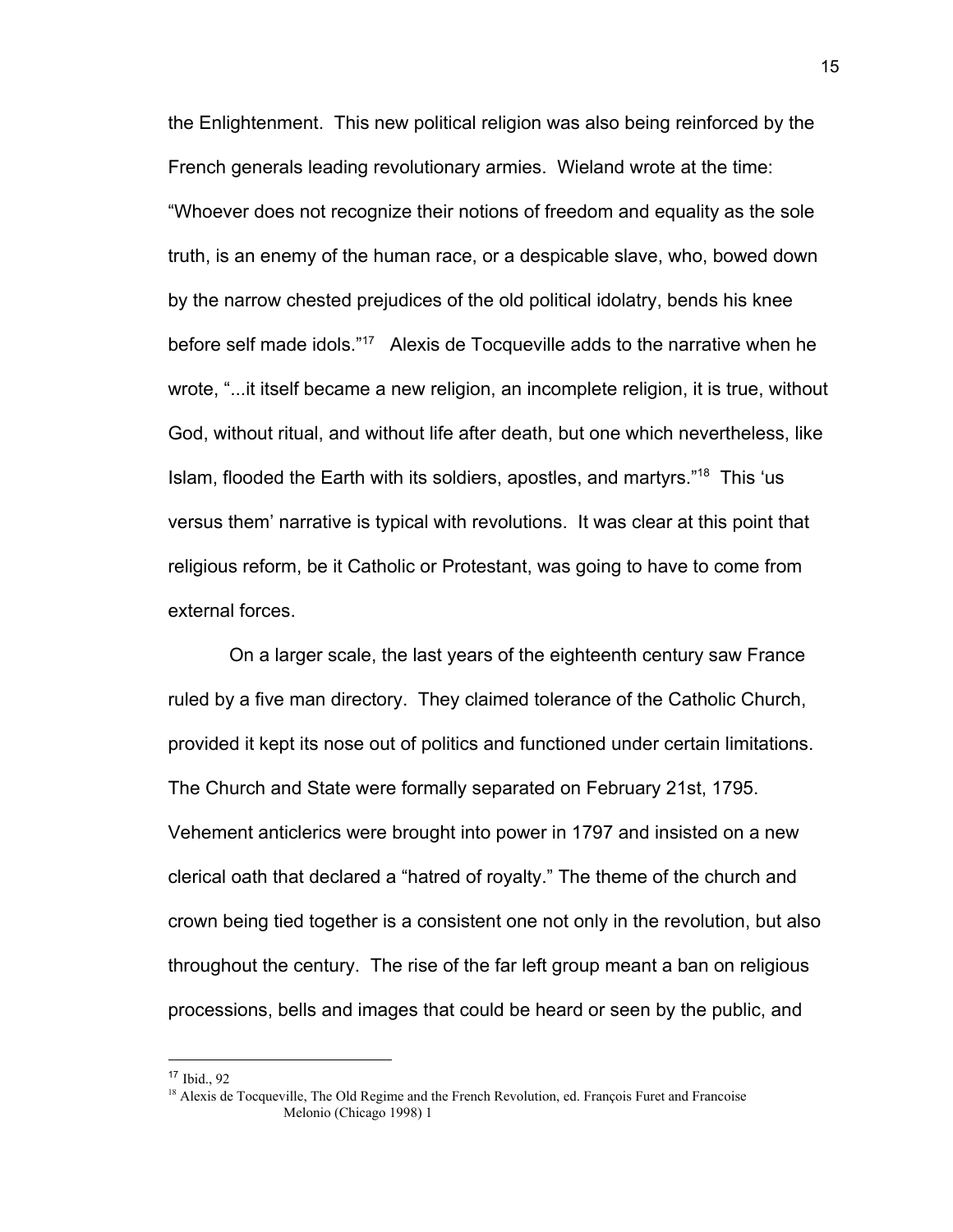the Enlightenment. This new political religion was also being reinforced by the French generals leading revolutionary armies. Wieland wrote at the time: “Whoever does not recognize their notions of freedom and equality as the sole truth, is an enemy of the human race, or a despicable slave, who, bowed down by the narrow chested prejudices of the old political idolatry, bends his knee before self made idols.”[17] Alexis de Tocqueville adds to the narrative when he wrote, “...it itself became a new religion, an incomplete religion, it is true, without God, without ritual, and without life after death, but one which nevertheless, like Islam, flooded the Earth with its soldiers, apostles, and martyrs.”[18] This ‘us versus them’ narrative is typical with revolutions. It was clear at this point that religious reform, be it Catholic or Protestant, was going to have to come from external forces.

On a larger scale, the last years of the eighteenth century saw France ruled by a five man directory. They claimed tolerance of the Catholic Church, provided it kept its nose out of politics and functioned under certain limitations. The Church and State were formally separated on February 21st, 1795. Vehement anticlerics were brought into power in 1797 and insisted on a new clerical oath that declared a “hatred of royalty.” The theme of the church and crown being tied together is a consistent one not only in the revolution, but also throughout the century. The rise of the far left group meant a ban on religious processions, bells and images that could be heard or seen by the public, and

---

[17] Ibid., 92

[18] Alexis de Tocqueville, The Old Regime and the French Revolution, ed. François Furet and Francoise Melonio (Chicago 1998) 1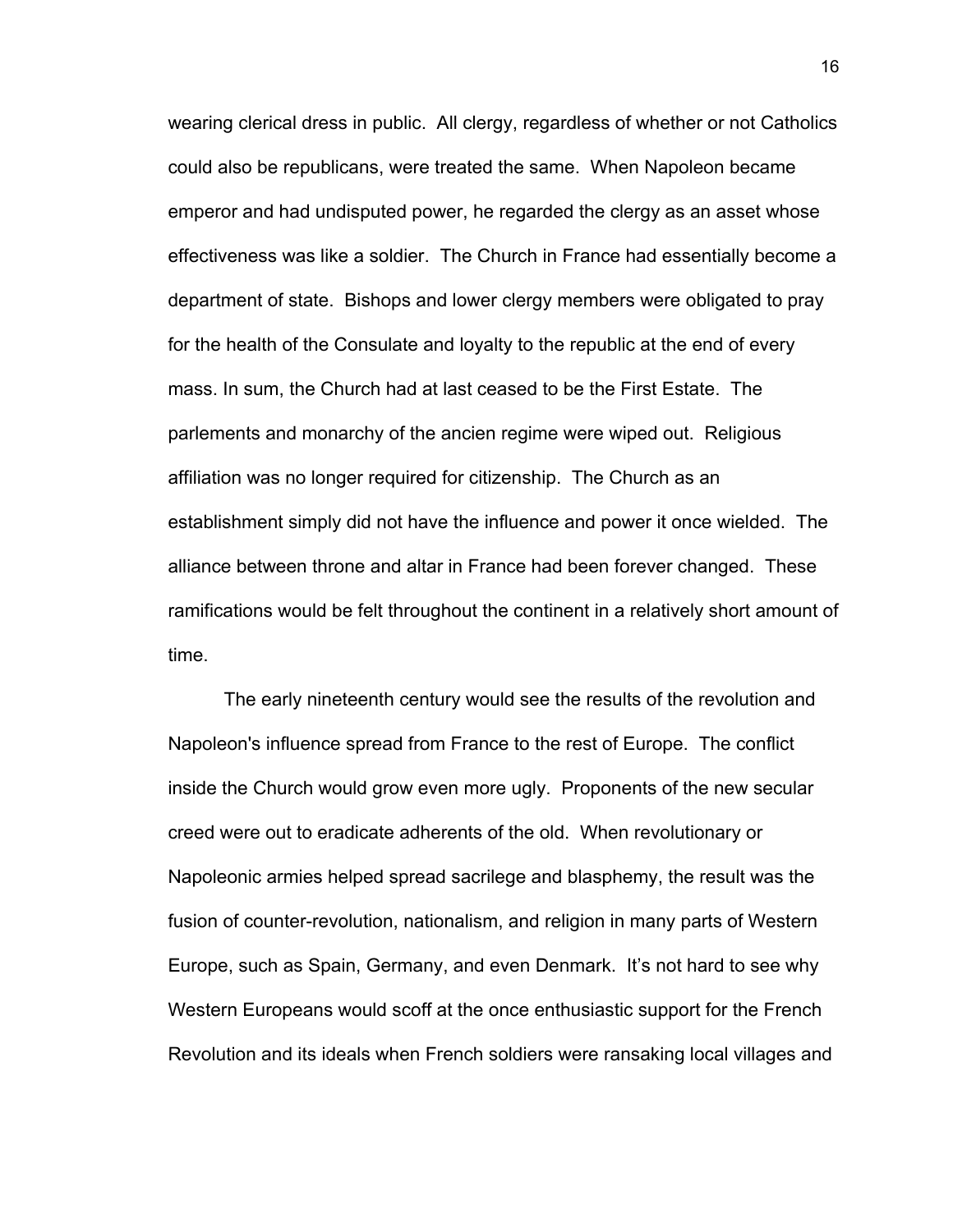wearing clerical dress in public. All clergy, regardless of whether or not Catholics could also be republicans, were treated the same. When Napoleon became emperor and had undisputed power, he regarded the clergy as an asset whose effectiveness was like a soldier. The Church in France had essentially become a department of state. Bishops and lower clergy members were obligated to pray for the health of the Consulate and loyalty to the republic at the end of every mass. In sum, the Church had at last ceased to be the First Estate. The parlements and monarchy of the ancien regime were wiped out. Religious affiliation was no longer required for citizenship. The Church as an establishment simply did not have the influence and power it once wielded. The alliance between throne and altar in France had been forever changed. These ramifications would be felt throughout the continent in a relatively short amount of time.

The early nineteenth century would see the results of the revolution and Napoleon's influence spread from France to the rest of Europe. The conflict inside the Church would grow even more ugly. Proponents of the new secular creed were out to eradicate adherents of the old. When revolutionary or Napoleonic armies helped spread sacrilege and blasphemy, the result was the fusion of counter-revolution, nationalism, and religion in many parts of Western Europe, such as Spain, Germany, and even Denmark. It's not hard to see why Western Europeans would scoff at the once enthusiastic support for the French Revolution and its ideals when French soldiers were ransaking local villages and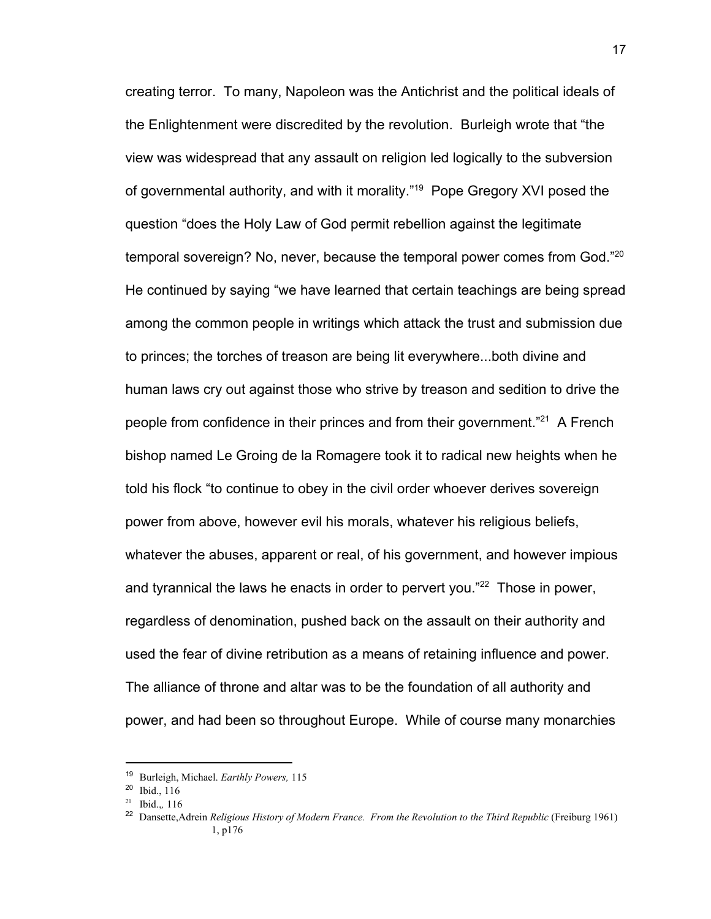creating terror. To many, Napoleon was the Antichrist and the political ideals of the Enlightenment were discredited by the revolution. Burleigh wrote that "the view was widespread that any assault on religion led logically to the subversion of governmental authority, and with it morality."[19] Pope Gregory XVI posed the question "does the Holy Law of God permit rebellion against the legitimate temporal sovereign? No, never, because the temporal power comes from God."[20] He continued by saying "we have learned that certain teachings are being spread among the common people in writings which attack the trust and submission due to princes; the torches of treason are being lit everywhere...both divine and human laws cry out against those who strive by treason and sedition to drive the people from confidence in their princes and from their government."[21] A French bishop named Le Groing de la Romagere took it to radical new heights when he told his flock "to continue to obey in the civil order whoever derives sovereign power from above, however evil his morals, whatever his religious beliefs, whatever the abuses, apparent or real, of his government, and however impious and tyrannical the laws he enacts in order to pervert you."[22] Those in power, regardless of denomination, pushed back on the assault on their authority and used the fear of divine retribution as a means of retaining influence and power. The alliance of throne and altar was to be the foundation of all authority and power, and had been so throughout Europe. While of course many monarchies

---

[19] Burleigh, Michael. *Earthly Powers,* 115

[20] Ibid., 116

[21] Ibid.,, 116

[22] Dansette,Adrein *Religious History of Modern France. From the Revolution to the Third Republic* (Freiburg 1961) 1, p176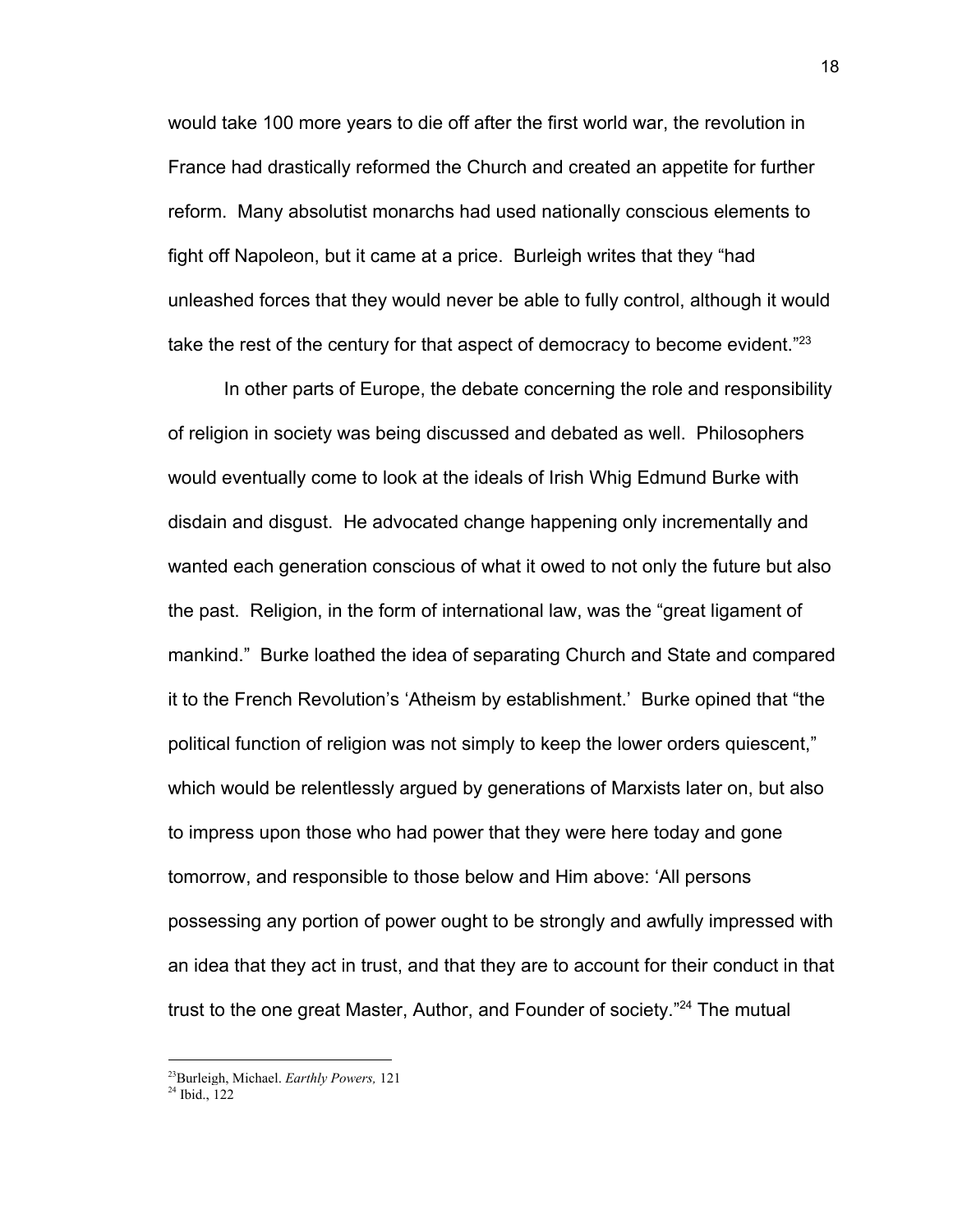would take 100 more years to die off after the first world war, the revolution in France had drastically reformed the Church and created an appetite for further reform. Many absolutist monarchs had used nationally conscious elements to fight off Napoleon, but it came at a price. Burleigh writes that they "had unleashed forces that they would never be able to fully control, although it would take the rest of the century for that aspect of democracy to become evident."[23]

In other parts of Europe, the debate concerning the role and responsibility of religion in society was being discussed and debated as well. Philosophers would eventually come to look at the ideals of Irish Whig Edmund Burke with disdain and disgust. He advocated change happening only incrementally and wanted each generation conscious of what it owed to not only the future but also the past. Religion, in the form of international law, was the "great ligament of mankind." Burke loathed the idea of separating Church and State and compared it to the French Revolution's 'Atheism by establishment.' Burke opined that "the political function of religion was not simply to keep the lower orders quiescent," which would be relentlessly argued by generations of Marxists later on, but also to impress upon those who had power that they were here today and gone tomorrow, and responsible to those below and Him above: 'All persons possessing any portion of power ought to be strongly and awfully impressed with an idea that they act in trust, and that they are to account for their conduct in that trust to the one great Master, Author, and Founder of society."[24] The mutual

[23] Burleigh, Michael. *Earthly Powers,* 121
[24] Ibid., 122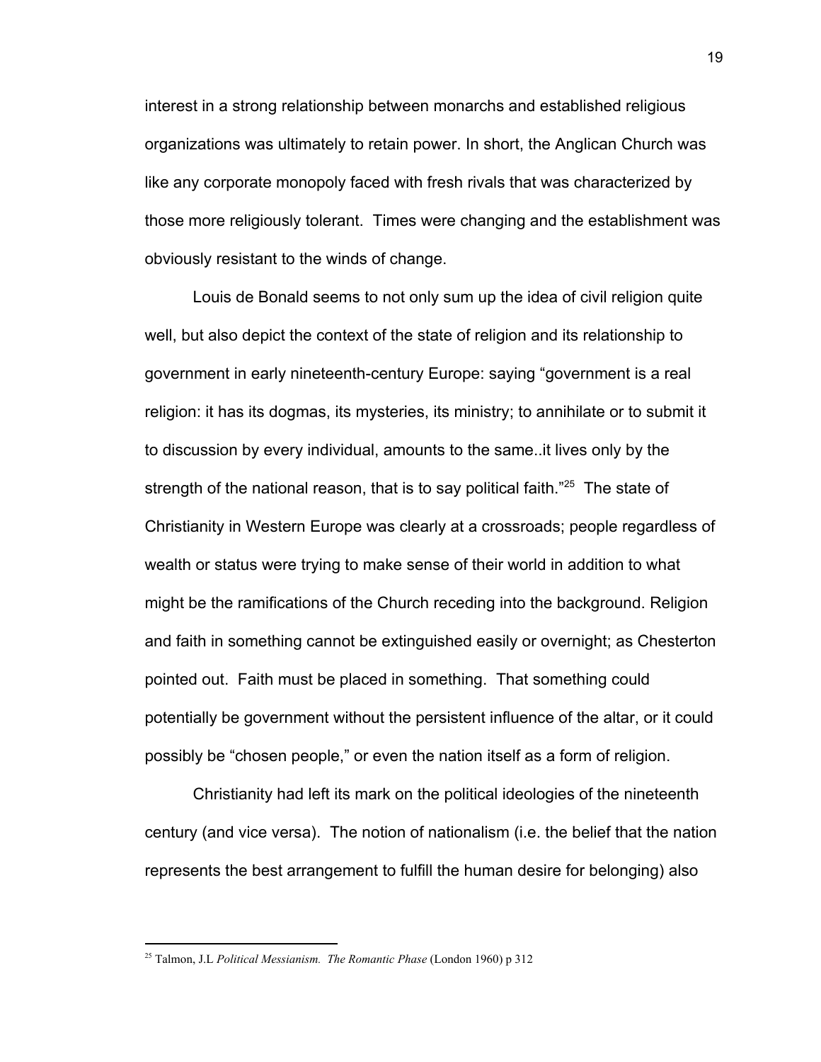interest in a strong relationship between monarchs and established religious organizations was ultimately to retain power. In short, the Anglican Church was like any corporate monopoly faced with fresh rivals that was characterized by those more religiously tolerant. Times were changing and the establishment was obviously resistant to the winds of change.

Louis de Bonald seems to not only sum up the idea of civil religion quite well, but also depict the context of the state of religion and its relationship to government in early nineteenth-century Europe: saying "government is a real religion: it has its dogmas, its mysteries, its ministry; to annihilate or to submit it to discussion by every individual, amounts to the same..it lives only by the strength of the national reason, that is to say political faith."[25] The state of Christianity in Western Europe was clearly at a crossroads; people regardless of wealth or status were trying to make sense of their world in addition to what might be the ramifications of the Church receding into the background. Religion and faith in something cannot be extinguished easily or overnight; as Chesterton pointed out. Faith must be placed in something. That something could potentially be government without the persistent influence of the altar, or it could possibly be "chosen people," or even the nation itself as a form of religion.

Christianity had left its mark on the political ideologies of the nineteenth century (and vice versa). The notion of nationalism (i.e. the belief that the nation represents the best arrangement to fulfill the human desire for belonging) also

---

[25] Talmon, J.L *Political Messianism. The Romantic Phase* (London 1960) p 312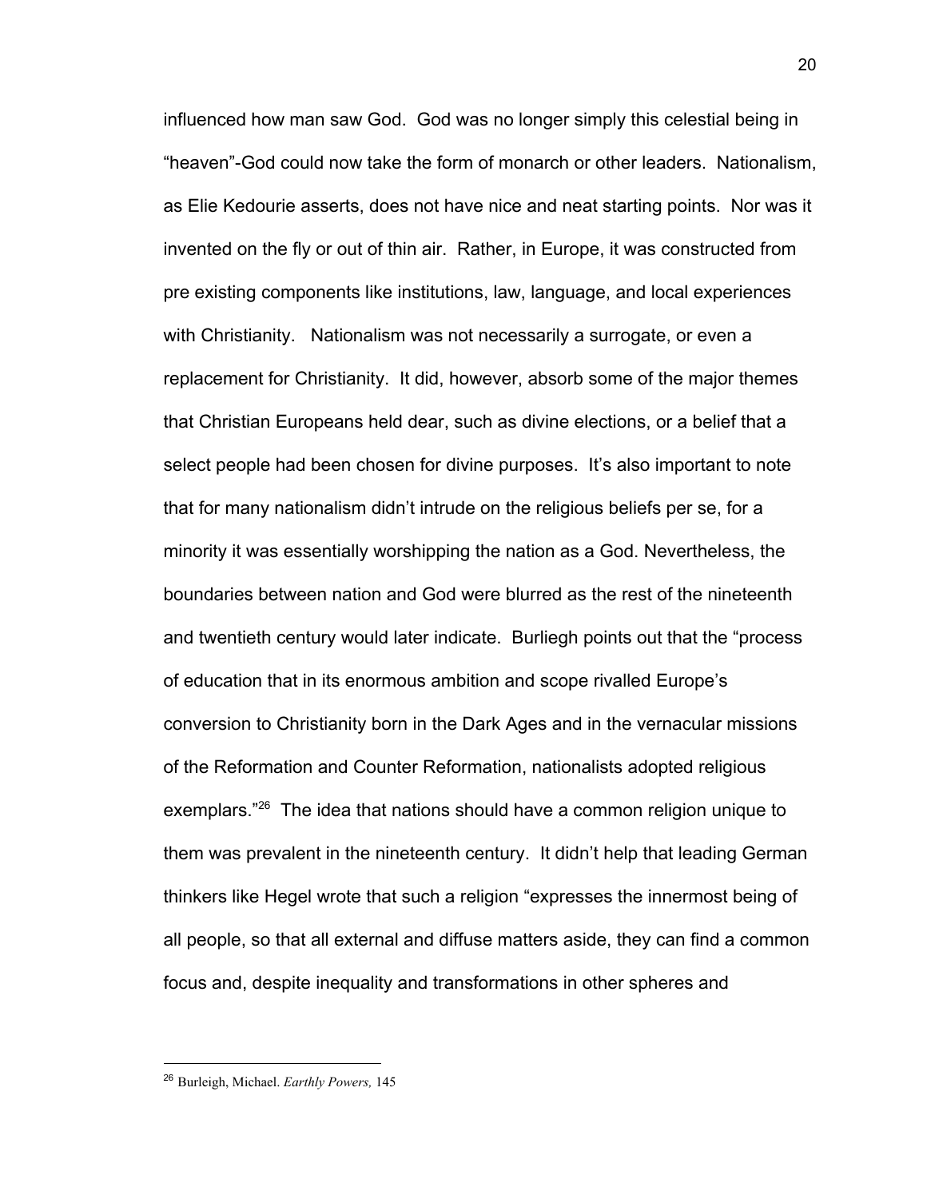influenced how man saw God. God was no longer simply this celestial being in "heaven"-God could now take the form of monarch or other leaders. Nationalism, as Elie Kedourie asserts, does not have nice and neat starting points. Nor was it invented on the fly or out of thin air. Rather, in Europe, it was constructed from pre existing components like institutions, law, language, and local experiences with Christianity. Nationalism was not necessarily a surrogate, or even a replacement for Christianity. It did, however, absorb some of the major themes that Christian Europeans held dear, such as divine elections, or a belief that a select people had been chosen for divine purposes. It's also important to note that for many nationalism didn't intrude on the religious beliefs per se, for a minority it was essentially worshipping the nation as a God. Nevertheless, the boundaries between nation and God were blurred as the rest of the nineteenth and twentieth century would later indicate. Burliegh points out that the "process of education that in its enormous ambition and scope rivalled Europe's conversion to Christianity born in the Dark Ages and in the vernacular missions of the Reformation and Counter Reformation, nationalists adopted religious exemplars."[26] The idea that nations should have a common religion unique to them was prevalent in the nineteenth century. It didn't help that leading German thinkers like Hegel wrote that such a religion "expresses the innermost being of all people, so that all external and diffuse matters aside, they can find a common focus and, despite inequality and transformations in other spheres and

---

[26] Burleigh, Michael. *Earthly Powers,* 145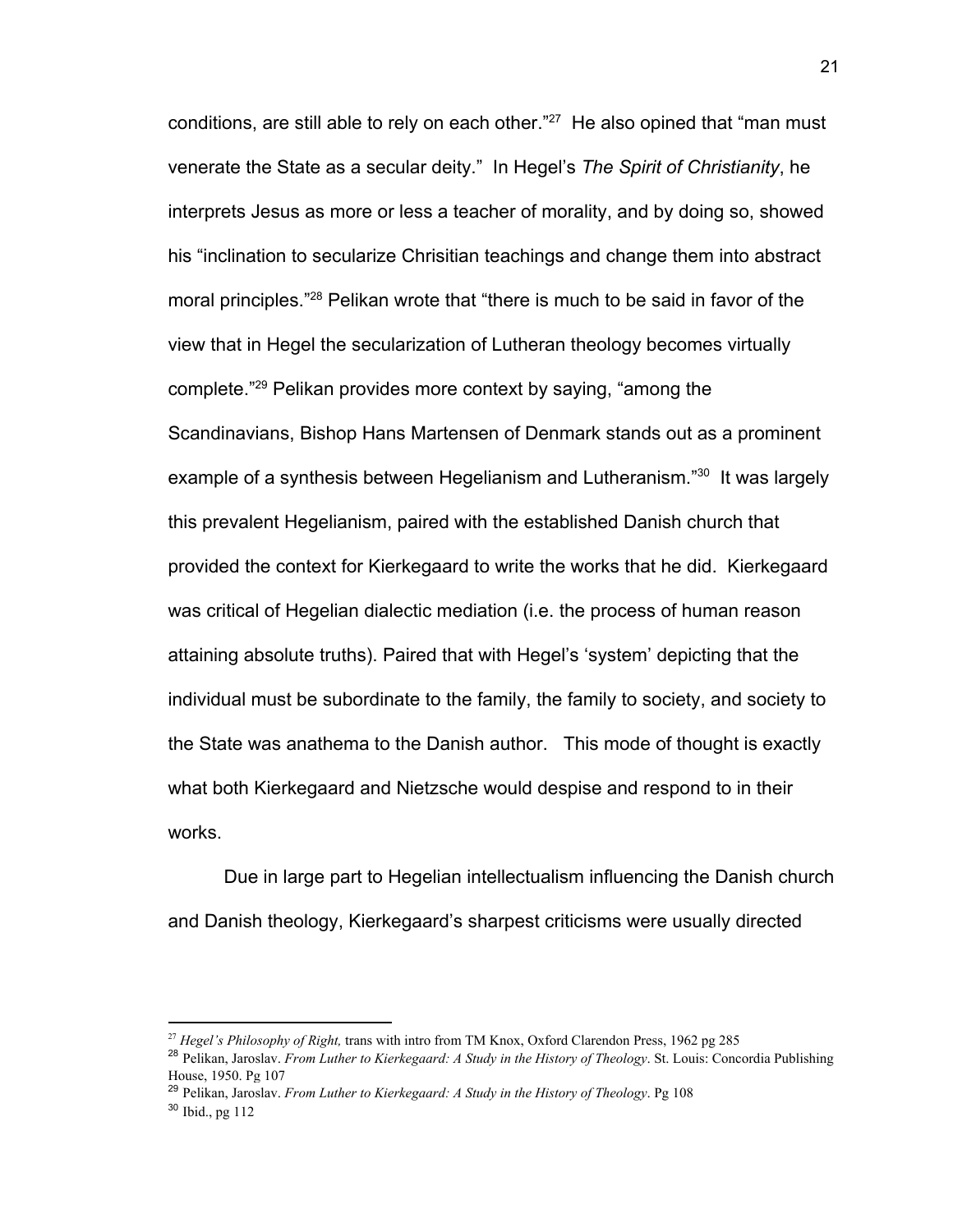conditions, are still able to rely on each other."[27] He also opined that "man must venerate the State as a secular deity." In Hegel's *The Spirit of Christianity*, he interprets Jesus as more or less a teacher of morality, and by doing so, showed his "inclination to secularize Chrisitian teachings and change them into abstract moral principles."[28] Pelikan wrote that "there is much to be said in favor of the view that in Hegel the secularization of Lutheran theology becomes virtually complete."[29] Pelikan provides more context by saying, "among the Scandinavians, Bishop Hans Martensen of Denmark stands out as a prominent example of a synthesis between Hegelianism and Lutheranism."[30] It was largely this prevalent Hegelianism, paired with the established Danish church that provided the context for Kierkegaard to write the works that he did. Kierkegaard was critical of Hegelian dialectic mediation (i.e. the process of human reason attaining absolute truths). Paired that with Hegel's 'system' depicting that the individual must be subordinate to the family, the family to society, and society to the State was anathema to the Danish author. This mode of thought is exactly what both Kierkegaard and Nietzsche would despise and respond to in their works.

Due in large part to Hegelian intellectualism influencing the Danish church and Danish theology, Kierkegaard's sharpest criticisms were usually directed

---

[27] *Hegel's Philosophy of Right,* trans with intro from TM Knox, Oxford Clarendon Press, 1962 pg 285

[28] Pelikan, Jaroslav. *From Luther to Kierkegaard: A Study in the History of Theology*. St. Louis: Concordia Publishing House, 1950. Pg 107

[29] Pelikan, Jaroslav. *From Luther to Kierkegaard: A Study in the History of Theology*. Pg 108

[30] Ibid., pg 112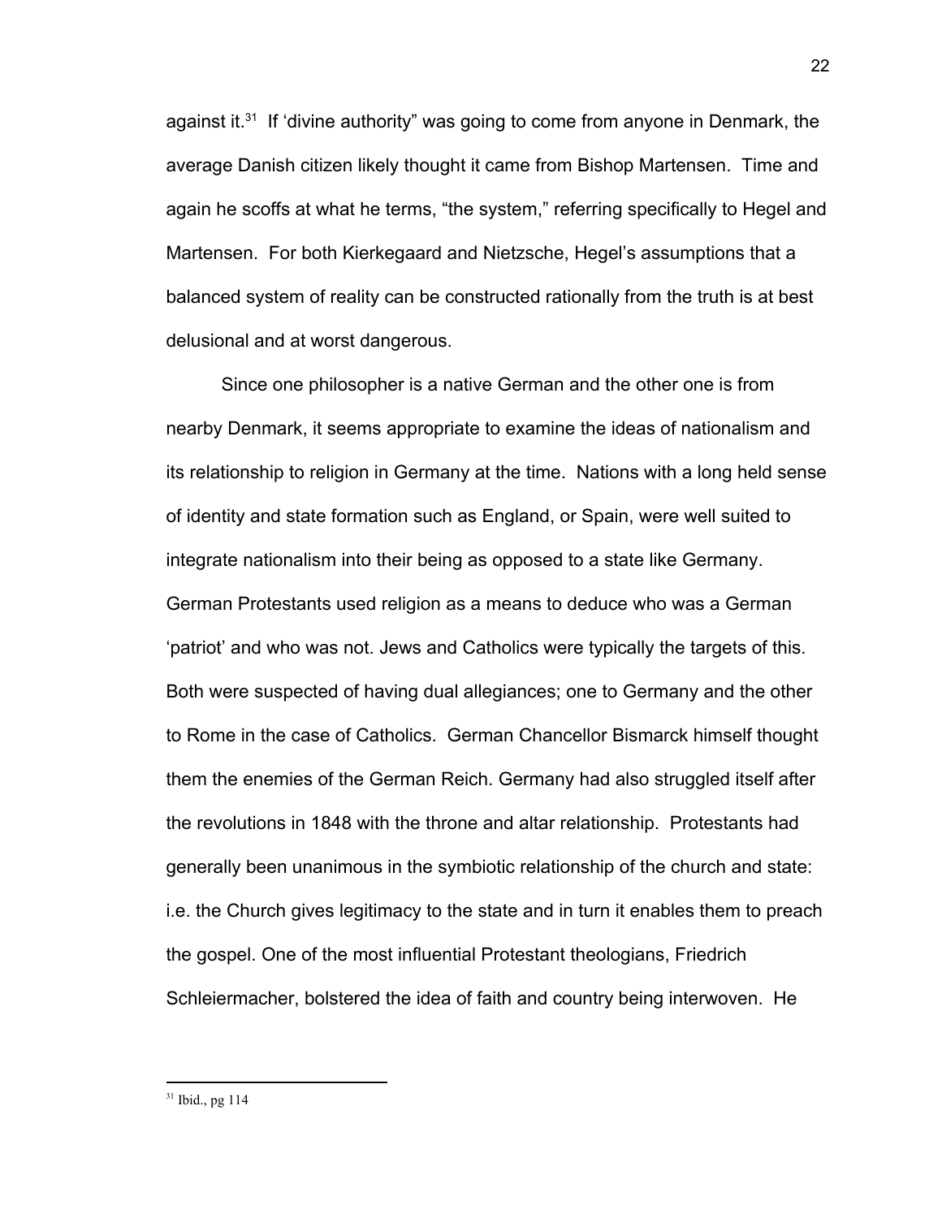against it.[31] If 'divine authority" was going to come from anyone in Denmark, the average Danish citizen likely thought it came from Bishop Martensen. Time and again he scoffs at what he terms, "the system," referring specifically to Hegel and Martensen. For both Kierkegaard and Nietzsche, Hegel's assumptions that a balanced system of reality can be constructed rationally from the truth is at best delusional and at worst dangerous.

Since one philosopher is a native German and the other one is from nearby Denmark, it seems appropriate to examine the ideas of nationalism and its relationship to religion in Germany at the time. Nations with a long held sense of identity and state formation such as England, or Spain, were well suited to integrate nationalism into their being as opposed to a state like Germany. German Protestants used religion as a means to deduce who was a German 'patriot' and who was not. Jews and Catholics were typically the targets of this. Both were suspected of having dual allegiances; one to Germany and the other to Rome in the case of Catholics. German Chancellor Bismarck himself thought them the enemies of the German Reich. Germany had also struggled itself after the revolutions in 1848 with the throne and altar relationship. Protestants had generally been unanimous in the symbiotic relationship of the church and state: i.e. the Church gives legitimacy to the state and in turn it enables them to preach the gospel. One of the most influential Protestant theologians, Friedrich Schleiermacher, bolstered the idea of faith and country being interwoven. He

---

[31] Ibid., pg 114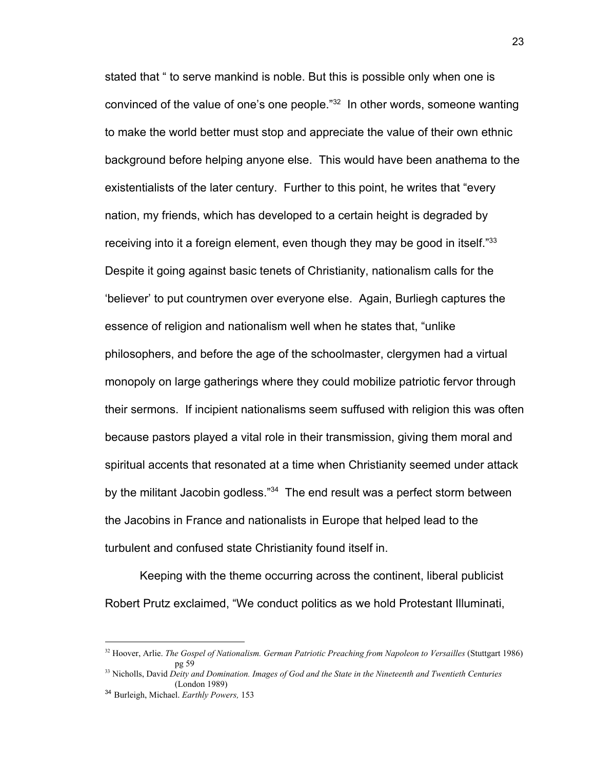stated that " to serve mankind is noble. But this is possible only when one is convinced of the value of one's one people."[32] In other words, someone wanting to make the world better must stop and appreciate the value of their own ethnic background before helping anyone else. This would have been anathema to the existentialists of the later century. Further to this point, he writes that "every nation, my friends, which has developed to a certain height is degraded by receiving into it a foreign element, even though they may be good in itself."[33] Despite it going against basic tenets of Christianity, nationalism calls for the 'believer' to put countrymen over everyone else. Again, Burliegh captures the essence of religion and nationalism well when he states that, "unlike philosophers, and before the age of the schoolmaster, clergymen had a virtual monopoly on large gatherings where they could mobilize patriotic fervor through their sermons. If incipient nationalisms seem suffused with religion this was often because pastors played a vital role in their transmission, giving them moral and spiritual accents that resonated at a time when Christianity seemed under attack by the militant Jacobin godless."[34] The end result was a perfect storm between the Jacobins in France and nationalists in Europe that helped lead to the turbulent and confused state Christianity found itself in.

Keeping with the theme occurring across the continent, liberal publicist Robert Prutz exclaimed, "We conduct politics as we hold Protestant Illuminati,

---

[32] Hoover, Arlie. *The Gospel of Nationalism. German Patriotic Preaching from Napoleon to Versailles* (Stuttgart 1986) pg 59

[33] Nicholls, David *Deity and Domination. Images of God and the State in the Nineteenth and Twentieth Centuries* (London 1989)

[34] Burleigh, Michael. *Earthly Powers,* 153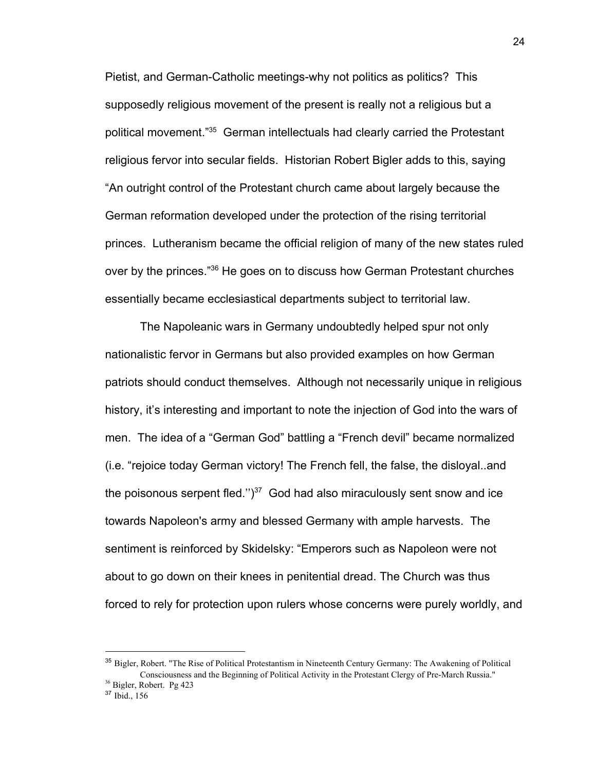Pietist, and German-Catholic meetings-why not politics as politics? This supposedly religious movement of the present is really not a religious but a political movement."[35] German intellectuals had clearly carried the Protestant religious fervor into secular fields. Historian Robert Bigler adds to this, saying "An outright control of the Protestant church came about largely because the German reformation developed under the protection of the rising territorial princes. Lutheranism became the official religion of many of the new states ruled over by the princes."[36] He goes on to discuss how German Protestant churches essentially became ecclesiastical departments subject to territorial law.

The Napoleanic wars in Germany undoubtedly helped spur not only nationalistic fervor in Germans but also provided examples on how German patriots should conduct themselves. Although not necessarily unique in religious history, it's interesting and important to note the injection of God into the wars of men. The idea of a "German God" battling a "French devil" became normalized (i.e. "rejoice today German victory! The French fell, the false, the disloyal..and the poisonous serpent fled.'')[37] God had also miraculously sent snow and ice towards Napoleon's army and blessed Germany with ample harvests. The sentiment is reinforced by Skidelsky: "Emperors such as Napoleon were not about to go down on their knees in penitential dread. The Church was thus forced to rely for protection upon rulers whose concerns were purely worldly, and

---

[35] Bigler, Robert. "The Rise of Political Protestantism in Nineteenth Century Germany: The Awakening of Political Consciousness and the Beginning of Political Activity in the Protestant Clergy of Pre-March Russia."

[36] Bigler, Robert. Pg 423

[37] Ibid., 156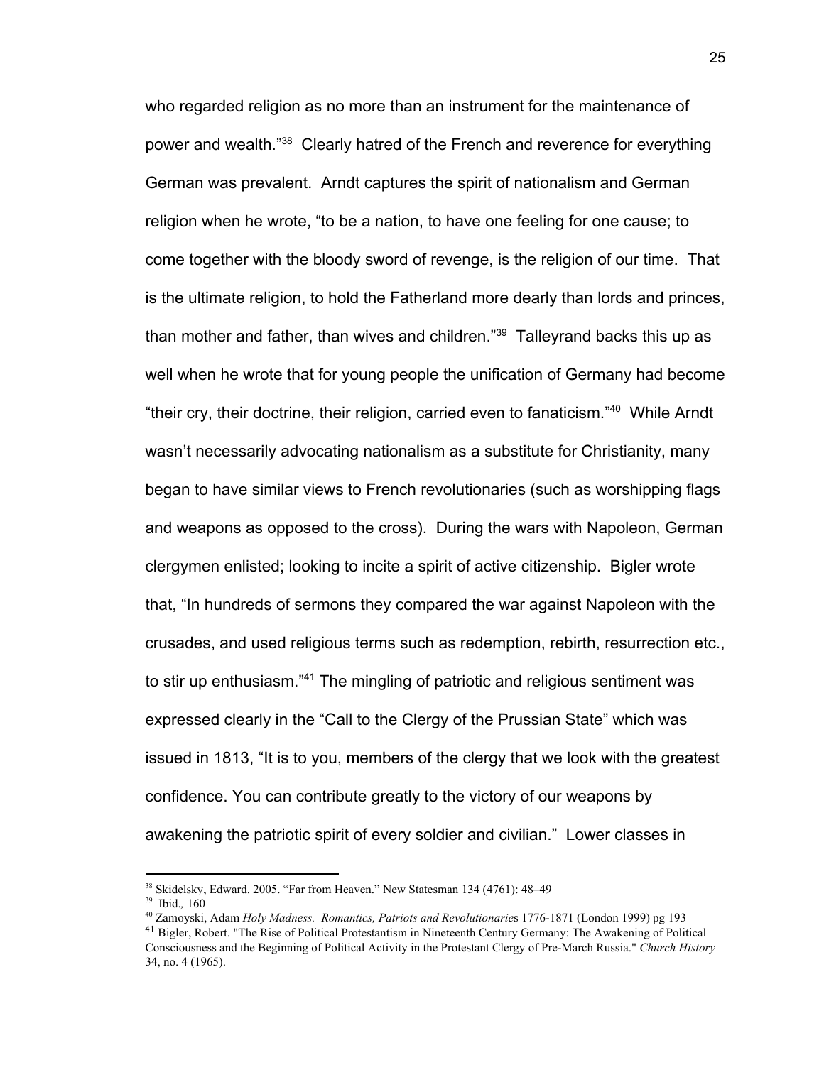who regarded religion as no more than an instrument for the maintenance of power and wealth."[38] Clearly hatred of the French and reverence for everything German was prevalent. Arndt captures the spirit of nationalism and German religion when he wrote, "to be a nation, to have one feeling for one cause; to come together with the bloody sword of revenge, is the religion of our time. That is the ultimate religion, to hold the Fatherland more dearly than lords and princes, than mother and father, than wives and children."[39] Talleyrand backs this up as well when he wrote that for young people the unification of Germany had become "their cry, their doctrine, their religion, carried even to fanaticism."[40] While Arndt wasn't necessarily advocating nationalism as a substitute for Christianity, many began to have similar views to French revolutionaries (such as worshipping flags and weapons as opposed to the cross). During the wars with Napoleon, German clergymen enlisted; looking to incite a spirit of active citizenship. Bigler wrote that, "In hundreds of sermons they compared the war against Napoleon with the crusades, and used religious terms such as redemption, rebirth, resurrection etc., to stir up enthusiasm."[41] The mingling of patriotic and religious sentiment was expressed clearly in the "Call to the Clergy of the Prussian State" which was issued in 1813, "It is to you, members of the clergy that we look with the greatest confidence. You can contribute greatly to the victory of our weapons by awakening the patriotic spirit of every soldier and civilian." Lower classes in

---

[38] Skidelsky, Edward. 2005. "Far from Heaven." New Statesman 134 (4761): 48–49

[39] Ibid., 160

[40] Zamoyski, Adam *Holy Madness. Romantics, Patriots and Revolutionaries* 1776-1871 (London 1999) pg 193

[41] Bigler, Robert. "The Rise of Political Protestantism in Nineteenth Century Germany: The Awakening of Political Consciousness and the Beginning of Political Activity in the Protestant Clergy of Pre-March Russia." *Church History* 34, no. 4 (1965).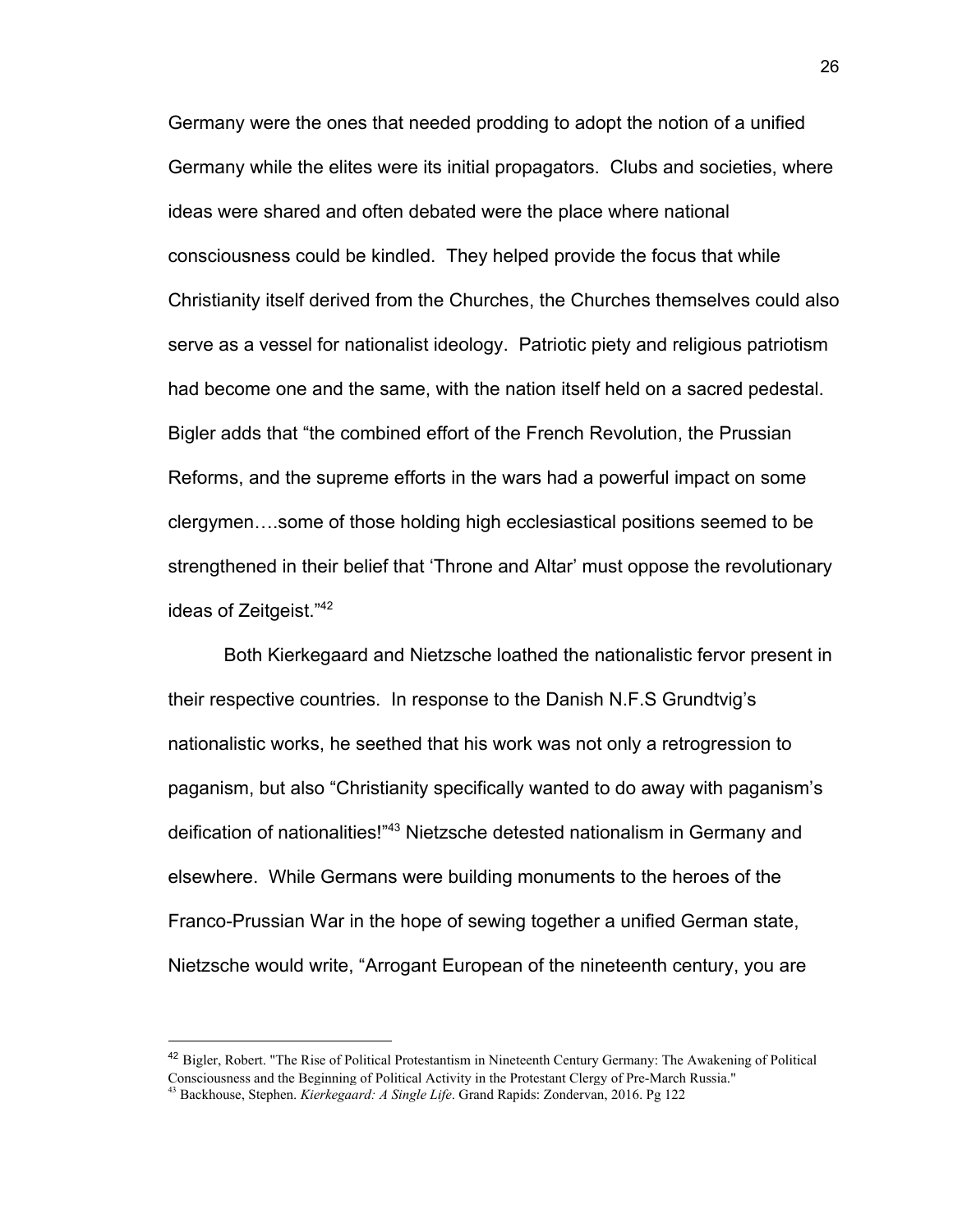Germany were the ones that needed prodding to adopt the notion of a unified Germany while the elites were its initial propagators. Clubs and societies, where ideas were shared and often debated were the place where national consciousness could be kindled. They helped provide the focus that while Christianity itself derived from the Churches, the Churches themselves could also serve as a vessel for nationalist ideology. Patriotic piety and religious patriotism had become one and the same, with the nation itself held on a sacred pedestal. Bigler adds that "the combined effort of the French Revolution, the Prussian Reforms, and the supreme efforts in the wars had a powerful impact on some clergymen….some of those holding high ecclesiastical positions seemed to be strengthened in their belief that 'Throne and Altar' must oppose the revolutionary ideas of Zeitgeist."[42]

Both Kierkegaard and Nietzsche loathed the nationalistic fervor present in their respective countries. In response to the Danish N.F.S Grundtvig's nationalistic works, he seethed that his work was not only a retrogression to paganism, but also "Christianity specifically wanted to do away with paganism's deification of nationalities!"[43] Nietzsche detested nationalism in Germany and elsewhere. While Germans were building monuments to the heroes of the Franco-Prussian War in the hope of sewing together a unified German state, Nietzsche would write, "Arrogant European of the nineteenth century, you are

---

[42] Bigler, Robert. "The Rise of Political Protestantism in Nineteenth Century Germany: The Awakening of Political Consciousness and the Beginning of Political Activity in the Protestant Clergy of Pre-March Russia."

[43] Backhouse, Stephen. *Kierkegaard: A Single Life*. Grand Rapids: Zondervan, 2016. Pg 122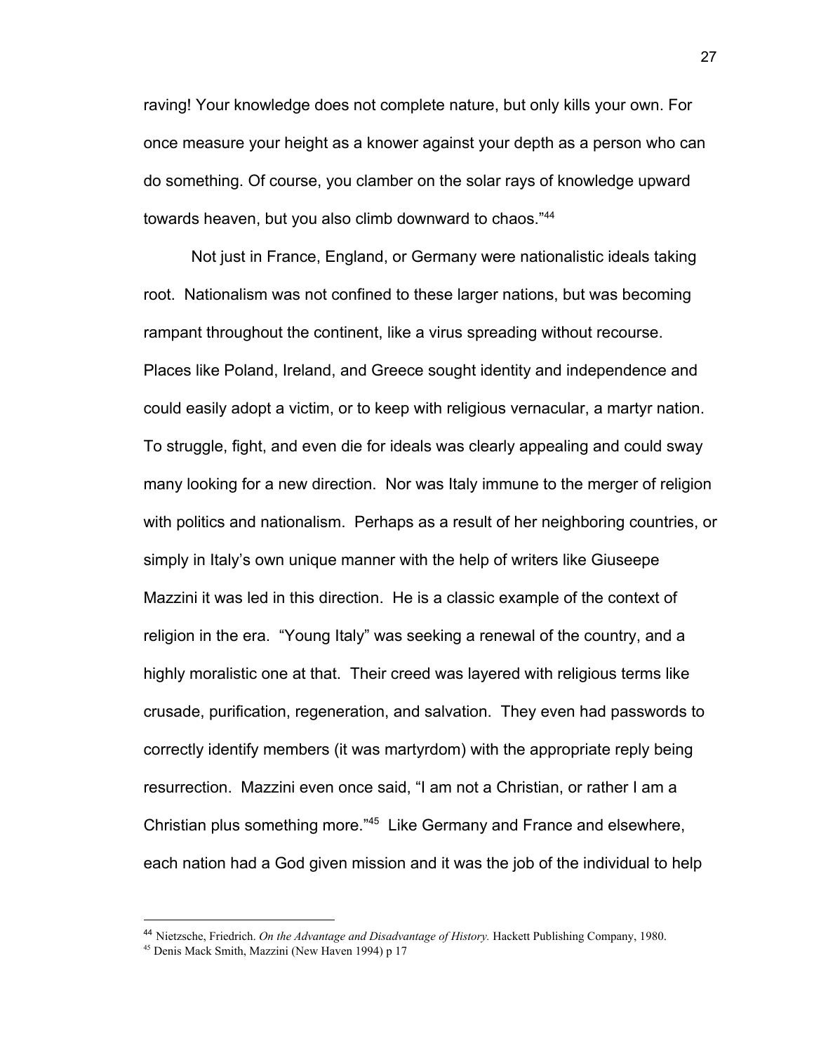raving! Your knowledge does not complete nature, but only kills your own. For once measure your height as a knower against your depth as a person who can do something. Of course, you clamber on the solar rays of knowledge upward towards heaven, but you also climb downward to chaos."[44]

Not just in France, England, or Germany were nationalistic ideals taking root. Nationalism was not confined to these larger nations, but was becoming rampant throughout the continent, like a virus spreading without recourse. Places like Poland, Ireland, and Greece sought identity and independence and could easily adopt a victim, or to keep with religious vernacular, a martyr nation. To struggle, fight, and even die for ideals was clearly appealing and could sway many looking for a new direction. Nor was Italy immune to the merger of religion with politics and nationalism. Perhaps as a result of her neighboring countries, or simply in Italy's own unique manner with the help of writers like Giuseepe Mazzini it was led in this direction. He is a classic example of the context of religion in the era. "Young Italy" was seeking a renewal of the country, and a highly moralistic one at that. Their creed was layered with religious terms like crusade, purification, regeneration, and salvation. They even had passwords to correctly identify members (it was martyrdom) with the appropriate reply being resurrection. Mazzini even once said, "I am not a Christian, or rather I am a Christian plus something more."[45] Like Germany and France and elsewhere, each nation had a God given mission and it was the job of the individual to help

---

[44] Nietzsche, Friedrich. *On the Advantage and Disadvantage of History.* Hackett Publishing Company, 1980.

[45] Denis Mack Smith, Mazzini (New Haven 1994) p 17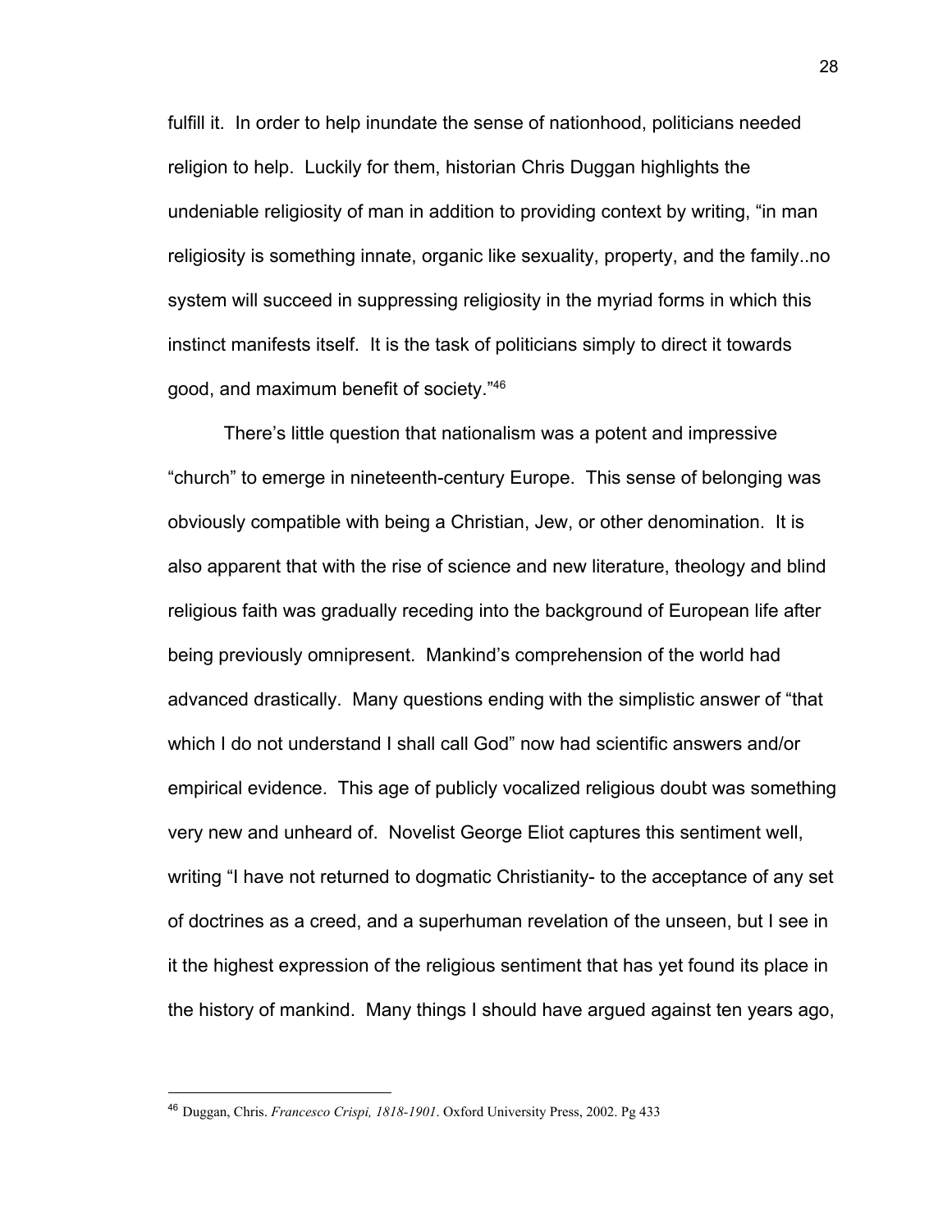fulfill it. In order to help inundate the sense of nationhood, politicians needed religion to help. Luckily for them, historian Chris Duggan highlights the undeniable religiosity of man in addition to providing context by writing, "in man religiosity is something innate, organic like sexuality, property, and the family..no system will succeed in suppressing religiosity in the myriad forms in which this instinct manifests itself. It is the task of politicians simply to direct it towards good, and maximum benefit of society."[46]

There's little question that nationalism was a potent and impressive "church" to emerge in nineteenth-century Europe. This sense of belonging was obviously compatible with being a Christian, Jew, or other denomination. It is also apparent that with the rise of science and new literature, theology and blind religious faith was gradually receding into the background of European life after being previously omnipresent. Mankind's comprehension of the world had advanced drastically. Many questions ending with the simplistic answer of "that which I do not understand I shall call God" now had scientific answers and/or empirical evidence. This age of publicly vocalized religious doubt was something very new and unheard of. Novelist George Eliot captures this sentiment well, writing "I have not returned to dogmatic Christianity- to the acceptance of any set of doctrines as a creed, and a superhuman revelation of the unseen, but I see in it the highest expression of the religious sentiment that has yet found its place in the history of mankind. Many things I should have argued against ten years ago,

---

[46] Duggan, Chris. *Francesco Crispi, 1818-1901*. Oxford University Press, 2002. Pg 433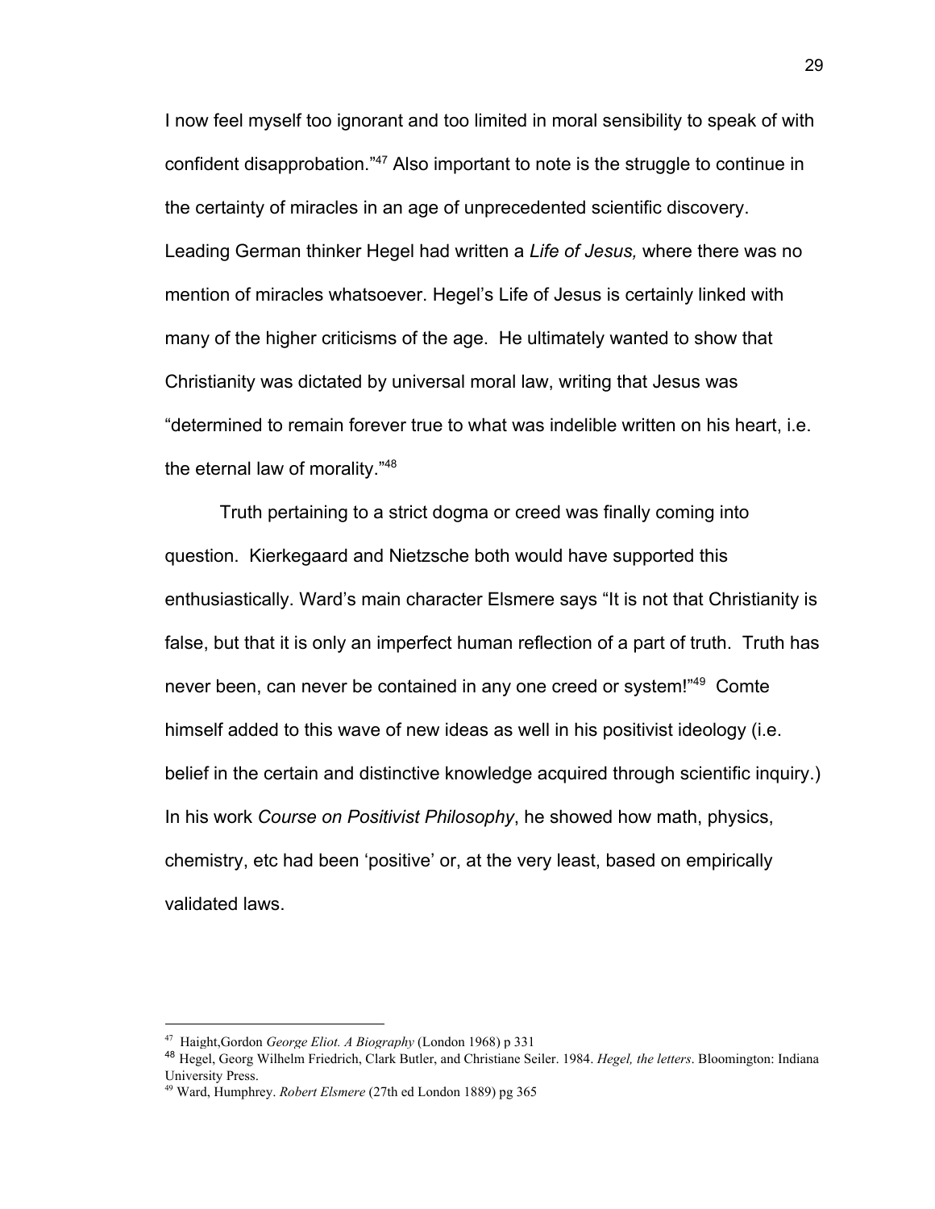I now feel myself too ignorant and too limited in moral sensibility to speak of with confident disapprobation."[47] Also important to note is the struggle to continue in the certainty of miracles in an age of unprecedented scientific discovery. Leading German thinker Hegel had written a *Life of Jesus,* where there was no mention of miracles whatsoever. Hegel's Life of Jesus is certainly linked with many of the higher criticisms of the age. He ultimately wanted to show that Christianity was dictated by universal moral law, writing that Jesus was "determined to remain forever true to what was indelible written on his heart, i.e. the eternal law of morality."[48]

Truth pertaining to a strict dogma or creed was finally coming into question. Kierkegaard and Nietzsche both would have supported this enthusiastically. Ward's main character Elsmere says "It is not that Christianity is false, but that it is only an imperfect human reflection of a part of truth. Truth has never been, can never be contained in any one creed or system!"[49] Comte himself added to this wave of new ideas as well in his positivist ideology (i.e. belief in the certain and distinctive knowledge acquired through scientific inquiry.) In his work *Course on Positivist Philosophy*, he showed how math, physics, chemistry, etc had been 'positive' or, at the very least, based on empirically validated laws.

---

[47] Haight,Gordon *George Eliot. A Biography* (London 1968) p 331

[48] Hegel, Georg Wilhelm Friedrich, Clark Butler, and Christiane Seiler. 1984. *Hegel, the letters*. Bloomington: Indiana University Press.

[49] Ward, Humphrey. *Robert Elsmere* (27th ed London 1889) pg 365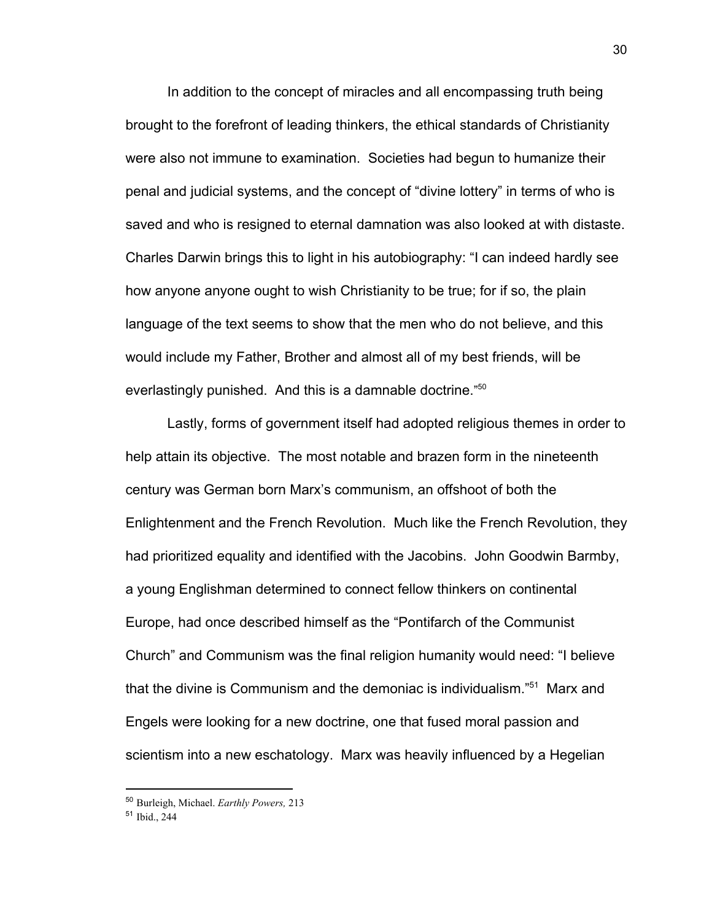In addition to the concept of miracles and all encompassing truth being brought to the forefront of leading thinkers, the ethical standards of Christianity were also not immune to examination. Societies had begun to humanize their penal and judicial systems, and the concept of "divine lottery" in terms of who is saved and who is resigned to eternal damnation was also looked at with distaste. Charles Darwin brings this to light in his autobiography: "I can indeed hardly see how anyone anyone ought to wish Christianity to be true; for if so, the plain language of the text seems to show that the men who do not believe, and this would include my Father, Brother and almost all of my best friends, will be everlastingly punished. And this is a damnable doctrine."[50]

Lastly, forms of government itself had adopted religious themes in order to help attain its objective. The most notable and brazen form in the nineteenth century was German born Marx's communism, an offshoot of both the Enlightenment and the French Revolution. Much like the French Revolution, they had prioritized equality and identified with the Jacobins. John Goodwin Barmby, a young Englishman determined to connect fellow thinkers on continental Europe, had once described himself as the "Pontifarch of the Communist Church" and Communism was the final religion humanity would need: "I believe that the divine is Communism and the demoniac is individualism."[51] Marx and Engels were looking for a new doctrine, one that fused moral passion and scientism into a new eschatology. Marx was heavily influenced by a Hegelian

---

[50] Burleigh, Michael. *Earthly Powers,* 213

[51] Ibid., 244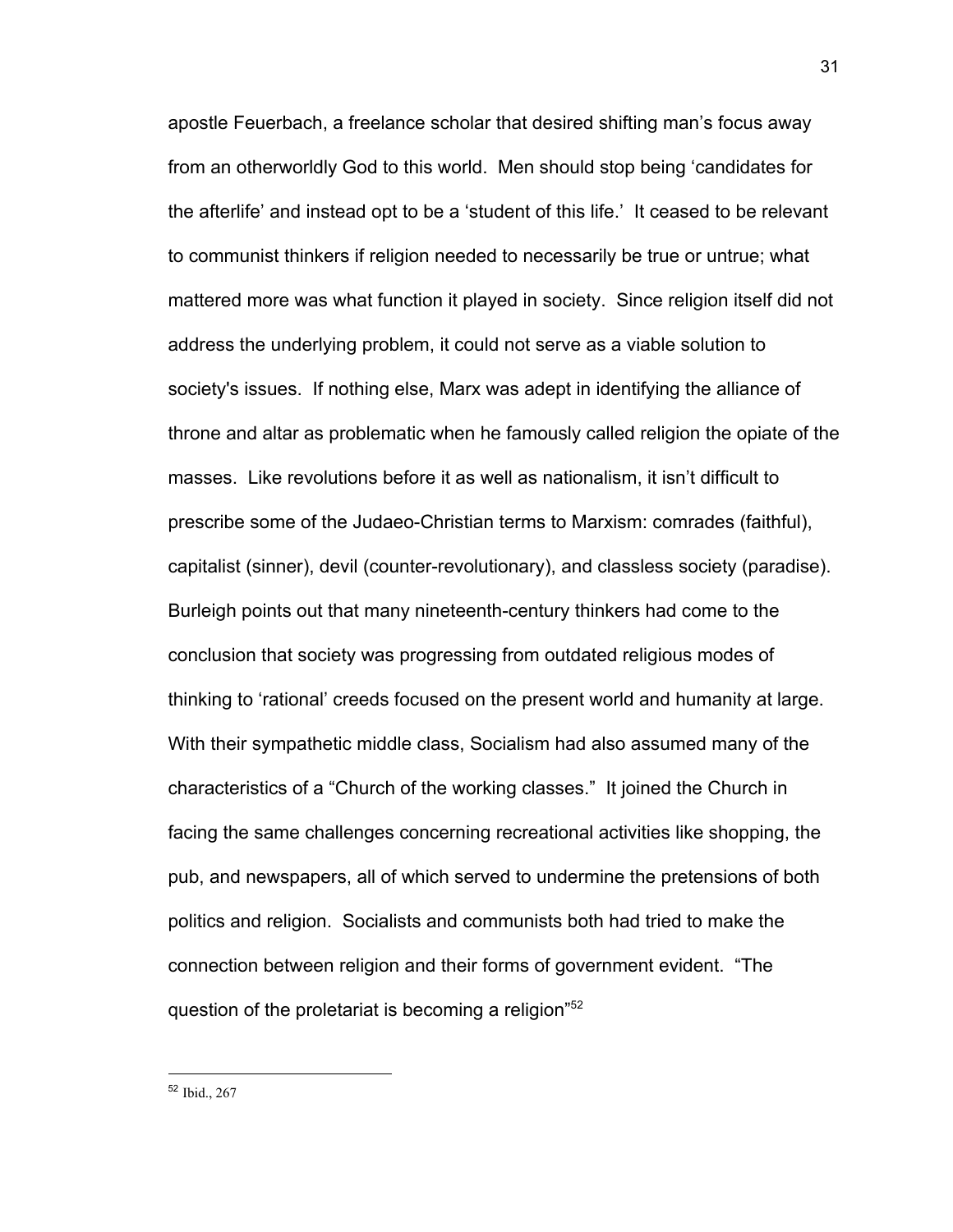apostle Feuerbach, a freelance scholar that desired shifting man's focus away from an otherworldly God to this world. Men should stop being 'candidates for the afterlife' and instead opt to be a 'student of this life.' It ceased to be relevant to communist thinkers if religion needed to necessarily be true or untrue; what mattered more was what function it played in society. Since religion itself did not address the underlying problem, it could not serve as a viable solution to society's issues. If nothing else, Marx was adept in identifying the alliance of throne and altar as problematic when he famously called religion the opiate of the masses. Like revolutions before it as well as nationalism, it isn't difficult to prescribe some of the Judaeo-Christian terms to Marxism: comrades (faithful), capitalist (sinner), devil (counter-revolutionary), and classless society (paradise). Burleigh points out that many nineteenth-century thinkers had come to the conclusion that society was progressing from outdated religious modes of thinking to 'rational' creeds focused on the present world and humanity at large. With their sympathetic middle class, Socialism had also assumed many of the characteristics of a "Church of the working classes." It joined the Church in facing the same challenges concerning recreational activities like shopping, the pub, and newspapers, all of which served to undermine the pretensions of both politics and religion. Socialists and communists both had tried to make the connection between religion and their forms of government evident. "The question of the proletariat is becoming a religion"[52]

---

[52] Ibid., 267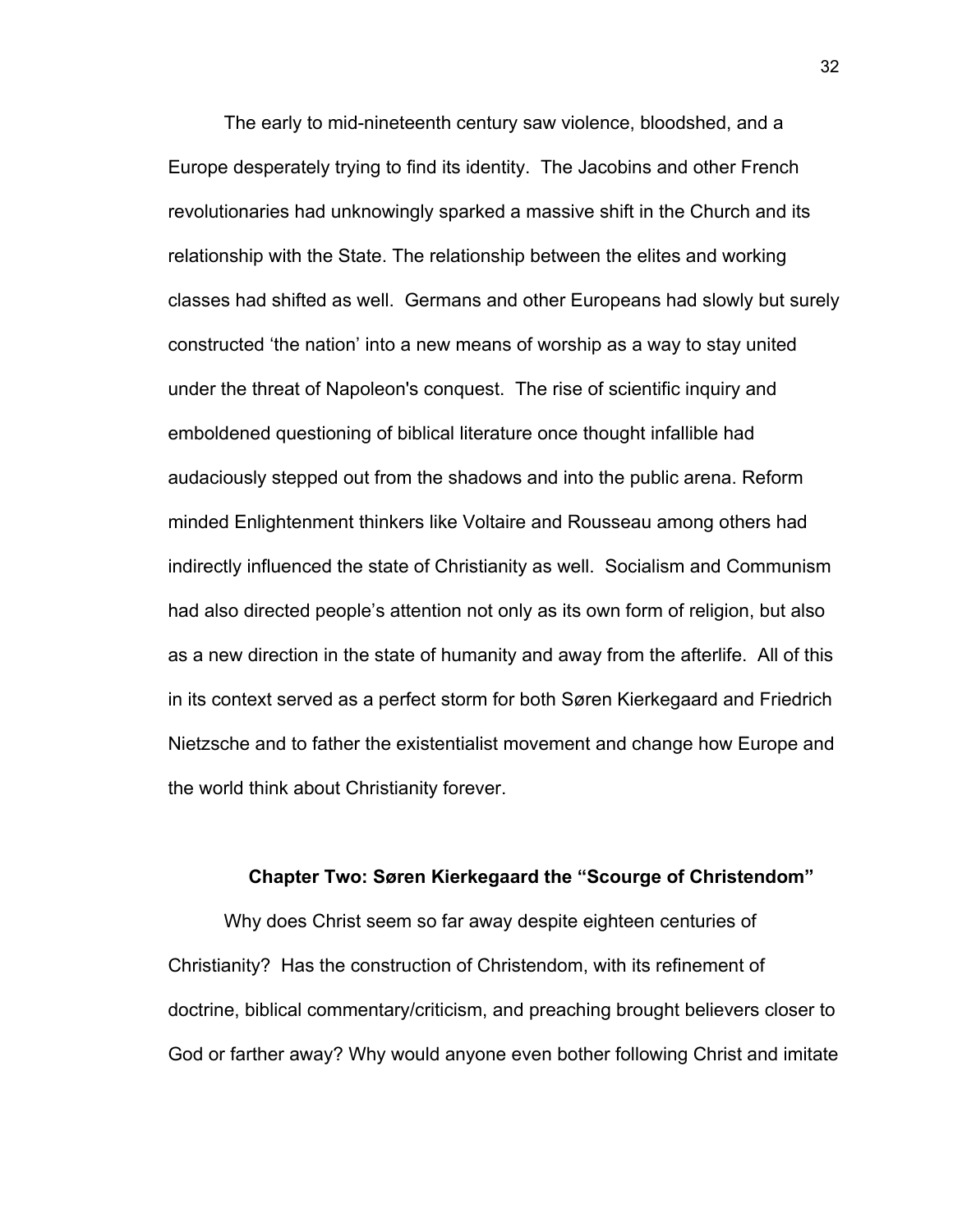The early to mid-nineteenth century saw violence, bloodshed, and a Europe desperately trying to find its identity. The Jacobins and other French revolutionaries had unknowingly sparked a massive shift in the Church and its relationship with the State. The relationship between the elites and working classes had shifted as well. Germans and other Europeans had slowly but surely constructed 'the nation' into a new means of worship as a way to stay united under the threat of Napoleon's conquest. The rise of scientific inquiry and emboldened questioning of biblical literature once thought infallible had audaciously stepped out from the shadows and into the public arena. Reform minded Enlightenment thinkers like Voltaire and Rousseau among others had indirectly influenced the state of Christianity as well. Socialism and Communism had also directed people's attention not only as its own form of religion, but also as a new direction in the state of humanity and away from the afterlife. All of this in its context served as a perfect storm for both Søren Kierkegaard and Friedrich Nietzsche and to father the existentialist movement and change how Europe and the world think about Christianity forever.

## Chapter Two: Søren Kierkegaard the "Scourge of Christendom"

Why does Christ seem so far away despite eighteen centuries of Christianity? Has the construction of Christendom, with its refinement of doctrine, biblical commentary/criticism, and preaching brought believers closer to God or farther away? Why would anyone even bother following Christ and imitate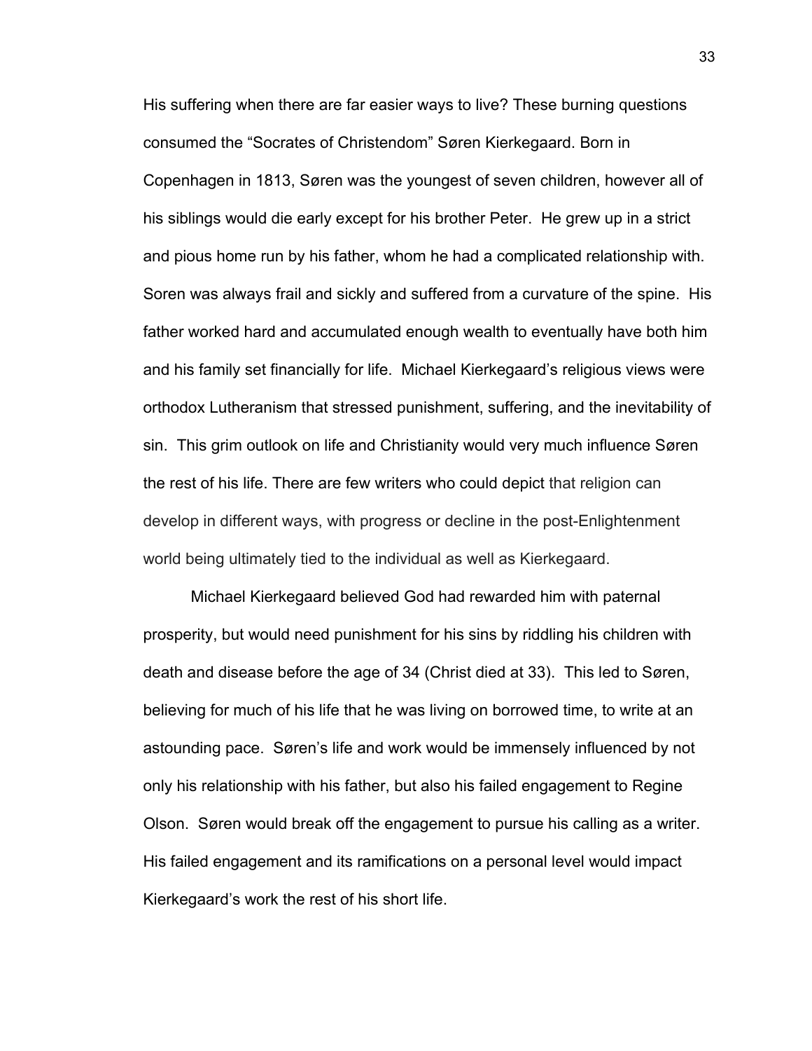His suffering when there are far easier ways to live? These burning questions consumed the "Socrates of Christendom" Søren Kierkegaard. Born in Copenhagen in 1813, Søren was the youngest of seven children, however all of his siblings would die early except for his brother Peter.  He grew up in a strict and pious home run by his father, whom he had a complicated relationship with. Soren was always frail and sickly and suffered from a curvature of the spine.  His father worked hard and accumulated enough wealth to eventually have both him and his family set financially for life.  Michael Kierkegaard's religious views were orthodox Lutheranism that stressed punishment, suffering, and the inevitability of sin.  This grim outlook on life and Christianity would very much influence Søren the rest of his life. There are few writers who could depict that religion can develop in different ways, with progress or decline in the post-Enlightenment world being ultimately tied to the individual as well as Kierkegaard.

Michael Kierkegaard believed God had rewarded him with paternal prosperity, but would need punishment for his sins by riddling his children with death and disease before the age of 34 (Christ died at 33).  This led to Søren, believing for much of his life that he was living on borrowed time, to write at an astounding pace.  Søren's life and work would be immensely influenced by not only his relationship with his father, but also his failed engagement to Regine Olson.  Søren would break off the engagement to pursue his calling as a writer. His failed engagement and its ramifications on a personal level would impact Kierkegaard's work the rest of his short life.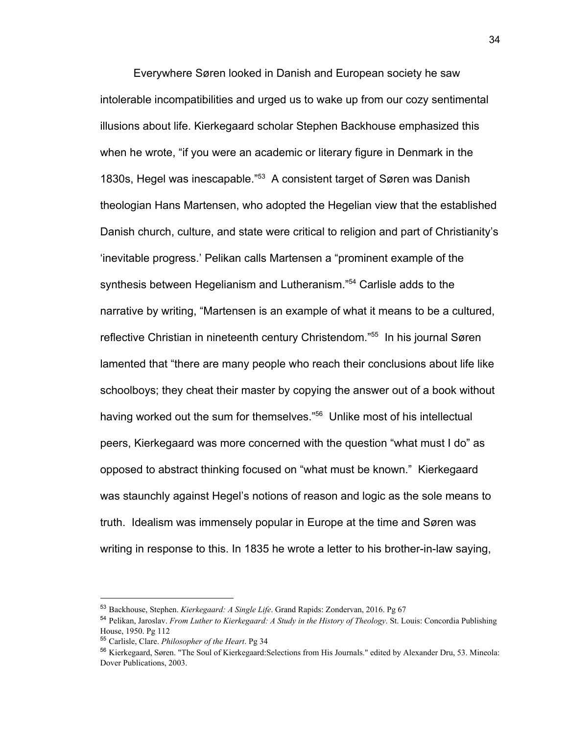Everywhere Søren looked in Danish and European society he saw intolerable incompatibilities and urged us to wake up from our cozy sentimental illusions about life. Kierkegaard scholar Stephen Backhouse emphasized this when he wrote, "if you were an academic or literary figure in Denmark in the 1830s, Hegel was inescapable."[53] A consistent target of Søren was Danish theologian Hans Martensen, who adopted the Hegelian view that the established Danish church, culture, and state were critical to religion and part of Christianity's 'inevitable progress.' Pelikan calls Martensen a "prominent example of the synthesis between Hegelianism and Lutheranism."[54] Carlisle adds to the narrative by writing, "Martensen is an example of what it means to be a cultured, reflective Christian in nineteenth century Christendom."[55] In his journal Søren lamented that "there are many people who reach their conclusions about life like schoolboys; they cheat their master by copying the answer out of a book without having worked out the sum for themselves."[56] Unlike most of his intellectual peers, Kierkegaard was more concerned with the question "what must I do" as opposed to abstract thinking focused on "what must be known." Kierkegaard was staunchly against Hegel's notions of reason and logic as the sole means to truth. Idealism was immensely popular in Europe at the time and Søren was writing in response to this. In 1835 he wrote a letter to his brother-in-law saying,

---

[53] Backhouse, Stephen. *Kierkegaard: A Single Life*. Grand Rapids: Zondervan, 2016. Pg 67

[54] Pelikan, Jaroslav. *From Luther to Kierkegaard: A Study in the History of Theology*. St. Louis: Concordia Publishing House, 1950. Pg 112

[55] Carlisle, Clare. *Philosopher of the Heart*. Pg 34

[56] Kierkegaard, Søren. "The Soul of Kierkegaard:Selections from His Journals." edited by Alexander Dru, 53. Mineola: Dover Publications, 2003.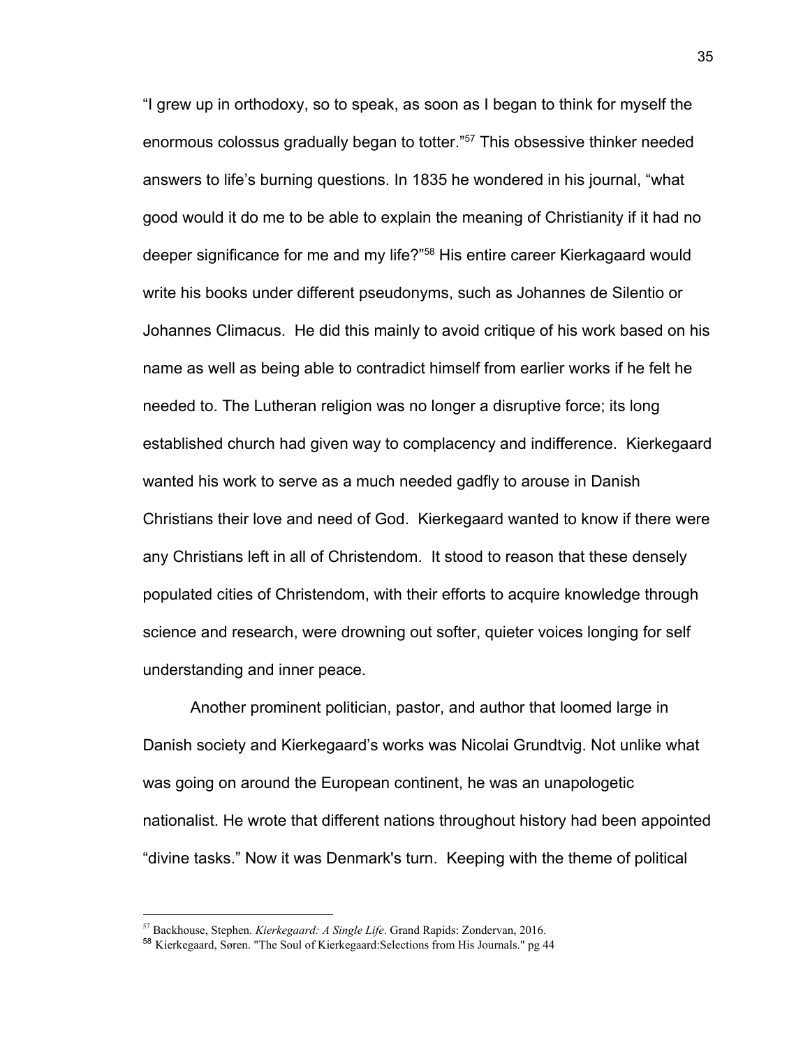"I grew up in orthodoxy, so to speak, as soon as I began to think for myself the enormous colossus gradually began to totter."[57] This obsessive thinker needed answers to life's burning questions. In 1835 he wondered in his journal, "what good would it do me to be able to explain the meaning of Christianity if it had no deeper significance for me and my life?"[58] His entire career Kierkagaard would write his books under different pseudonyms, such as Johannes de Silentio or Johannes Climacus. He did this mainly to avoid critique of his work based on his name as well as being able to contradict himself from earlier works if he felt he needed to. The Lutheran religion was no longer a disruptive force; its long established church had given way to complacency and indifference. Kierkegaard wanted his work to serve as a much needed gadfly to arouse in Danish Christians their love and need of God. Kierkegaard wanted to know if there were any Christians left in all of Christendom. It stood to reason that these densely populated cities of Christendom, with their efforts to acquire knowledge through science and research, were drowning out softer, quieter voices longing for self understanding and inner peace.

Another prominent politician, pastor, and author that loomed large in Danish society and Kierkegaard's works was Nicolai Grundtvig. Not unlike what was going on around the European continent, he was an unapologetic nationalist. He wrote that different nations throughout history had been appointed "divine tasks." Now it was Denmark's turn. Keeping with the theme of political

---

[57] Backhouse, Stephen. *Kierkegaard: A Single Life*. Grand Rapids: Zondervan, 2016.

[58] Kierkegaard, Søren. "The Soul of Kierkegaard:Selections from His Journals." pg 44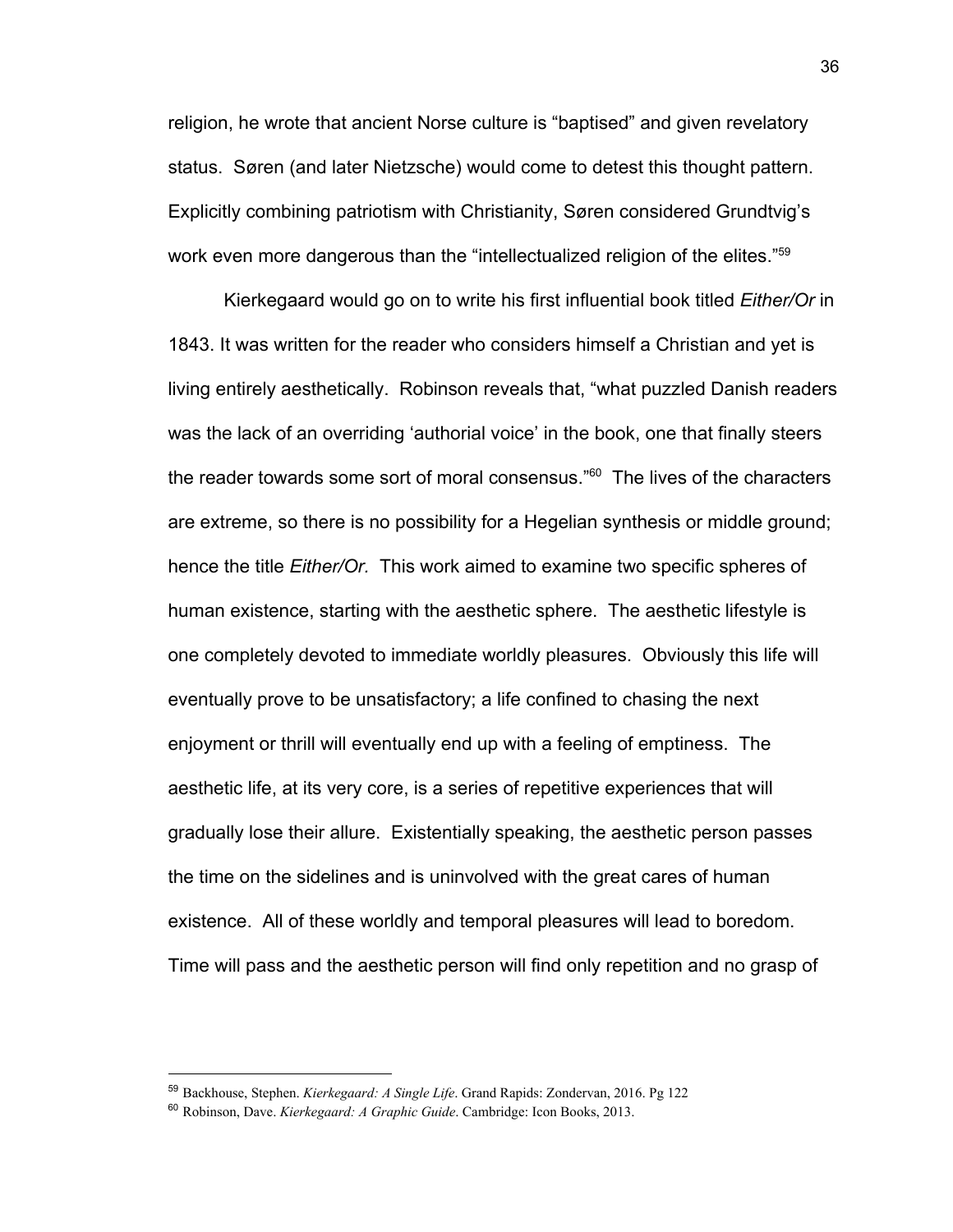religion, he wrote that ancient Norse culture is "baptised" and given revelatory status. Søren (and later Nietzsche) would come to detest this thought pattern. Explicitly combining patriotism with Christianity, Søren considered Grundtvig's work even more dangerous than the "intellectualized religion of the elites."[59]

Kierkegaard would go on to write his first influential book titled *Either/Or* in 1843. It was written for the reader who considers himself a Christian and yet is living entirely aesthetically. Robinson reveals that, "what puzzled Danish readers was the lack of an overriding 'authorial voice' in the book, one that finally steers the reader towards some sort of moral consensus."[60] The lives of the characters are extreme, so there is no possibility for a Hegelian synthesis or middle ground; hence the title *Either/Or.* This work aimed to examine two specific spheres of human existence, starting with the aesthetic sphere. The aesthetic lifestyle is one completely devoted to immediate worldly pleasures. Obviously this life will eventually prove to be unsatisfactory; a life confined to chasing the next enjoyment or thrill will eventually end up with a feeling of emptiness. The aesthetic life, at its very core, is a series of repetitive experiences that will gradually lose their allure. Existentially speaking, the aesthetic person passes the time on the sidelines and is uninvolved with the great cares of human existence. All of these worldly and temporal pleasures will lead to boredom. Time will pass and the aesthetic person will find only repetition and no grasp of

---

[59] Backhouse, Stephen. *Kierkegaard: A Single Life*. Grand Rapids: Zondervan, 2016. Pg 122

[60] Robinson, Dave. *Kierkegaard: A Graphic Guide*. Cambridge: Icon Books, 2013.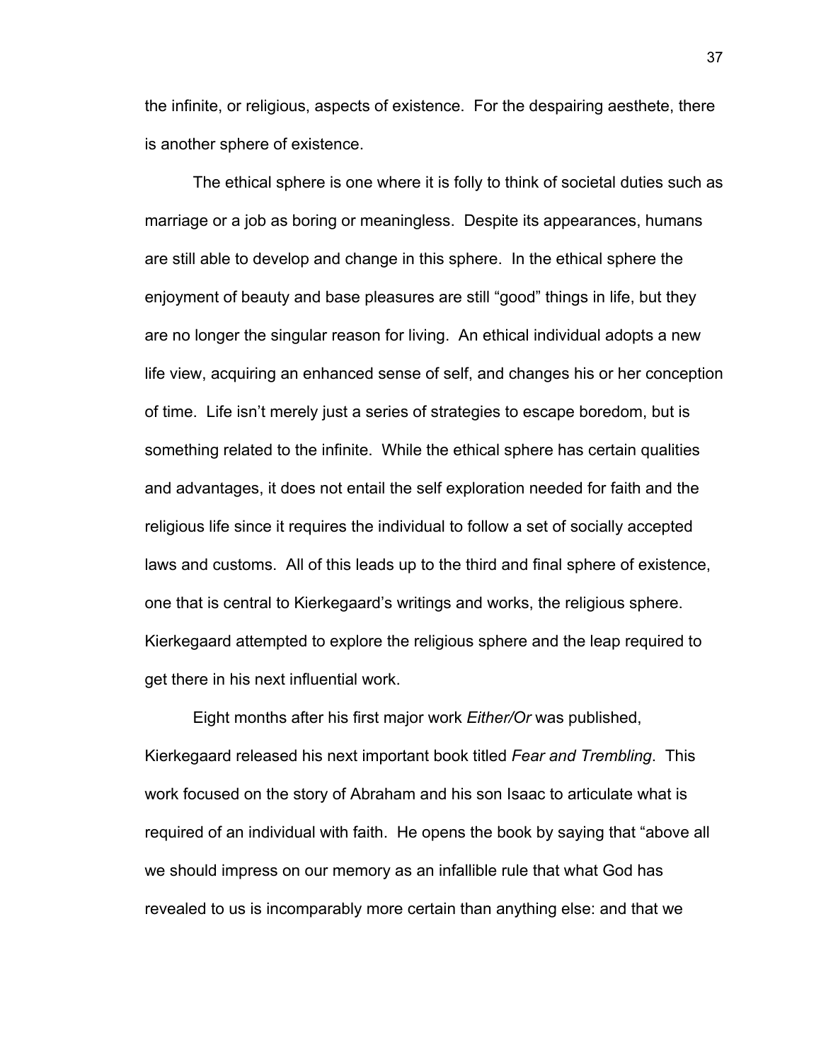the infinite, or religious, aspects of existence. For the despairing aesthete, there is another sphere of existence.

The ethical sphere is one where it is folly to think of societal duties such as marriage or a job as boring or meaningless. Despite its appearances, humans are still able to develop and change in this sphere. In the ethical sphere the enjoyment of beauty and base pleasures are still "good" things in life, but they are no longer the singular reason for living. An ethical individual adopts a new life view, acquiring an enhanced sense of self, and changes his or her conception of time. Life isn't merely just a series of strategies to escape boredom, but is something related to the infinite. While the ethical sphere has certain qualities and advantages, it does not entail the self exploration needed for faith and the religious life since it requires the individual to follow a set of socially accepted laws and customs. All of this leads up to the third and final sphere of existence, one that is central to Kierkegaard's writings and works, the religious sphere. Kierkegaard attempted to explore the religious sphere and the leap required to get there in his next influential work.

Eight months after his first major work *Either/Or* was published, Kierkegaard released his next important book titled *Fear and Trembling*. This work focused on the story of Abraham and his son Isaac to articulate what is required of an individual with faith. He opens the book by saying that "above all we should impress on our memory as an infallible rule that what God has revealed to us is incomparably more certain than anything else: and that we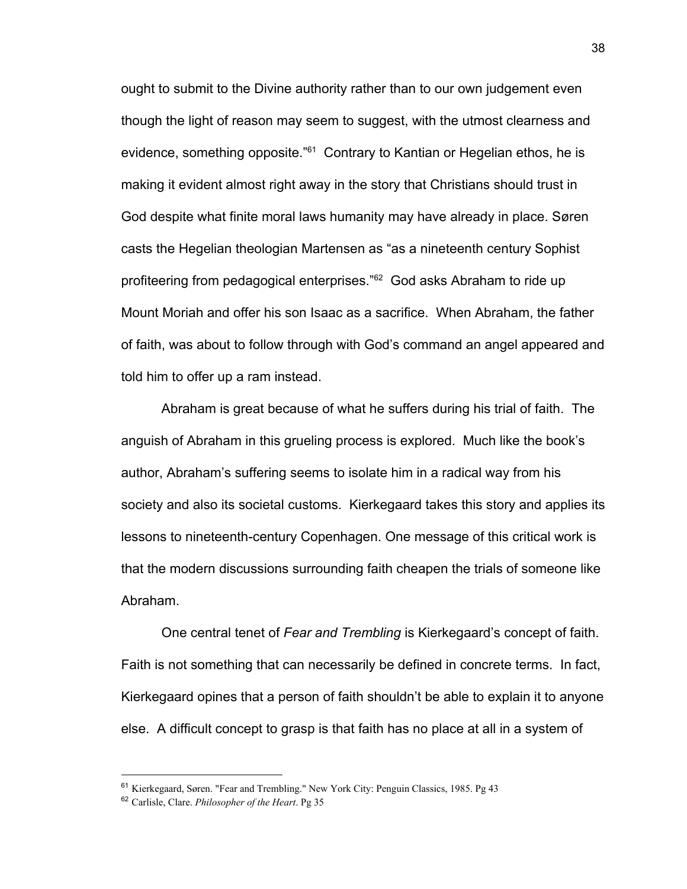ought to submit to the Divine authority rather than to our own judgement even though the light of reason may seem to suggest, with the utmost clearness and evidence, something opposite."[61] Contrary to Kantian or Hegelian ethos, he is making it evident almost right away in the story that Christians should trust in God despite what finite moral laws humanity may have already in place. Søren casts the Hegelian theologian Martensen as "as a nineteenth century Sophist profiteering from pedagogical enterprises."[62] God asks Abraham to ride up Mount Moriah and offer his son Isaac as a sacrifice. When Abraham, the father of faith, was about to follow through with God's command an angel appeared and told him to offer up a ram instead.

Abraham is great because of what he suffers during his trial of faith. The anguish of Abraham in this grueling process is explored. Much like the book's author, Abraham's suffering seems to isolate him in a radical way from his society and also its societal customs. Kierkegaard takes this story and applies its lessons to nineteenth-century Copenhagen. One message of this critical work is that the modern discussions surrounding faith cheapen the trials of someone like Abraham.

One central tenet of *Fear and Trembling* is Kierkegaard's concept of faith. Faith is not something that can necessarily be defined in concrete terms. In fact, Kierkegaard opines that a person of faith shouldn't be able to explain it to anyone else. A difficult concept to grasp is that faith has no place at all in a system of

---

[61] Kierkegaard, Søren. "Fear and Trembling." New York City: Penguin Classics, 1985. Pg 43

[62] Carlisle, Clare. *Philosopher of the Heart*. Pg 35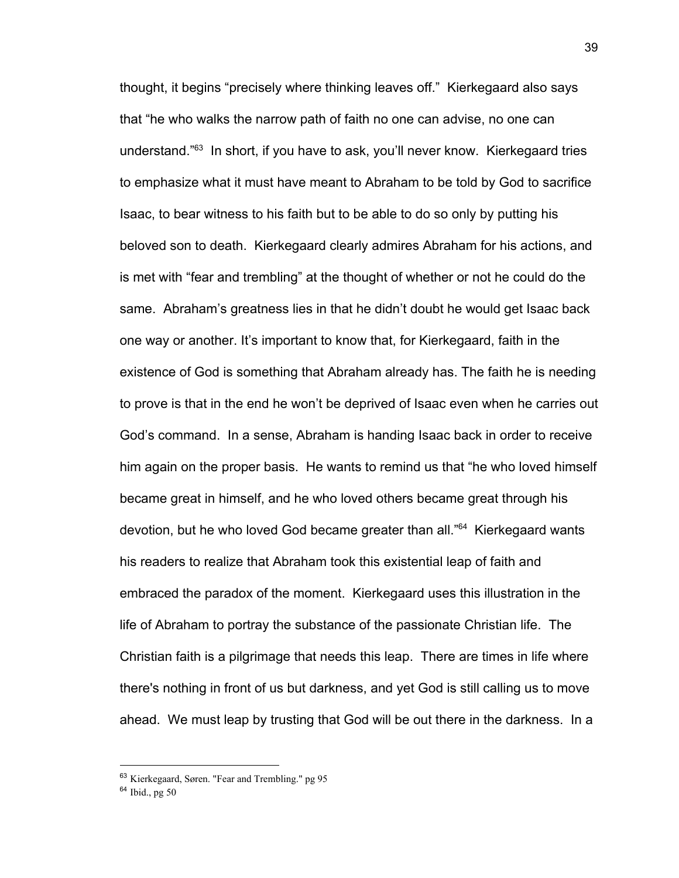thought, it begins "precisely where thinking leaves off." Kierkegaard also says that "he who walks the narrow path of faith no one can advise, no one can understand."[63] In short, if you have to ask, you'll never know. Kierkegaard tries to emphasize what it must have meant to Abraham to be told by God to sacrifice Isaac, to bear witness to his faith but to be able to do so only by putting his beloved son to death. Kierkegaard clearly admires Abraham for his actions, and is met with "fear and trembling" at the thought of whether or not he could do the same. Abraham's greatness lies in that he didn't doubt he would get Isaac back one way or another. It's important to know that, for Kierkegaard, faith in the existence of God is something that Abraham already has. The faith he is needing to prove is that in the end he won't be deprived of Isaac even when he carries out God's command. In a sense, Abraham is handing Isaac back in order to receive him again on the proper basis. He wants to remind us that "he who loved himself became great in himself, and he who loved others became great through his devotion, but he who loved God became greater than all."[64] Kierkegaard wants his readers to realize that Abraham took this existential leap of faith and embraced the paradox of the moment. Kierkegaard uses this illustration in the life of Abraham to portray the substance of the passionate Christian life. The Christian faith is a pilgrimage that needs this leap. There are times in life where there's nothing in front of us but darkness, and yet God is still calling us to move ahead. We must leap by trusting that God will be out there in the darkness. In a

---

[63] Kierkegaard, Søren. "Fear and Trembling." pg 95

[64] Ibid., pg 50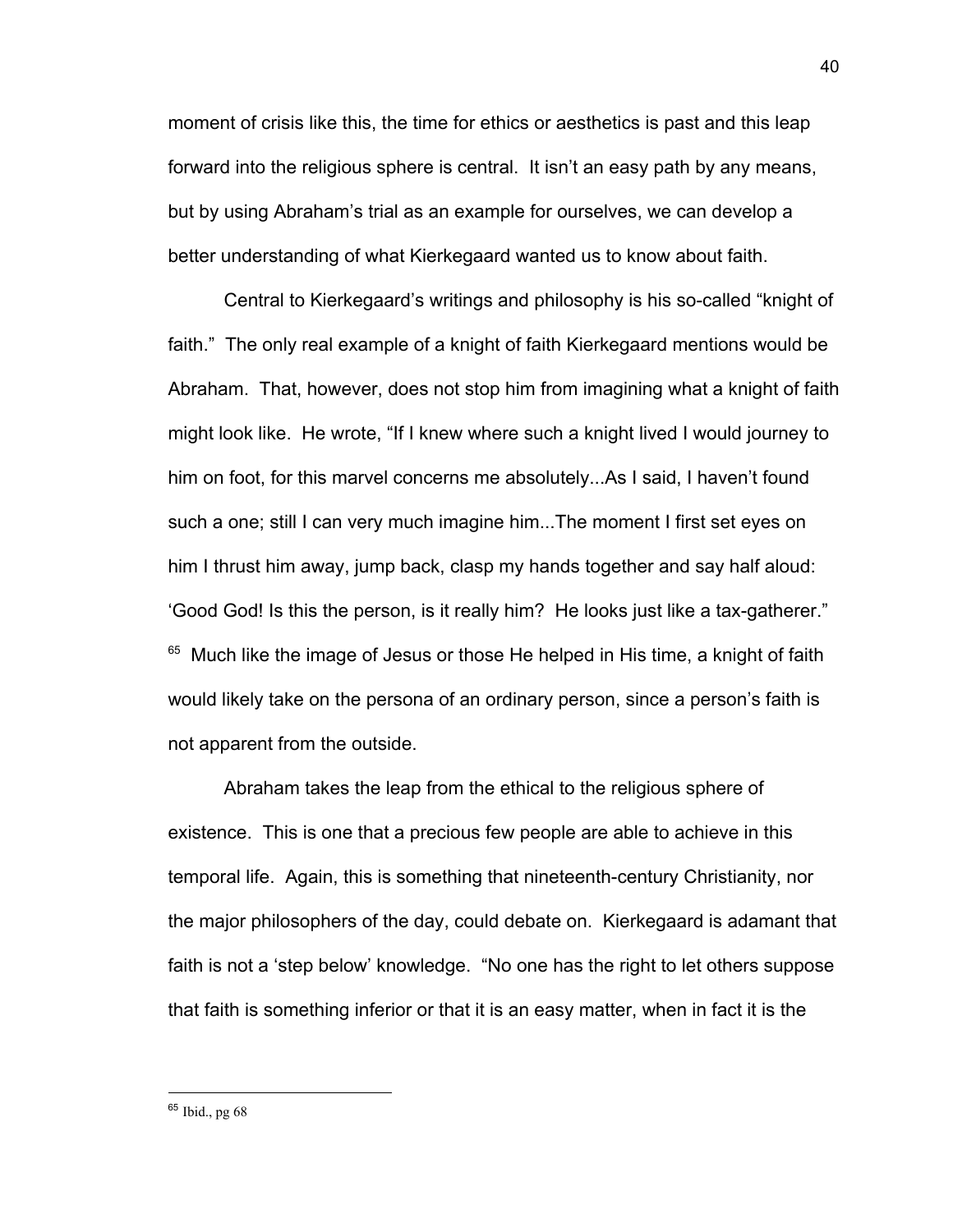moment of crisis like this, the time for ethics or aesthetics is past and this leap forward into the religious sphere is central. It isn't an easy path by any means, but by using Abraham's trial as an example for ourselves, we can develop a better understanding of what Kierkegaard wanted us to know about faith.

Central to Kierkegaard's writings and philosophy is his so-called "knight of faith." The only real example of a knight of faith Kierkegaard mentions would be Abraham. That, however, does not stop him from imagining what a knight of faith might look like. He wrote, "If I knew where such a knight lived I would journey to him on foot, for this marvel concerns me absolutely...As I said, I haven't found such a one; still I can very much imagine him...The moment I first set eyes on him I thrust him away, jump back, clasp my hands together and say half aloud: 'Good God! Is this the person, is it really him? He looks just like a tax-gatherer." [65] Much like the image of Jesus or those He helped in His time, a knight of faith would likely take on the persona of an ordinary person, since a person's faith is not apparent from the outside.

Abraham takes the leap from the ethical to the religious sphere of existence. This is one that a precious few people are able to achieve in this temporal life. Again, this is something that nineteenth-century Christianity, nor the major philosophers of the day, could debate on. Kierkegaard is adamant that faith is not a 'step below' knowledge. "No one has the right to let others suppose that faith is something inferior or that it is an easy matter, when in fact it is the

---

[65] Ibid., pg 68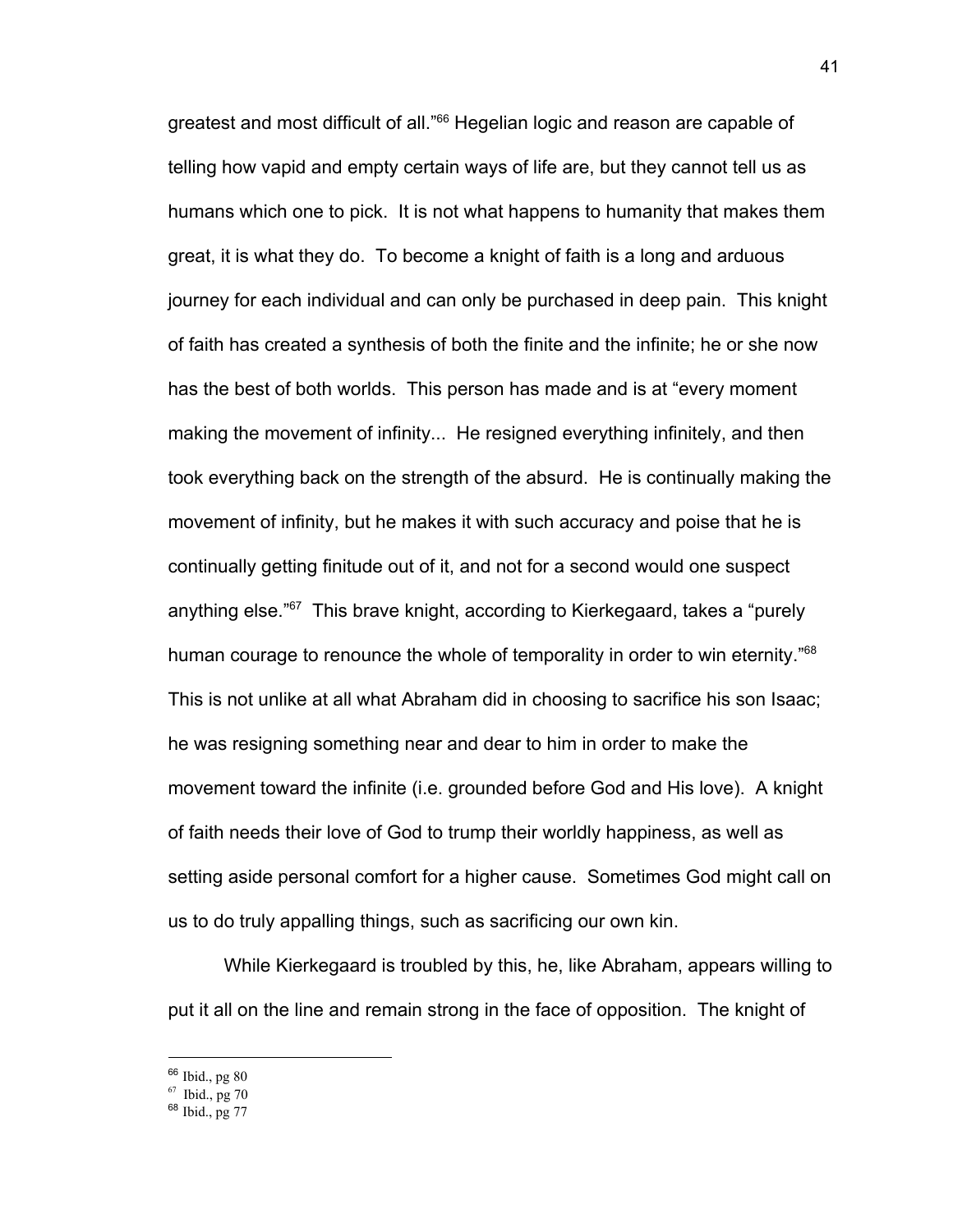greatest and most difficult of all."[66] Hegelian logic and reason are capable of telling how vapid and empty certain ways of life are, but they cannot tell us as humans which one to pick. It is not what happens to humanity that makes them great, it is what they do. To become a knight of faith is a long and arduous journey for each individual and can only be purchased in deep pain. This knight of faith has created a synthesis of both the finite and the infinite; he or she now has the best of both worlds. This person has made and is at "every moment making the movement of infinity... He resigned everything infinitely, and then took everything back on the strength of the absurd. He is continually making the movement of infinity, but he makes it with such accuracy and poise that he is continually getting finitude out of it, and not for a second would one suspect anything else."[67] This brave knight, according to Kierkegaard, takes a "purely human courage to renounce the whole of temporality in order to win eternity."[68] This is not unlike at all what Abraham did in choosing to sacrifice his son Isaac; he was resigning something near and dear to him in order to make the movement toward the infinite (i.e. grounded before God and His love). A knight of faith needs their love of God to trump their worldly happiness, as well as setting aside personal comfort for a higher cause. Sometimes God might call on us to do truly appalling things, such as sacrificing our own kin.

While Kierkegaard is troubled by this, he, like Abraham, appears willing to put it all on the line and remain strong in the face of opposition. The knight of

---

[66] Ibid., pg 80

[67] Ibid., pg 70

[68] Ibid., pg 77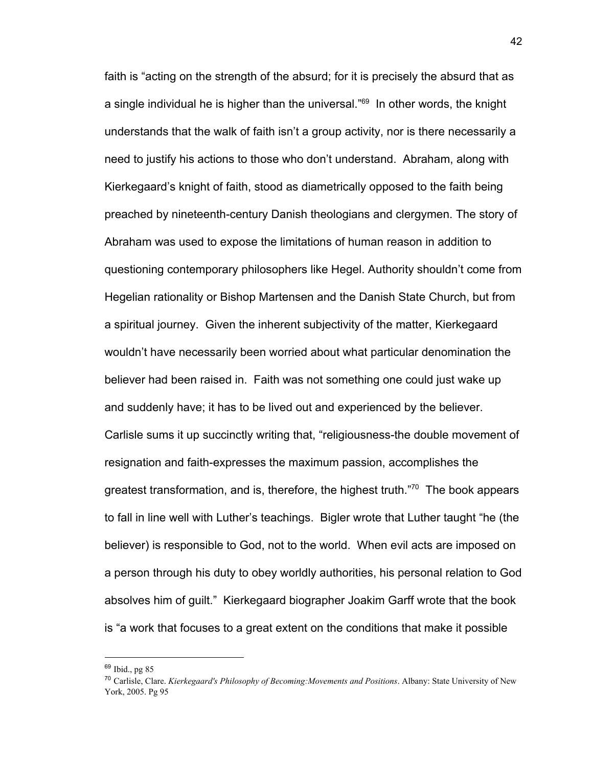faith is "acting on the strength of the absurd; for it is precisely the absurd that as a single individual he is higher than the universal."[69] In other words, the knight understands that the walk of faith isn't a group activity, nor is there necessarily a need to justify his actions to those who don't understand. Abraham, along with Kierkegaard's knight of faith, stood as diametrically opposed to the faith being preached by nineteenth-century Danish theologians and clergymen. The story of Abraham was used to expose the limitations of human reason in addition to questioning contemporary philosophers like Hegel. Authority shouldn't come from Hegelian rationality or Bishop Martensen and the Danish State Church, but from a spiritual journey. Given the inherent subjectivity of the matter, Kierkegaard wouldn't have necessarily been worried about what particular denomination the believer had been raised in. Faith was not something one could just wake up and suddenly have; it has to be lived out and experienced by the believer. Carlisle sums it up succinctly writing that, "religiousness-the double movement of resignation and faith-expresses the maximum passion, accomplishes the greatest transformation, and is, therefore, the highest truth."[70] The book appears to fall in line well with Luther's teachings. Bigler wrote that Luther taught "he (the believer) is responsible to God, not to the world. When evil acts are imposed on a person through his duty to obey worldly authorities, his personal relation to God absolves him of guilt." Kierkegaard biographer Joakim Garff wrote that the book is "a work that focuses to a great extent on the conditions that make it possible

---

[69] Ibid., pg 85

[70] Carlisle, Clare. *Kierkegaard's Philosophy of Becoming:Movements and Positions*. Albany: State University of New York, 2005. Pg 95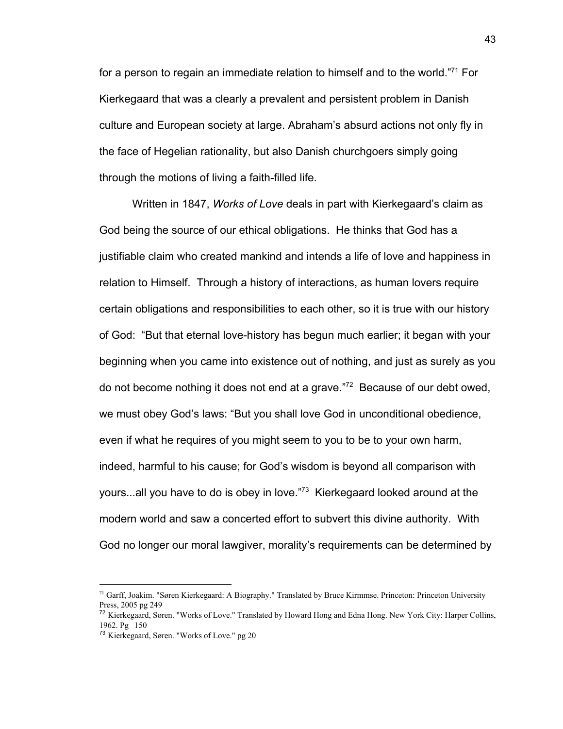for a person to regain an immediate relation to himself and to the world."[71] For Kierkegaard that was a clearly a prevalent and persistent problem in Danish culture and European society at large. Abraham's absurd actions not only fly in the face of Hegelian rationality, but also Danish churchgoers simply going through the motions of living a faith-filled life.

Written in 1847, *Works of Love* deals in part with Kierkegaard's claim as God being the source of our ethical obligations. He thinks that God has a justifiable claim who created mankind and intends a life of love and happiness in relation to Himself. Through a history of interactions, as human lovers require certain obligations and responsibilities to each other, so it is true with our history of God: "But that eternal love-history has begun much earlier; it began with your beginning when you came into existence out of nothing, and just as surely as you do not become nothing it does not end at a grave."[72] Because of our debt owed, we must obey God's laws: "But you shall love God in unconditional obedience, even if what he requires of you might seem to you to be to your own harm, indeed, harmful to his cause; for God's wisdom is beyond all comparison with yours...all you have to do is obey in love."[73] Kierkegaard looked around at the modern world and saw a concerted effort to subvert this divine authority. With God no longer our moral lawgiver, morality's requirements can be determined by

---

[71] Garff, Joakim. "Søren Kierkegaard: A Biography." Translated by Bruce Kirmmse. Princeton: Princeton University Press, 2005 pg 249

[72] Kierkegaard, Søren. "Works of Love." Translated by Howard Hong and Edna Hong. New York City: Harper Collins, 1962. Pg 150

[73] Kierkegaard, Søren. "Works of Love." pg 20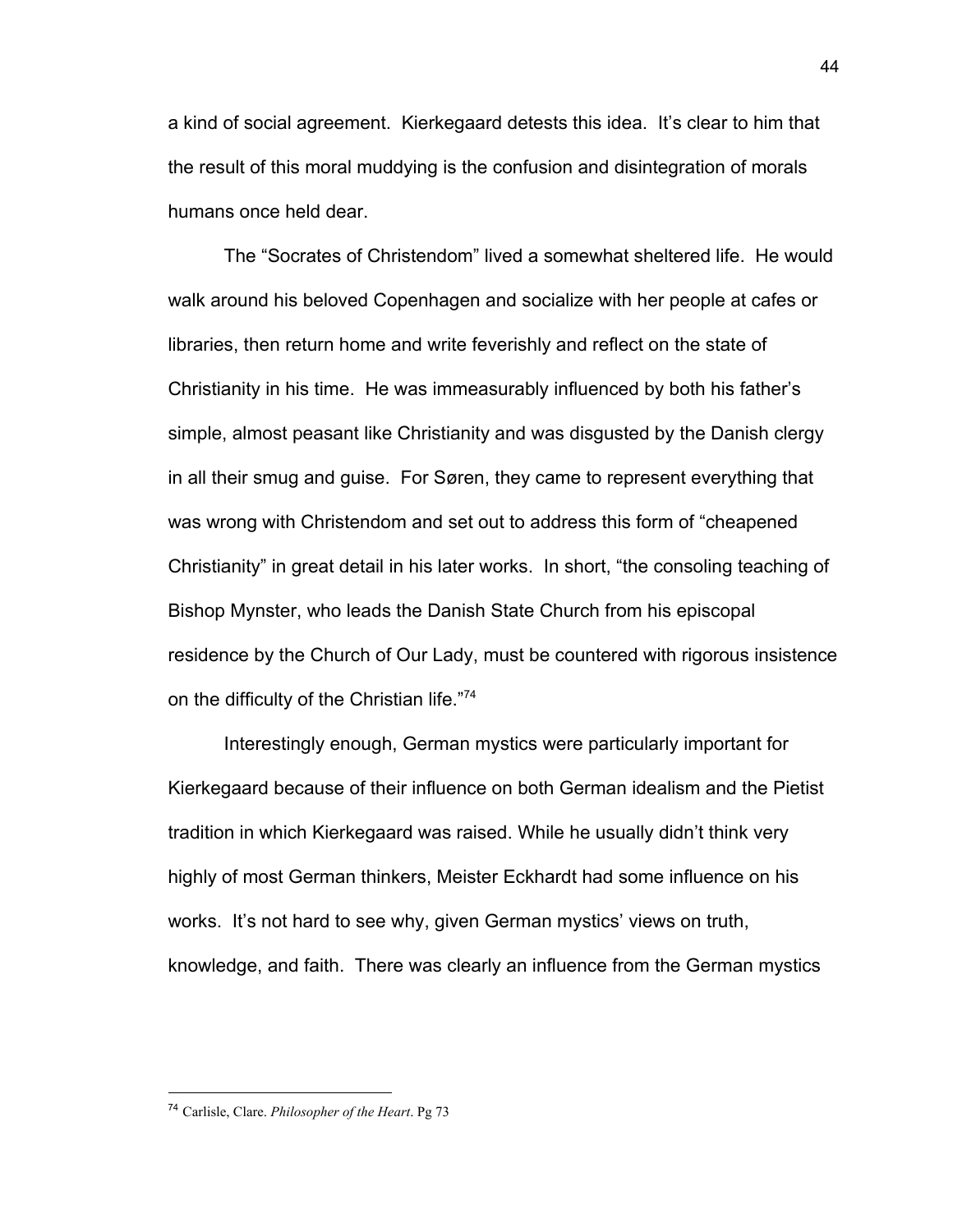a kind of social agreement. Kierkegaard detests this idea. It's clear to him that the result of this moral muddying is the confusion and disintegration of morals humans once held dear.

The "Socrates of Christendom" lived a somewhat sheltered life. He would walk around his beloved Copenhagen and socialize with her people at cafes or libraries, then return home and write feverishly and reflect on the state of Christianity in his time. He was immeasurably influenced by both his father's simple, almost peasant like Christianity and was disgusted by the Danish clergy in all their smug and guise. For Søren, they came to represent everything that was wrong with Christendom and set out to address this form of "cheapened Christianity" in great detail in his later works. In short, "the consoling teaching of Bishop Mynster, who leads the Danish State Church from his episcopal residence by the Church of Our Lady, must be countered with rigorous insistence on the difficulty of the Christian life."[74]

Interestingly enough, German mystics were particularly important for Kierkegaard because of their influence on both German idealism and the Pietist tradition in which Kierkegaard was raised. While he usually didn't think very highly of most German thinkers, Meister Eckhardt had some influence on his works. It's not hard to see why, given German mystics' views on truth, knowledge, and faith. There was clearly an influence from the German mystics

---

[74] Carlisle, Clare. *Philosopher of the Heart*. Pg 73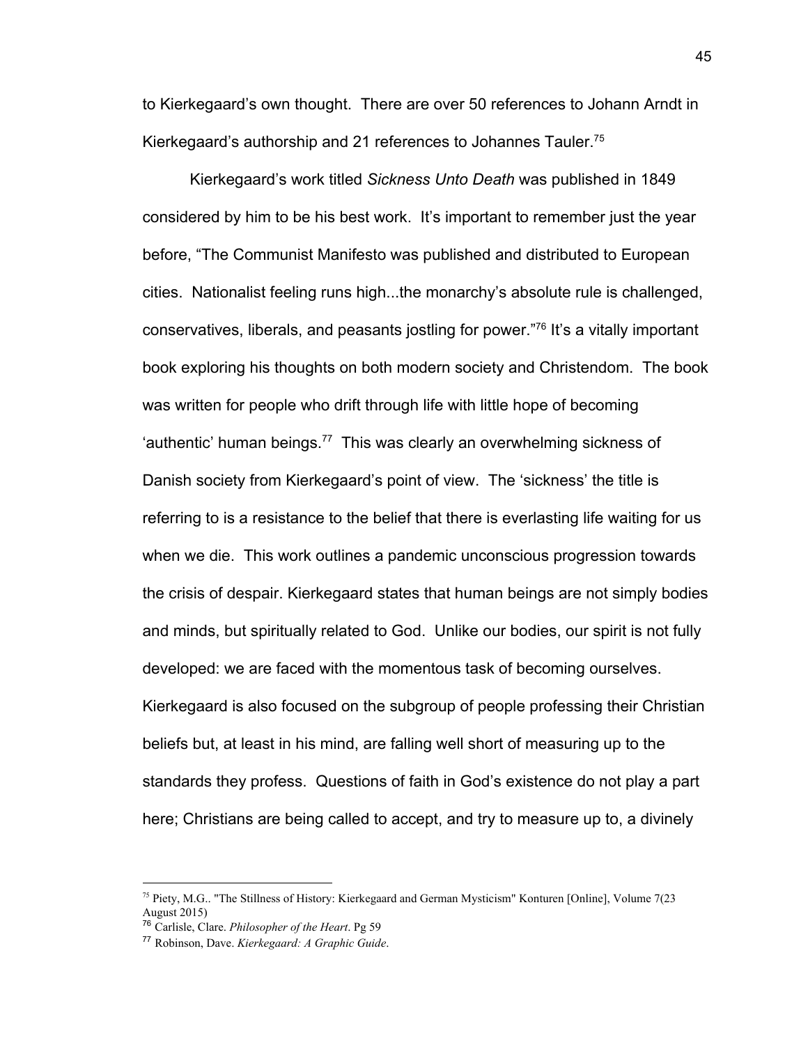to Kierkegaard's own thought. There are over 50 references to Johann Arndt in Kierkegaard's authorship and 21 references to Johannes Tauler.[75]

Kierkegaard's work titled *Sickness Unto Death* was published in 1849 considered by him to be his best work. It's important to remember just the year before, "The Communist Manifesto was published and distributed to European cities. Nationalist feeling runs high...the monarchy's absolute rule is challenged, conservatives, liberals, and peasants jostling for power."[76] It's a vitally important book exploring his thoughts on both modern society and Christendom. The book was written for people who drift through life with little hope of becoming 'authentic' human beings.[77] This was clearly an overwhelming sickness of Danish society from Kierkegaard's point of view. The 'sickness' the title is referring to is a resistance to the belief that there is everlasting life waiting for us when we die. This work outlines a pandemic unconscious progression towards the crisis of despair. Kierkegaard states that human beings are not simply bodies and minds, but spiritually related to God. Unlike our bodies, our spirit is not fully developed: we are faced with the momentous task of becoming ourselves. Kierkegaard is also focused on the subgroup of people professing their Christian beliefs but, at least in his mind, are falling well short of measuring up to the standards they profess. Questions of faith in God's existence do not play a part here; Christians are being called to accept, and try to measure up to, a divinely

---

[75] Piety, M.G.. "The Stillness of History: Kierkegaard and German Mysticism" Konturen [Online], Volume 7(23 August 2015)

[76] Carlisle, Clare. *Philosopher of the Heart*. Pg 59

[77] Robinson, Dave. *Kierkegaard: A Graphic Guide*.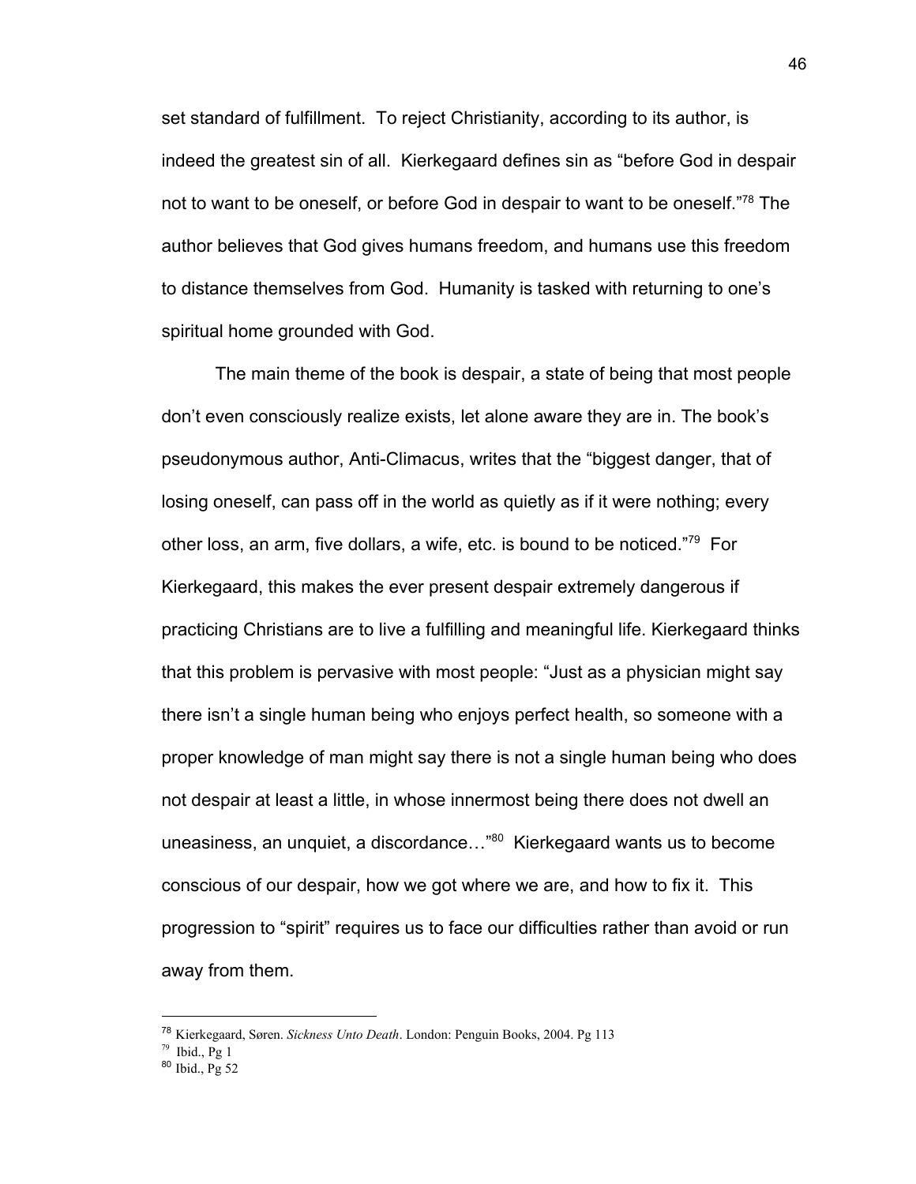set standard of fulfillment. To reject Christianity, according to its author, is indeed the greatest sin of all. Kierkegaard defines sin as "before God in despair not to want to be oneself, or before God in despair to want to be oneself."[78] The author believes that God gives humans freedom, and humans use this freedom to distance themselves from God. Humanity is tasked with returning to one's spiritual home grounded with God.

The main theme of the book is despair, a state of being that most people don't even consciously realize exists, let alone aware they are in. The book's pseudonymous author, Anti-Climacus, writes that the "biggest danger, that of losing oneself, can pass off in the world as quietly as if it were nothing; every other loss, an arm, five dollars, a wife, etc. is bound to be noticed."[79] For Kierkegaard, this makes the ever present despair extremely dangerous if practicing Christians are to live a fulfilling and meaningful life. Kierkegaard thinks that this problem is pervasive with most people: "Just as a physician might say there isn't a single human being who enjoys perfect health, so someone with a proper knowledge of man might say there is not a single human being who does not despair at least a little, in whose innermost being there does not dwell an uneasiness, an unquiet, a discordance…"[80] Kierkegaard wants us to become conscious of our despair, how we got where we are, and how to fix it. This progression to "spirit" requires us to face our difficulties rather than avoid or run away from them.

---

[78] Kierkegaard, Søren. *Sickness Unto Death*. London: Penguin Books, 2004. Pg 113

[79] Ibid., Pg 1

[80] Ibid., Pg 52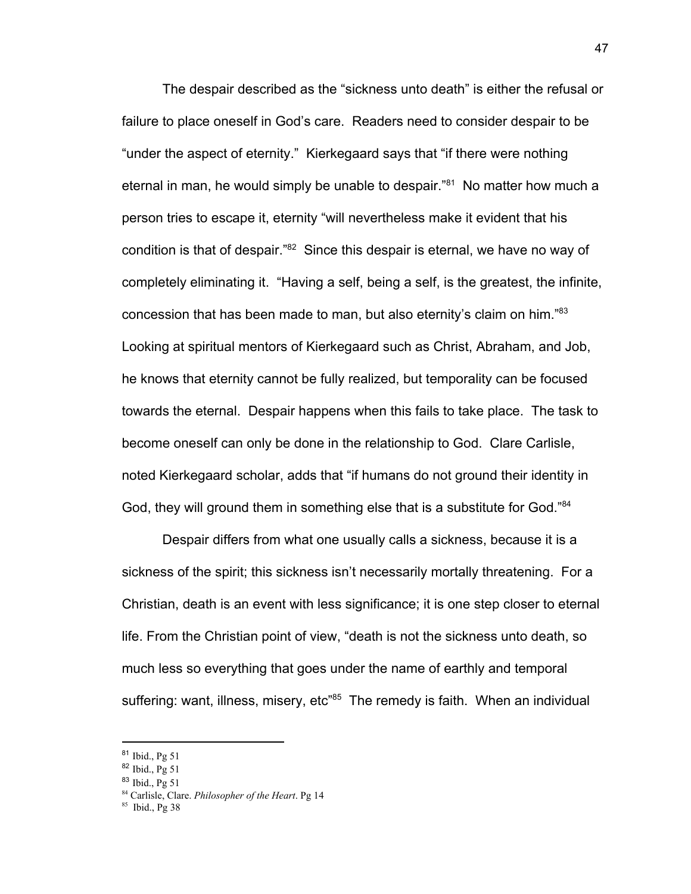The despair described as the "sickness unto death" is either the refusal or failure to place oneself in God's care. Readers need to consider despair to be "under the aspect of eternity." Kierkegaard says that "if there were nothing eternal in man, he would simply be unable to despair."[81] No matter how much a person tries to escape it, eternity "will nevertheless make it evident that his condition is that of despair."[82] Since this despair is eternal, we have no way of completely eliminating it. "Having a self, being a self, is the greatest, the infinite, concession that has been made to man, but also eternity's claim on him."[83] Looking at spiritual mentors of Kierkegaard such as Christ, Abraham, and Job, he knows that eternity cannot be fully realized, but temporality can be focused towards the eternal. Despair happens when this fails to take place. The task to become oneself can only be done in the relationship to God. Clare Carlisle, noted Kierkegaard scholar, adds that "if humans do not ground their identity in God, they will ground them in something else that is a substitute for God."[84]

Despair differs from what one usually calls a sickness, because it is a sickness of the spirit; this sickness isn't necessarily mortally threatening. For a Christian, death is an event with less significance; it is one step closer to eternal life. From the Christian point of view, "death is not the sickness unto death, so much less so everything that goes under the name of earthly and temporal suffering: want, illness, misery, etc"[85] The remedy is faith. When an individual

---

[81] Ibid., Pg 51
[82] Ibid., Pg 51
[83] Ibid., Pg 51
[84] Carlisle, Clare. *Philosopher of the Heart*. Pg 14
[85] Ibid., Pg 38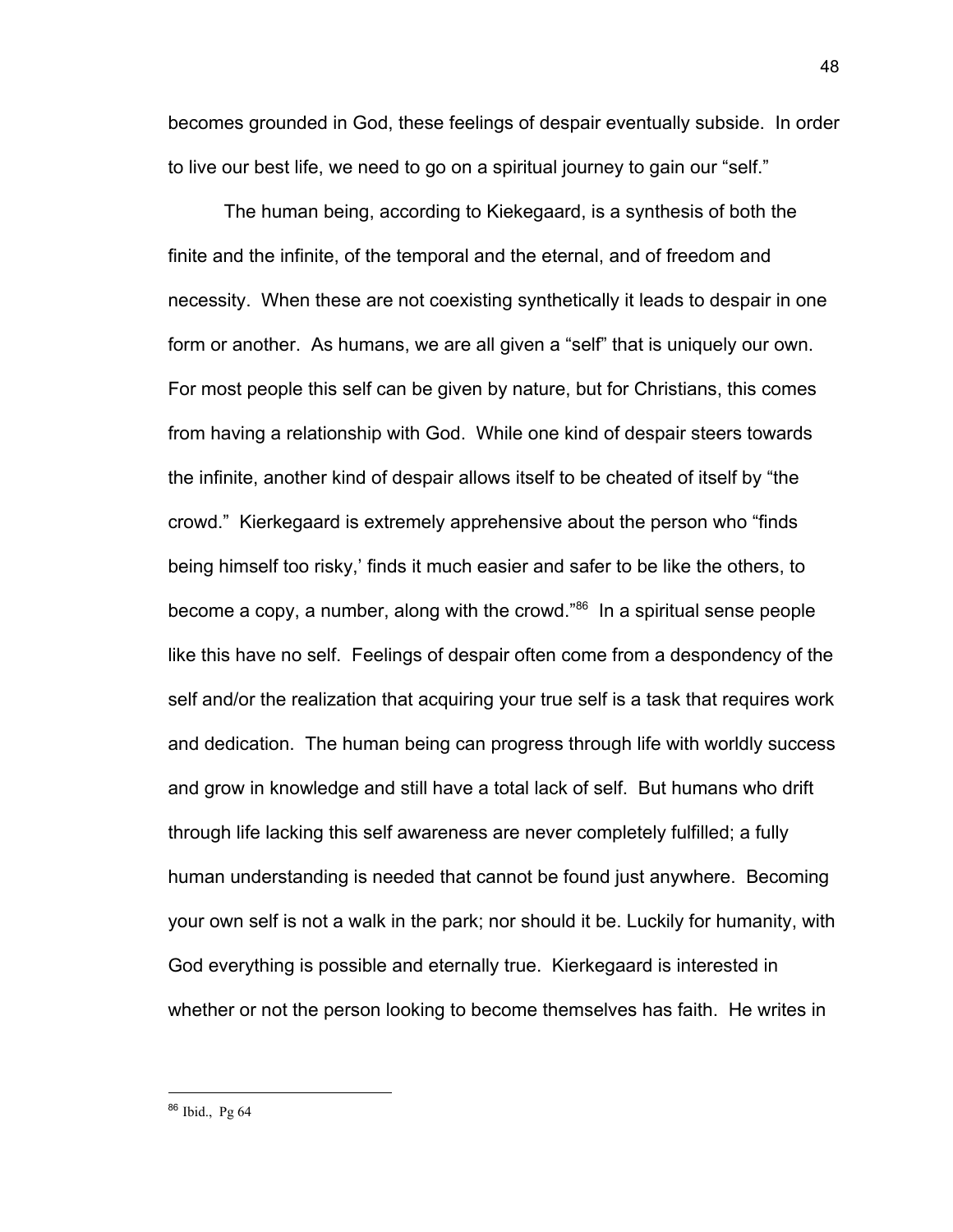becomes grounded in God, these feelings of despair eventually subside. In order to live our best life, we need to go on a spiritual journey to gain our "self."

The human being, according to Kiekegaard, is a synthesis of both the finite and the infinite, of the temporal and the eternal, and of freedom and necessity. When these are not coexisting synthetically it leads to despair in one form or another. As humans, we are all given a "self" that is uniquely our own. For most people this self can be given by nature, but for Christians, this comes from having a relationship with God. While one kind of despair steers towards the infinite, another kind of despair allows itself to be cheated of itself by "the crowd." Kierkegaard is extremely apprehensive about the person who "finds being himself too risky,' finds it much easier and safer to be like the others, to become a copy, a number, along with the crowd."[86] In a spiritual sense people like this have no self. Feelings of despair often come from a despondency of the self and/or the realization that acquiring your true self is a task that requires work and dedication. The human being can progress through life with worldly success and grow in knowledge and still have a total lack of self. But humans who drift through life lacking this self awareness are never completely fulfilled; a fully human understanding is needed that cannot be found just anywhere. Becoming your own self is not a walk in the park; nor should it be. Luckily for humanity, with God everything is possible and eternally true. Kierkegaard is interested in whether or not the person looking to become themselves has faith. He writes in

---

[86] Ibid., Pg 64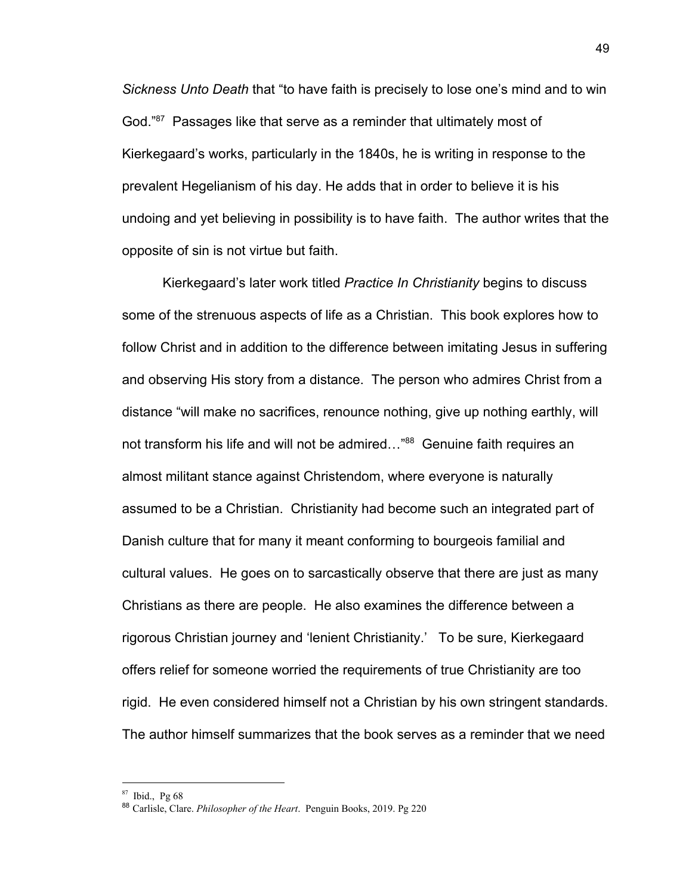*Sickness Unto Death* that "to have faith is precisely to lose one's mind and to win God."[87] Passages like that serve as a reminder that ultimately most of Kierkegaard's works, particularly in the 1840s, he is writing in response to the prevalent Hegelianism of his day. He adds that in order to believe it is his undoing and yet believing in possibility is to have faith. The author writes that the opposite of sin is not virtue but faith.

Kierkegaard's later work titled *Practice In Christianity* begins to discuss some of the strenuous aspects of life as a Christian. This book explores how to follow Christ and in addition to the difference between imitating Jesus in suffering and observing His story from a distance. The person who admires Christ from a distance "will make no sacrifices, renounce nothing, give up nothing earthly, will not transform his life and will not be admired…"[88] Genuine faith requires an almost militant stance against Christendom, where everyone is naturally assumed to be a Christian. Christianity had become such an integrated part of Danish culture that for many it meant conforming to bourgeois familial and cultural values. He goes on to sarcastically observe that there are just as many Christians as there are people. He also examines the difference between a rigorous Christian journey and 'lenient Christianity.' To be sure, Kierkegaard offers relief for someone worried the requirements of true Christianity are too rigid. He even considered himself not a Christian by his own stringent standards. The author himself summarizes that the book serves as a reminder that we need

---

[87] Ibid., Pg 68

[88] Carlisle, Clare. *Philosopher of the Heart*. Penguin Books, 2019. Pg 220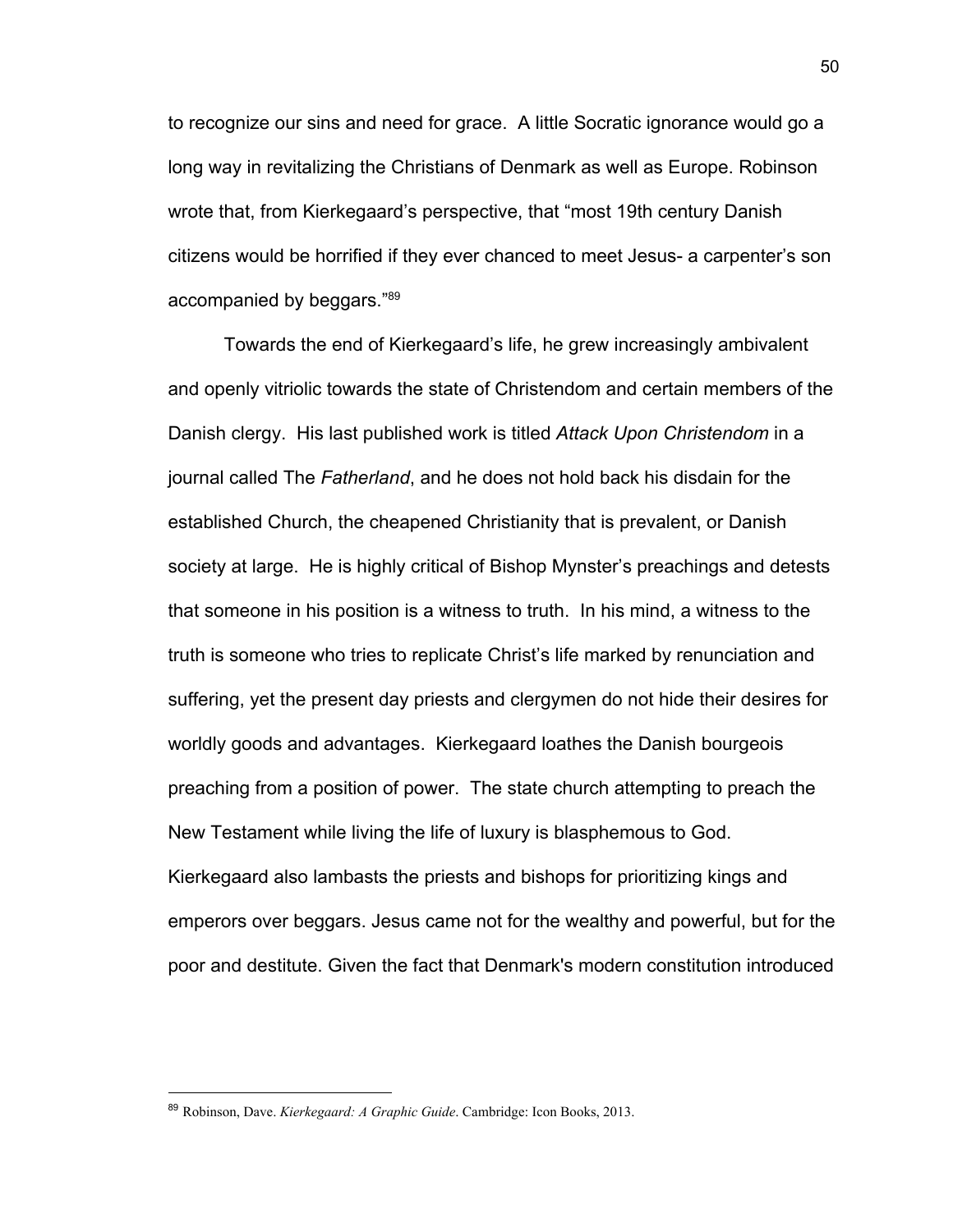to recognize our sins and need for grace. A little Socratic ignorance would go a long way in revitalizing the Christians of Denmark as well as Europe. Robinson wrote that, from Kierkegaard's perspective, that "most 19th century Danish citizens would be horrified if they ever chanced to meet Jesus- a carpenter's son accompanied by beggars."[89]

Towards the end of Kierkegaard's life, he grew increasingly ambivalent and openly vitriolic towards the state of Christendom and certain members of the Danish clergy. His last published work is titled *Attack Upon Christendom* in a journal called The *Fatherland*, and he does not hold back his disdain for the established Church, the cheapened Christianity that is prevalent, or Danish society at large. He is highly critical of Bishop Mynster's preachings and detests that someone in his position is a witness to truth. In his mind, a witness to the truth is someone who tries to replicate Christ's life marked by renunciation and suffering, yet the present day priests and clergymen do not hide their desires for worldly goods and advantages. Kierkegaard loathes the Danish bourgeois preaching from a position of power. The state church attempting to preach the New Testament while living the life of luxury is blasphemous to God. Kierkegaard also lambasts the priests and bishops for prioritizing kings and emperors over beggars. Jesus came not for the wealthy and powerful, but for the poor and destitute. Given the fact that Denmark's modern constitution introduced

[89] Robinson, Dave. *Kierkegaard: A Graphic Guide*. Cambridge: Icon Books, 2013.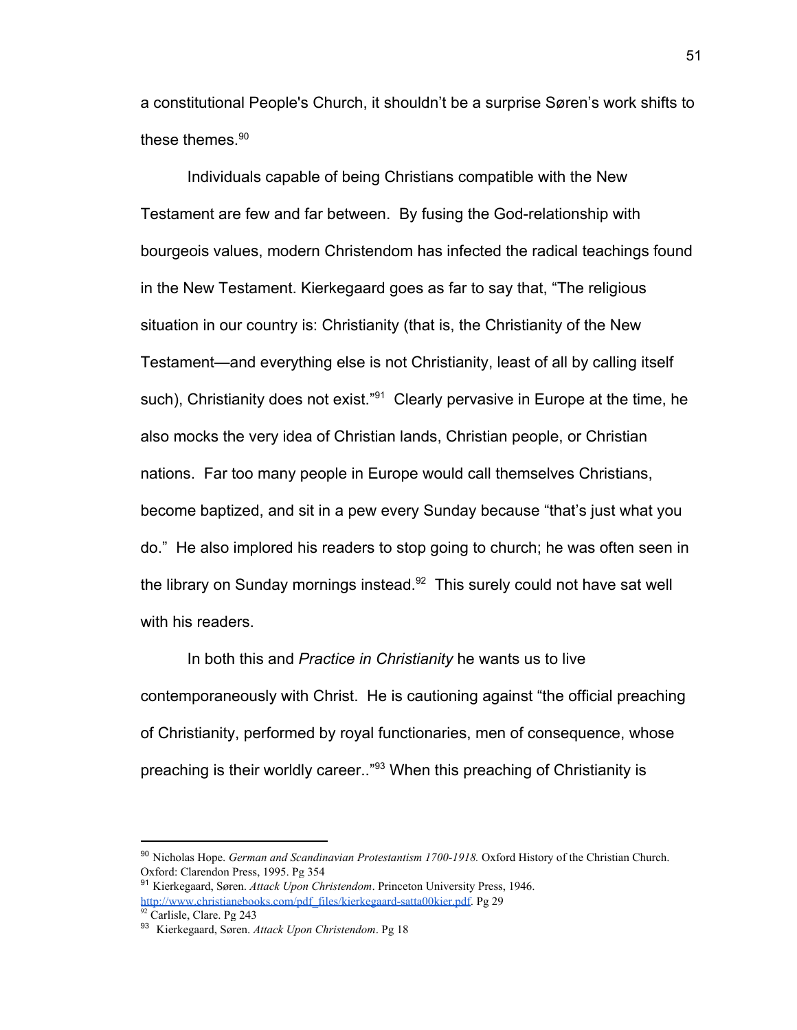a constitutional People's Church, it shouldn't be a surprise Søren's work shifts to these themes.[90]

Individuals capable of being Christians compatible with the New Testament are few and far between. By fusing the God-relationship with bourgeois values, modern Christendom has infected the radical teachings found in the New Testament. Kierkegaard goes as far to say that, "The religious situation in our country is: Christianity (that is, the Christianity of the New Testament—and everything else is not Christianity, least of all by calling itself such), Christianity does not exist."[91] Clearly pervasive in Europe at the time, he also mocks the very idea of Christian lands, Christian people, or Christian nations. Far too many people in Europe would call themselves Christians, become baptized, and sit in a pew every Sunday because "that's just what you do." He also implored his readers to stop going to church; he was often seen in the library on Sunday mornings instead.[92] This surely could not have sat well with his readers.

In both this and *Practice in Christianity* he wants us to live contemporaneously with Christ. He is cautioning against "the official preaching of Christianity, performed by royal functionaries, men of consequence, whose preaching is their worldly career.."[93] When this preaching of Christianity is

---

[90] Nicholas Hope. *German and Scandinavian Protestantism 1700-1918.* Oxford History of the Christian Church. Oxford: Clarendon Press, 1995. Pg 354

[91] Kierkegaard, Søren. *Attack Upon Christendom*. Princeton University Press, 1946. http://www.christianebooks.com/pdf_files/kierkegaard-satta00kier.pdf. Pg 29

[92] Carlisle, Clare. Pg 243

[93] Kierkegaard, Søren. *Attack Upon Christendom*. Pg 18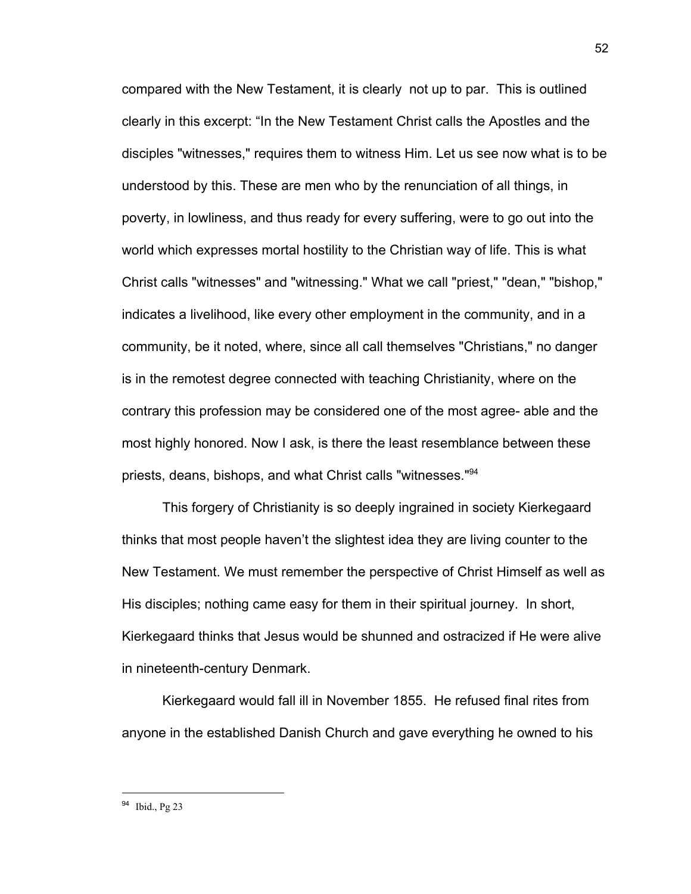compared with the New Testament, it is clearly not up to par. This is outlined clearly in this excerpt: "In the New Testament Christ calls the Apostles and the disciples "witnesses," requires them to witness Him. Let us see now what is to be understood by this. These are men who by the renunciation of all things, in poverty, in lowliness, and thus ready for every suffering, were to go out into the world which expresses mortal hostility to the Christian way of life. This is what Christ calls "witnesses" and "witnessing." What we call "priest," "dean," "bishop," indicates a livelihood, like every other employment in the community, and in a community, be it noted, where, since all call themselves "Christians," no danger is in the remotest degree connected with teaching Christianity, where on the contrary this profession may be considered one of the most agree- able and the most highly honored. Now I ask, is there the least resemblance between these priests, deans, bishops, and what Christ calls "witnesses."[94]

This forgery of Christianity is so deeply ingrained in society Kierkegaard thinks that most people haven't the slightest idea they are living counter to the New Testament. We must remember the perspective of Christ Himself as well as His disciples; nothing came easy for them in their spiritual journey. In short, Kierkegaard thinks that Jesus would be shunned and ostracized if He were alive in nineteenth-century Denmark.

Kierkegaard would fall ill in November 1855. He refused final rites from anyone in the established Danish Church and gave everything he owned to his

---

[94] Ibid., Pg 23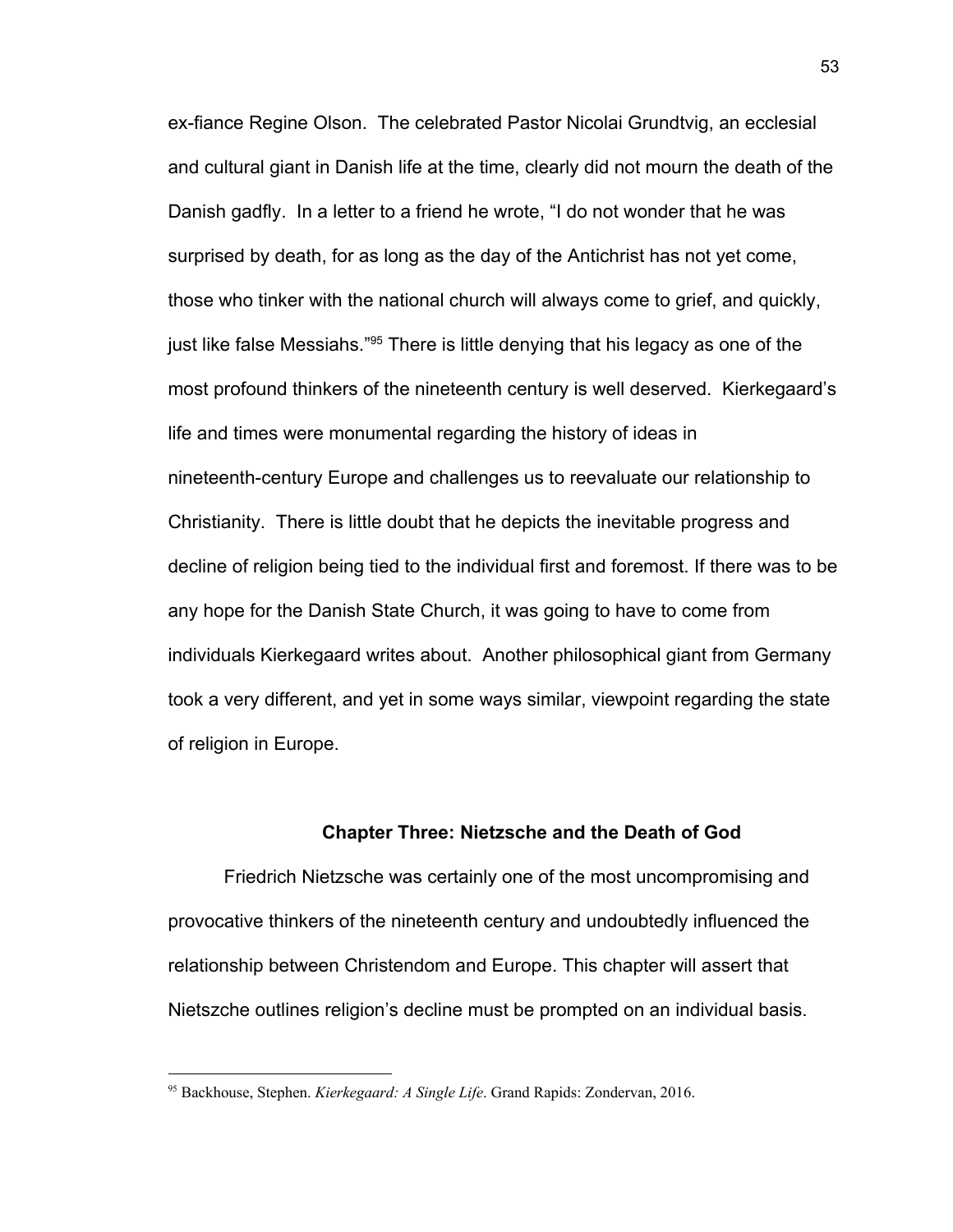ex-fiance Regine Olson. The celebrated Pastor Nicolai Grundtvig, an ecclesial and cultural giant in Danish life at the time, clearly did not mourn the death of the Danish gadfly. In a letter to a friend he wrote, "I do not wonder that he was surprised by death, for as long as the day of the Antichrist has not yet come, those who tinker with the national church will always come to grief, and quickly, just like false Messiahs."[95] There is little denying that his legacy as one of the most profound thinkers of the nineteenth century is well deserved. Kierkegaard's life and times were monumental regarding the history of ideas in nineteenth-century Europe and challenges us to reevaluate our relationship to Christianity. There is little doubt that he depicts the inevitable progress and decline of religion being tied to the individual first and foremost. If there was to be any hope for the Danish State Church, it was going to have to come from individuals Kierkegaard writes about. Another philosophical giant from Germany took a very different, and yet in some ways similar, viewpoint regarding the state of religion in Europe.

## Chapter Three: Nietzsche and the Death of God

Friedrich Nietzsche was certainly one of the most uncompromising and provocative thinkers of the nineteenth century and undoubtedly influenced the relationship between Christendom and Europe. This chapter will assert that Nietszche outlines religion's decline must be prompted on an individual basis.

---

[95] Backhouse, Stephen. *Kierkegaard: A Single Life*. Grand Rapids: Zondervan, 2016.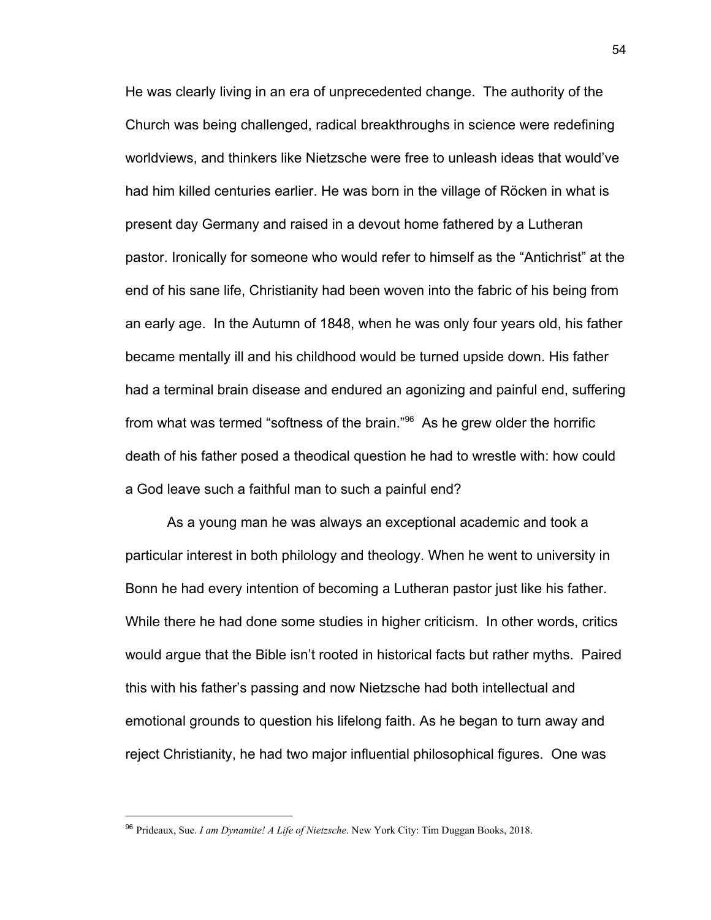He was clearly living in an era of unprecedented change. The authority of the Church was being challenged, radical breakthroughs in science were redefining worldviews, and thinkers like Nietzsche were free to unleash ideas that would've had him killed centuries earlier. He was born in the village of Röcken in what is present day Germany and raised in a devout home fathered by a Lutheran pastor. Ironically for someone who would refer to himself as the "Antichrist" at the end of his sane life, Christianity had been woven into the fabric of his being from an early age. In the Autumn of 1848, when he was only four years old, his father became mentally ill and his childhood would be turned upside down. His father had a terminal brain disease and endured an agonizing and painful end, suffering from what was termed "softness of the brain."[96] As he grew older the horrific death of his father posed a theodical question he had to wrestle with: how could a God leave such a faithful man to such a painful end?

As a young man he was always an exceptional academic and took a particular interest in both philology and theology. When he went to university in Bonn he had every intention of becoming a Lutheran pastor just like his father. While there he had done some studies in higher criticism. In other words, critics would argue that the Bible isn't rooted in historical facts but rather myths. Paired this with his father's passing and now Nietzsche had both intellectual and emotional grounds to question his lifelong faith. As he began to turn away and reject Christianity, he had two major influential philosophical figures. One was

[96] Prideaux, Sue. *I am Dynamite! A Life of Nietzsche*. New York City: Tim Duggan Books, 2018.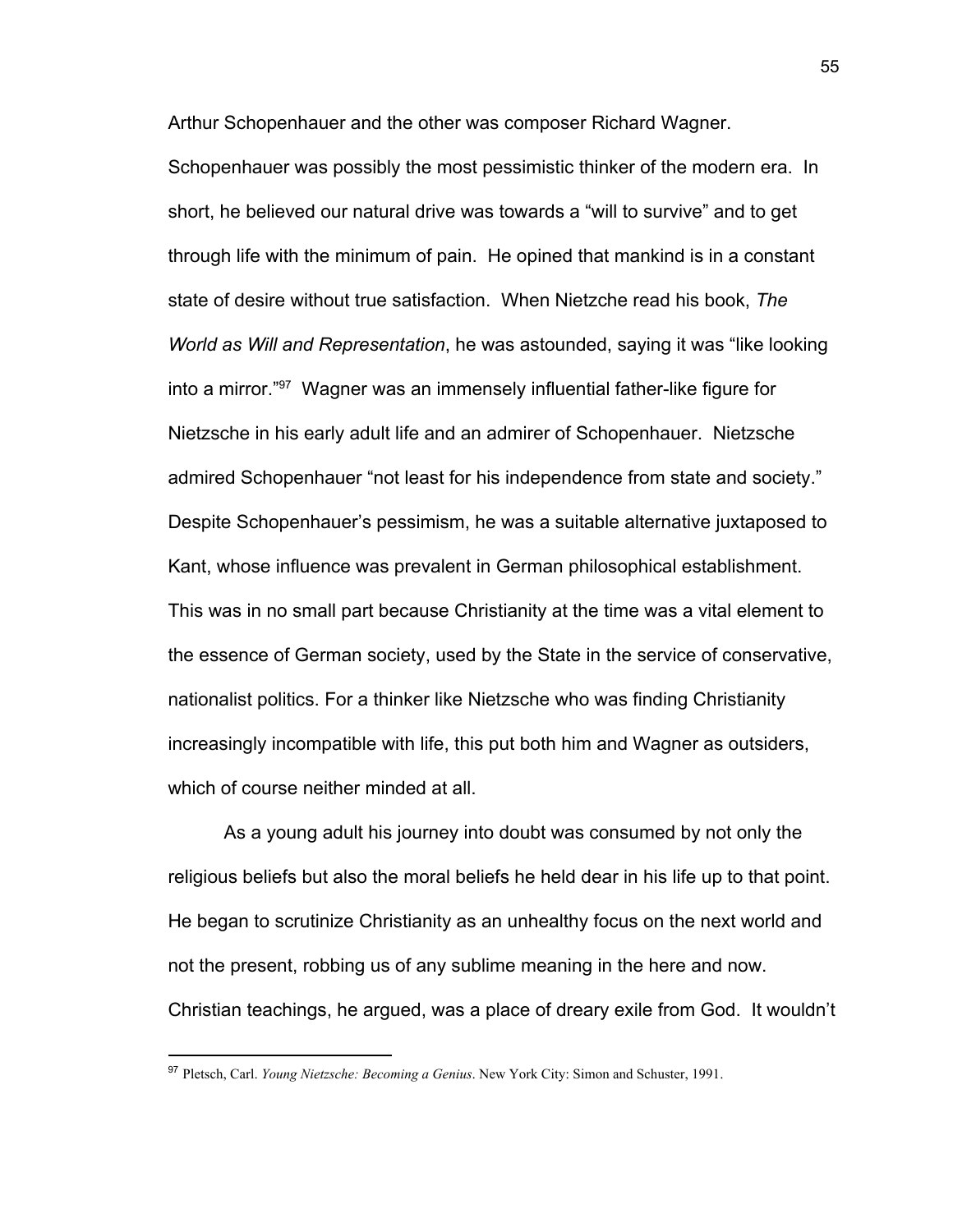Arthur Schopenhauer and the other was composer Richard Wagner. Schopenhauer was possibly the most pessimistic thinker of the modern era. In short, he believed our natural drive was towards a "will to survive" and to get through life with the minimum of pain. He opined that mankind is in a constant state of desire without true satisfaction. When Nietzche read his book, *The World as Will and Representation*, he was astounded, saying it was "like looking into a mirror."[97] Wagner was an immensely influential father-like figure for Nietzsche in his early adult life and an admirer of Schopenhauer. Nietzsche admired Schopenhauer "not least for his independence from state and society." Despite Schopenhauer's pessimism, he was a suitable alternative juxtaposed to Kant, whose influence was prevalent in German philosophical establishment. This was in no small part because Christianity at the time was a vital element to the essence of German society, used by the State in the service of conservative, nationalist politics. For a thinker like Nietzsche who was finding Christianity increasingly incompatible with life, this put both him and Wagner as outsiders, which of course neither minded at all.

As a young adult his journey into doubt was consumed by not only the religious beliefs but also the moral beliefs he held dear in his life up to that point. He began to scrutinize Christianity as an unhealthy focus on the next world and not the present, robbing us of any sublime meaning in the here and now. Christian teachings, he argued, was a place of dreary exile from God. It wouldn't

---

[97] Pletsch, Carl. *Young Nietzsche: Becoming a Genius*. New York City: Simon and Schuster, 1991.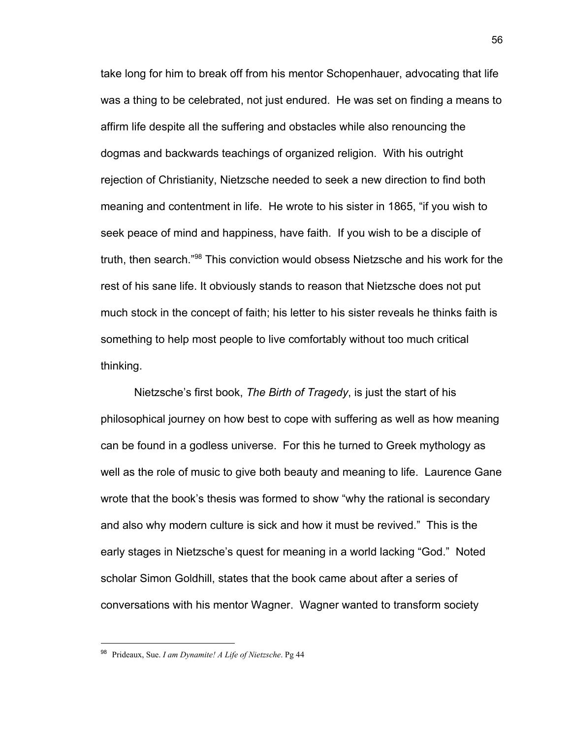take long for him to break off from his mentor Schopenhauer, advocating that life was a thing to be celebrated, not just endured. He was set on finding a means to affirm life despite all the suffering and obstacles while also renouncing the dogmas and backwards teachings of organized religion. With his outright rejection of Christianity, Nietzsche needed to seek a new direction to find both meaning and contentment in life. He wrote to his sister in 1865, "if you wish to seek peace of mind and happiness, have faith. If you wish to be a disciple of truth, then search."[98] This conviction would obsess Nietzsche and his work for the rest of his sane life. It obviously stands to reason that Nietzsche does not put much stock in the concept of faith; his letter to his sister reveals he thinks faith is something to help most people to live comfortably without too much critical thinking.

Nietzsche's first book, *The Birth of Tragedy*, is just the start of his philosophical journey on how best to cope with suffering as well as how meaning can be found in a godless universe. For this he turned to Greek mythology as well as the role of music to give both beauty and meaning to life. Laurence Gane wrote that the book's thesis was formed to show "why the rational is secondary and also why modern culture is sick and how it must be revived." This is the early stages in Nietzsche's quest for meaning in a world lacking "God." Noted scholar Simon Goldhill, states that the book came about after a series of conversations with his mentor Wagner. Wagner wanted to transform society

---

[98] Prideaux, Sue. *I am Dynamite! A Life of Nietzsche*. Pg 44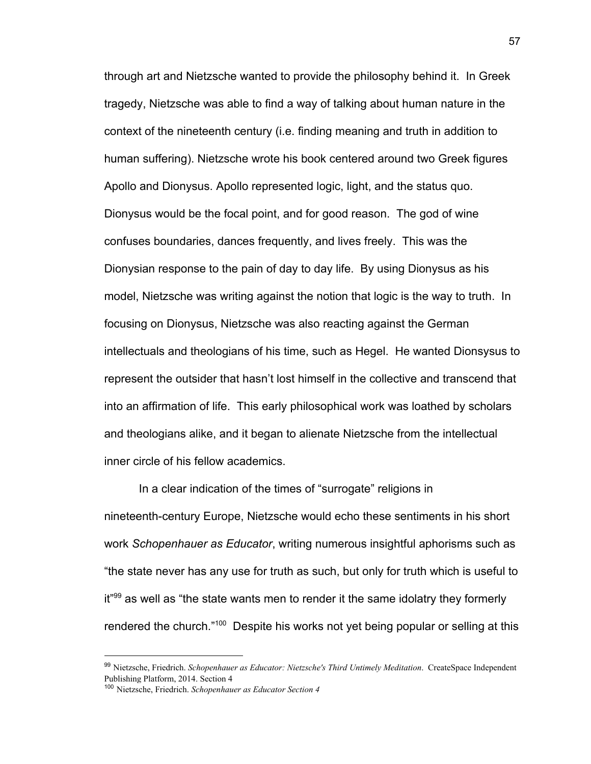through art and Nietzsche wanted to provide the philosophy behind it. In Greek tragedy, Nietzsche was able to find a way of talking about human nature in the context of the nineteenth century (i.e. finding meaning and truth in addition to human suffering). Nietzsche wrote his book centered around two Greek figures Apollo and Dionysus. Apollo represented logic, light, and the status quo. Dionysus would be the focal point, and for good reason. The god of wine confuses boundaries, dances frequently, and lives freely. This was the Dionysian response to the pain of day to day life. By using Dionysus as his model, Nietzsche was writing against the notion that logic is the way to truth. In focusing on Dionysus, Nietzsche was also reacting against the German intellectuals and theologians of his time, such as Hegel. He wanted Dionsysus to represent the outsider that hasn't lost himself in the collective and transcend that into an affirmation of life. This early philosophical work was loathed by scholars and theologians alike, and it began to alienate Nietzsche from the intellectual inner circle of his fellow academics.

In a clear indication of the times of "surrogate" religions in nineteenth-century Europe, Nietzsche would echo these sentiments in his short work *Schopenhauer as Educator*, writing numerous insightful aphorisms such as "the state never has any use for truth as such, but only for truth which is useful to it"[99] as well as "the state wants men to render it the same idolatry they formerly rendered the church."[100] Despite his works not yet being popular or selling at this

---

[99] Nietzsche, Friedrich. *Schopenhauer as Educator: Nietzsche's Third Untimely Meditation*. CreateSpace Independent Publishing Platform, 2014. Section 4

[100] Nietzsche, Friedrich. *Schopenhauer as Educator Section 4*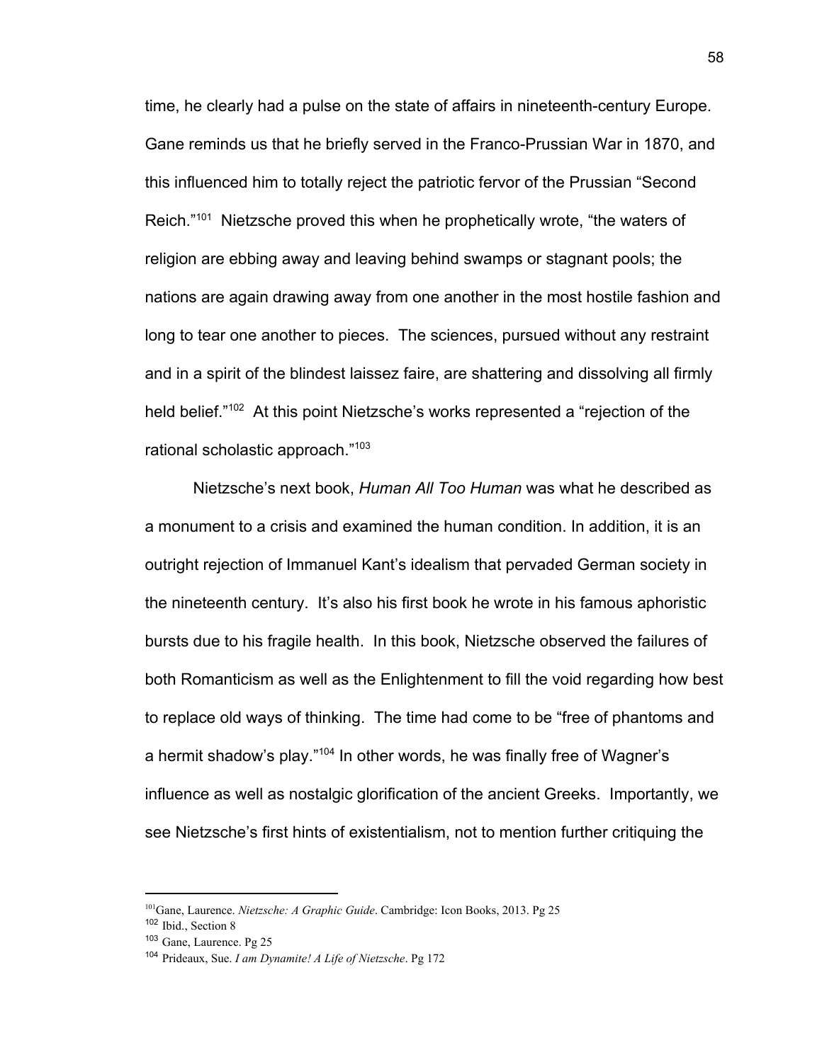time, he clearly had a pulse on the state of affairs in nineteenth-century Europe. Gane reminds us that he briefly served in the Franco-Prussian War in 1870, and this influenced him to totally reject the patriotic fervor of the Prussian "Second Reich."[101] Nietzsche proved this when he prophetically wrote, "the waters of religion are ebbing away and leaving behind swamps or stagnant pools; the nations are again drawing away from one another in the most hostile fashion and long to tear one another to pieces. The sciences, pursued without any restraint and in a spirit of the blindest laissez faire, are shattering and dissolving all firmly held belief."[102] At this point Nietzsche's works represented a "rejection of the rational scholastic approach."[103]

Nietzsche's next book, *Human All Too Human* was what he described as a monument to a crisis and examined the human condition. In addition, it is an outright rejection of Immanuel Kant's idealism that pervaded German society in the nineteenth century. It's also his first book he wrote in his famous aphoristic bursts due to his fragile health. In this book, Nietzsche observed the failures of both Romanticism as well as the Enlightenment to fill the void regarding how best to replace old ways of thinking. The time had come to be "free of phantoms and a hermit shadow's play."[104] In other words, he was finally free of Wagner's influence as well as nostalgic glorification of the ancient Greeks. Importantly, we see Nietzsche's first hints of existentialism, not to mention further critiquing the

---

[101] Gane, Laurence. *Nietzsche: A Graphic Guide*. Cambridge: Icon Books, 2013. Pg 25

[102] Ibid., Section 8

[103] Gane, Laurence. Pg 25

[104] Prideaux, Sue. *I am Dynamite! A Life of Nietzsche*. Pg 172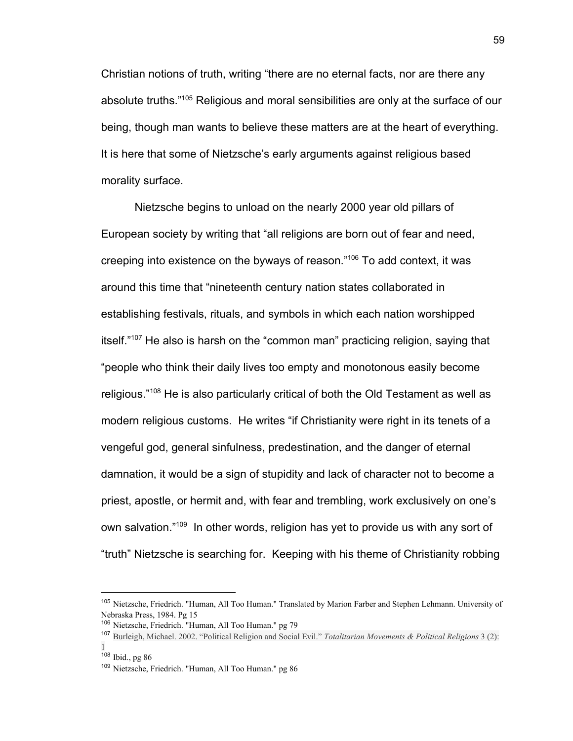Christian notions of truth, writing “there are no eternal facts, nor are there any absolute truths.”[105] Religious and moral sensibilities are only at the surface of our being, though man wants to believe these matters are at the heart of everything. It is here that some of Nietzsche’s early arguments against religious based morality surface.

Nietzsche begins to unload on the nearly 2000 year old pillars of European society by writing that “all religions are born out of fear and need, creeping into existence on the byways of reason.”[106] To add context, it was around this time that “nineteenth century nation states collaborated in establishing festivals, rituals, and symbols in which each nation worshipped itself.”[107] He also is harsh on the “common man” practicing religion, saying that “people who think their daily lives too empty and monotonous easily become religious.”[108] He is also particularly critical of both the Old Testament as well as modern religious customs. He writes “if Christianity were right in its tenets of a vengeful god, general sinfulness, predestination, and the danger of eternal damnation, it would be a sign of stupidity and lack of character not to become a priest, apostle, or hermit and, with fear and trembling, work exclusively on one’s own salvation.”[109] In other words, religion has yet to provide us with any sort of “truth” Nietzsche is searching for. Keeping with his theme of Christianity robbing

---

[105] Nietzsche, Friedrich. "Human, All Too Human." Translated by Marion Farber and Stephen Lehmann. University of Nebraska Press, 1984. Pg 15

[106] Nietzsche, Friedrich. "Human, All Too Human." pg 79

[107] Burleigh, Michael. 2002. “Political Religion and Social Evil.” *Totalitarian Movements & Political Religions* 3 (2): 1

[108] Ibid., pg 86

[109] Nietzsche, Friedrich. "Human, All Too Human." pg 86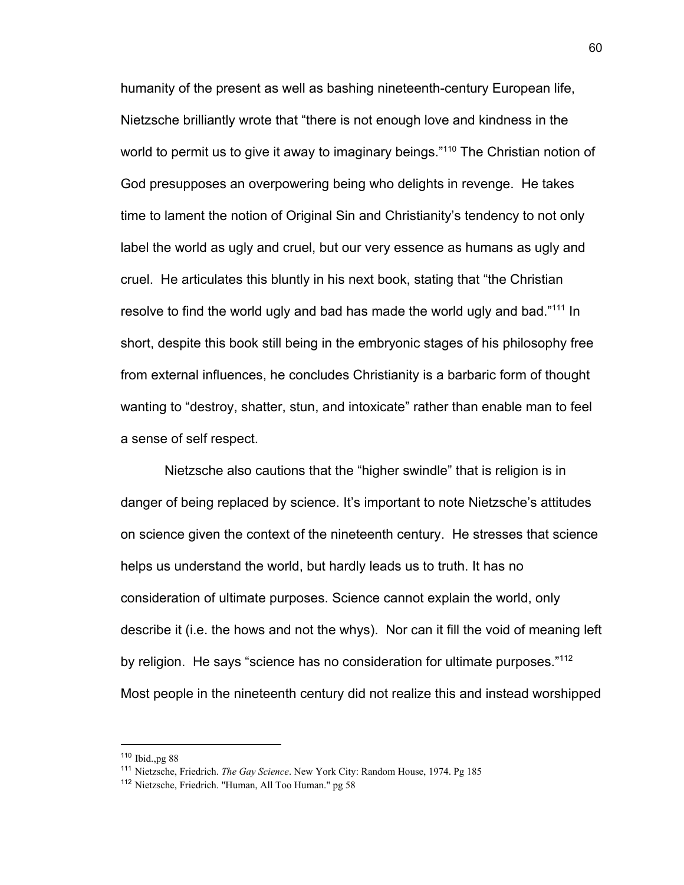humanity of the present as well as bashing nineteenth-century European life, Nietzsche brilliantly wrote that "there is not enough love and kindness in the world to permit us to give it away to imaginary beings."[110] The Christian notion of God presupposes an overpowering being who delights in revenge. He takes time to lament the notion of Original Sin and Christianity's tendency to not only label the world as ugly and cruel, but our very essence as humans as ugly and cruel. He articulates this bluntly in his next book, stating that "the Christian resolve to find the world ugly and bad has made the world ugly and bad."[111] In short, despite this book still being in the embryonic stages of his philosophy free from external influences, he concludes Christianity is a barbaric form of thought wanting to "destroy, shatter, stun, and intoxicate" rather than enable man to feel a sense of self respect.

Nietzsche also cautions that the "higher swindle" that is religion is in danger of being replaced by science. It's important to note Nietzsche's attitudes on science given the context of the nineteenth century. He stresses that science helps us understand the world, but hardly leads us to truth. It has no consideration of ultimate purposes. Science cannot explain the world, only describe it (i.e. the hows and not the whys). Nor can it fill the void of meaning left by religion. He says "science has no consideration for ultimate purposes."[112] Most people in the nineteenth century did not realize this and instead worshipped

---

[110] Ibid.,pg 88

[111] Nietzsche, Friedrich. *The Gay Science*. New York City: Random House, 1974. Pg 185

[112] Nietzsche, Friedrich. "Human, All Too Human." pg 58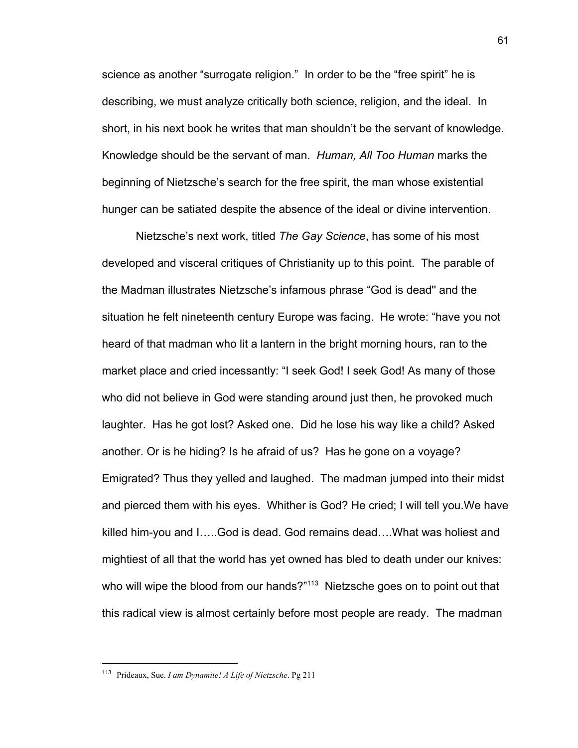science as another “surrogate religion.” In order to be the “free spirit” he is describing, we must analyze critically both science, religion, and the ideal. In short, in his next book he writes that man shouldn’t be the servant of knowledge. Knowledge should be the servant of man. *Human, All Too Human* marks the beginning of Nietzsche’s search for the free spirit, the man whose existential hunger can be satiated despite the absence of the ideal or divine intervention.

Nietzsche’s next work, titled *The Gay Science*, has some of his most developed and visceral critiques of Christianity up to this point. The parable of the Madman illustrates Nietzsche’s infamous phrase “God is dead'' and the situation he felt nineteenth century Europe was facing. He wrote: “have you not heard of that madman who lit a lantern in the bright morning hours, ran to the market place and cried incessantly: “I seek God! I seek God! As many of those who did not believe in God were standing around just then, he provoked much laughter. Has he got lost? Asked one. Did he lose his way like a child? Asked another. Or is he hiding? Is he afraid of us? Has he gone on a voyage? Emigrated? Thus they yelled and laughed. The madman jumped into their midst and pierced them with his eyes. Whither is God? He cried; I will tell you.We have killed him-you and I…..God is dead. God remains dead….What was holiest and mightiest of all that the world has yet owned has bled to death under our knives: who will wipe the blood from our hands?”[113] Nietzsche goes on to point out that this radical view is almost certainly before most people are ready. The madman

---

[113] Prideaux, Sue. *I am Dynamite! A Life of Nietzsche*. Pg 211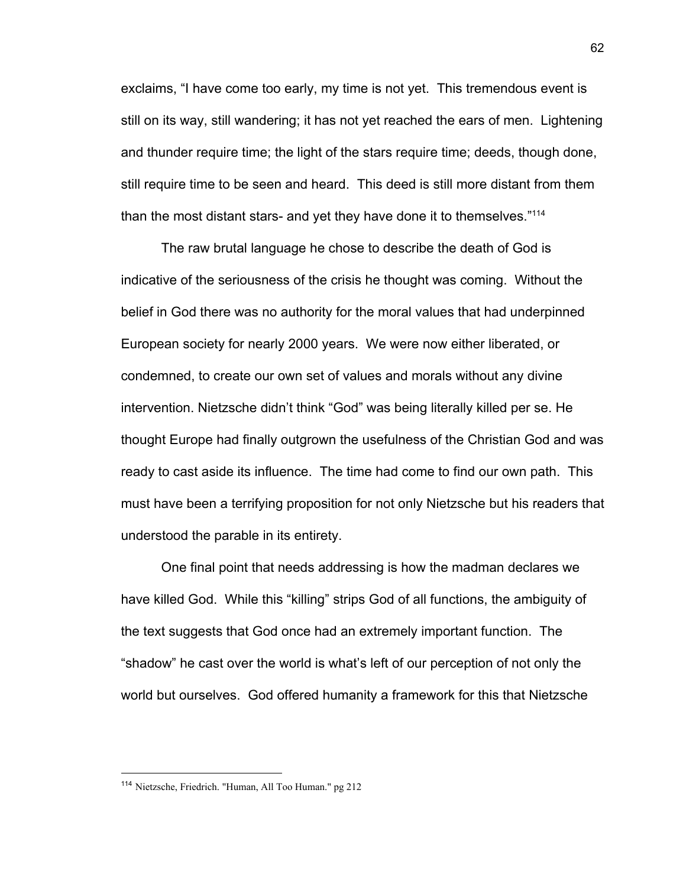exclaims, “I have come too early, my time is not yet. This tremendous event is still on its way, still wandering; it has not yet reached the ears of men. Lightening and thunder require time; the light of the stars require time; deeds, though done, still require time to be seen and heard. This deed is still more distant from them than the most distant stars- and yet they have done it to themselves.”[114]

The raw brutal language he chose to describe the death of God is indicative of the seriousness of the crisis he thought was coming. Without the belief in God there was no authority for the moral values that had underpinned European society for nearly 2000 years. We were now either liberated, or condemned, to create our own set of values and morals without any divine intervention. Nietzsche didn’t think “God” was being literally killed per se. He thought Europe had finally outgrown the usefulness of the Christian God and was ready to cast aside its influence. The time had come to find our own path. This must have been a terrifying proposition for not only Nietzsche but his readers that understood the parable in its entirety.

One final point that needs addressing is how the madman declares we have killed God. While this “killing” strips God of all functions, the ambiguity of the text suggests that God once had an extremely important function. The “shadow” he cast over the world is what’s left of our perception of not only the world but ourselves. God offered humanity a framework for this that Nietzsche

---

[114] Nietzsche, Friedrich. "Human, All Too Human." pg 212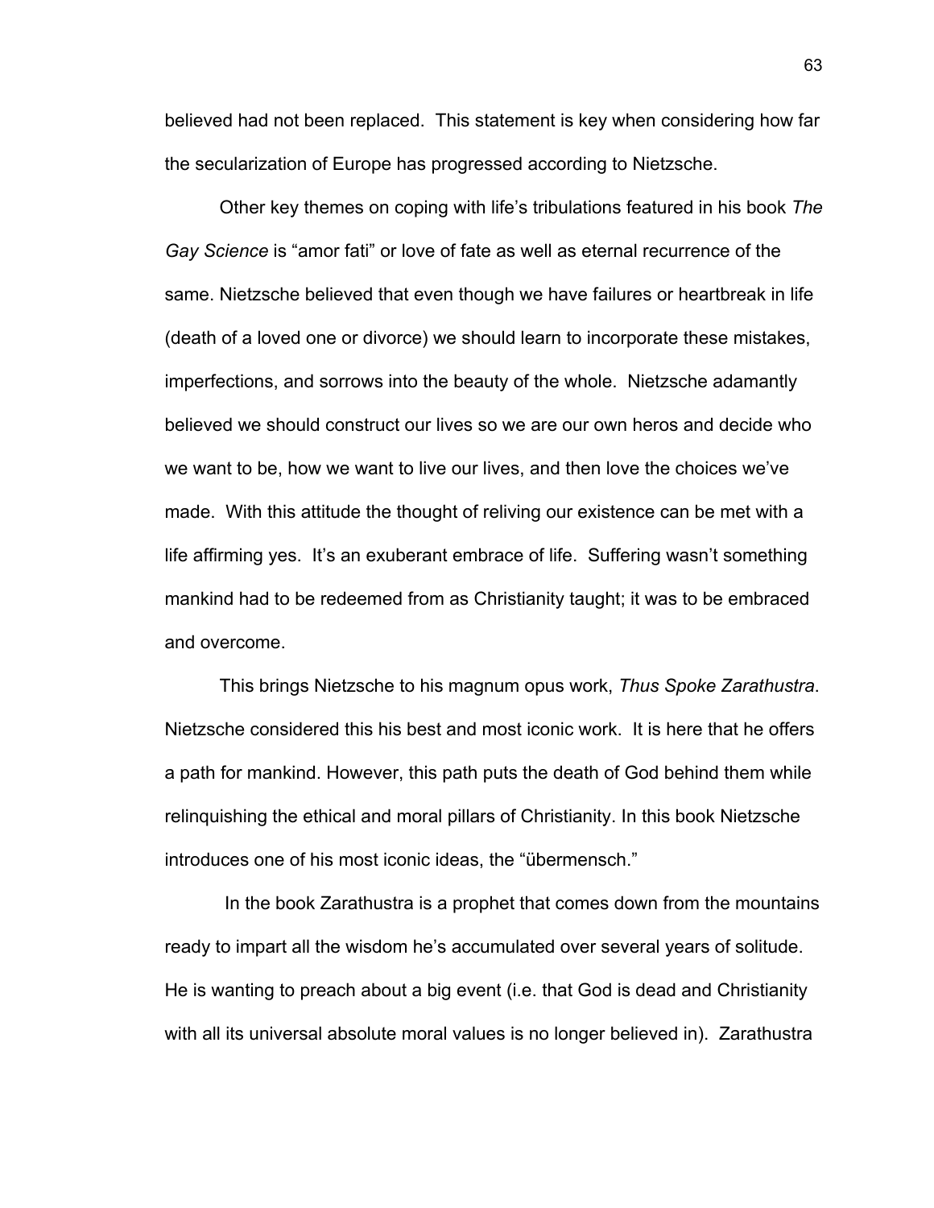believed had not been replaced. This statement is key when considering how far the secularization of Europe has progressed according to Nietzsche.

Other key themes on coping with life's tribulations featured in his book *The Gay Science* is "amor fati" or love of fate as well as eternal recurrence of the same. Nietzsche believed that even though we have failures or heartbreak in life (death of a loved one or divorce) we should learn to incorporate these mistakes, imperfections, and sorrows into the beauty of the whole. Nietzsche adamantly believed we should construct our lives so we are our own heros and decide who we want to be, how we want to live our lives, and then love the choices we've made. With this attitude the thought of reliving our existence can be met with a life affirming yes. It's an exuberant embrace of life. Suffering wasn't something mankind had to be redeemed from as Christianity taught; it was to be embraced and overcome.

This brings Nietzsche to his magnum opus work, *Thus Spoke Zarathustra*. Nietzsche considered this his best and most iconic work. It is here that he offers a path for mankind. However, this path puts the death of God behind them while relinquishing the ethical and moral pillars of Christianity. In this book Nietzsche introduces one of his most iconic ideas, the "übermensch."

In the book Zarathustra is a prophet that comes down from the mountains ready to impart all the wisdom he's accumulated over several years of solitude. He is wanting to preach about a big event (i.e. that God is dead and Christianity with all its universal absolute moral values is no longer believed in). Zarathustra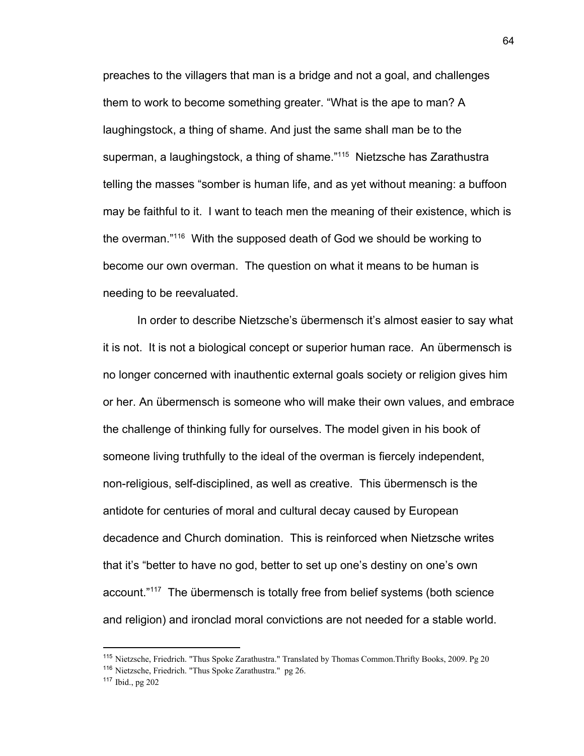preaches to the villagers that man is a bridge and not a goal, and challenges them to work to become something greater. "What is the ape to man? A laughingstock, a thing of shame. And just the same shall man be to the superman, a laughingstock, a thing of shame."[115] Nietzsche has Zarathustra telling the masses "somber is human life, and as yet without meaning: a buffoon may be faithful to it. I want to teach men the meaning of their existence, which is the overman."[116] With the supposed death of God we should be working to become our own overman. The question on what it means to be human is needing to be reevaluated.

In order to describe Nietzsche's übermensch it's almost easier to say what it is not. It is not a biological concept or superior human race. An übermensch is no longer concerned with inauthentic external goals society or religion gives him or her. An übermensch is someone who will make their own values, and embrace the challenge of thinking fully for ourselves. The model given in his book of someone living truthfully to the ideal of the overman is fiercely independent, non-religious, self-disciplined, as well as creative. This übermensch is the antidote for centuries of moral and cultural decay caused by European decadence and Church domination. This is reinforced when Nietzsche writes that it's "better to have no god, better to set up one's destiny on one's own account."[117] The übermensch is totally free from belief systems (both science and religion) and ironclad moral convictions are not needed for a stable world.

---

[115] Nietzsche, Friedrich. "Thus Spoke Zarathustra." Translated by Thomas Common.Thrifty Books, 2009. Pg 20

[116] Nietzsche, Friedrich. "Thus Spoke Zarathustra." pg 26.

[117] Ibid., pg 202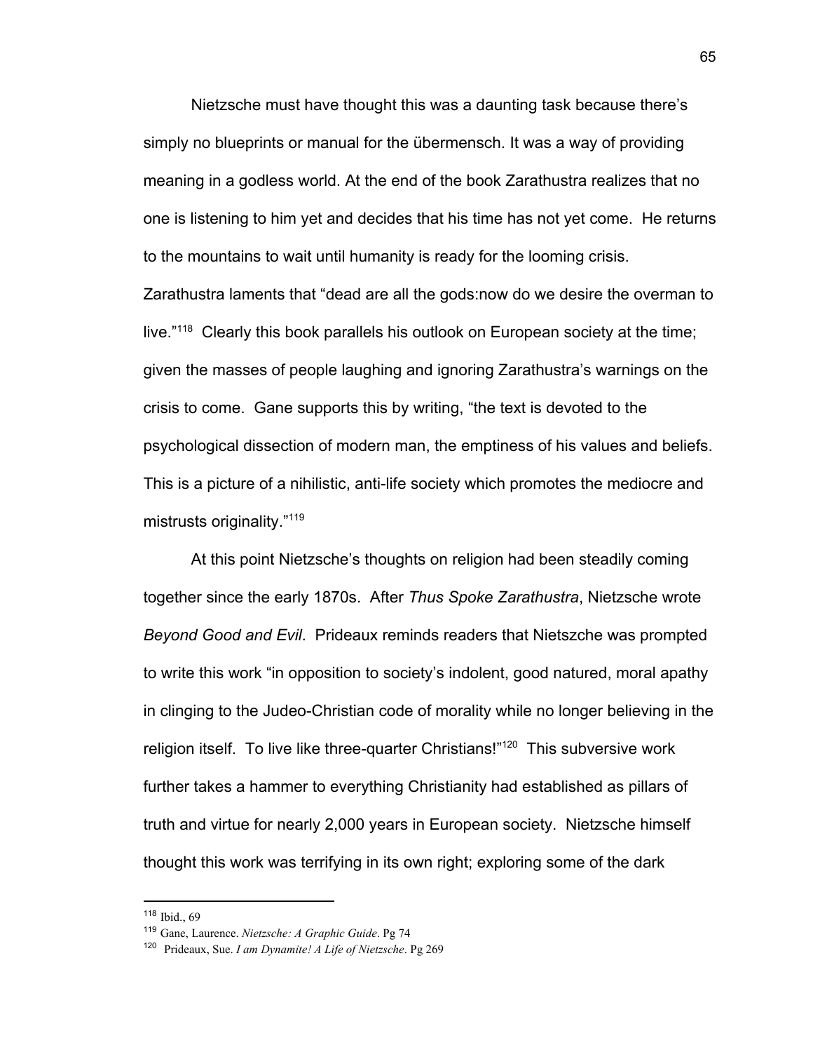Nietzsche must have thought this was a daunting task because there's simply no blueprints or manual for the übermensch. It was a way of providing meaning in a godless world. At the end of the book Zarathustra realizes that no one is listening to him yet and decides that his time has not yet come. He returns to the mountains to wait until humanity is ready for the looming crisis. Zarathustra laments that "dead are all the gods:now do we desire the overman to live."[118] Clearly this book parallels his outlook on European society at the time; given the masses of people laughing and ignoring Zarathustra's warnings on the crisis to come. Gane supports this by writing, "the text is devoted to the psychological dissection of modern man, the emptiness of his values and beliefs. This is a picture of a nihilistic, anti-life society which promotes the mediocre and mistrusts originality."[119]

At this point Nietzsche's thoughts on religion had been steadily coming together since the early 1870s. After *Thus Spoke Zarathustra*, Nietzsche wrote *Beyond Good and Evil*. Prideaux reminds readers that Nietszche was prompted to write this work "in opposition to society's indolent, good natured, moral apathy in clinging to the Judeo-Christian code of morality while no longer believing in the religion itself. To live like three-quarter Christians!"[120] This subversive work further takes a hammer to everything Christianity had established as pillars of truth and virtue for nearly 2,000 years in European society. Nietzsche himself thought this work was terrifying in its own right; exploring some of the dark

---

[118] Ibid., 69

[119] Gane, Laurence. *Nietzsche: A Graphic Guide*. Pg 74

[120] Prideaux, Sue. *I am Dynamite! A Life of Nietzsche*. Pg 269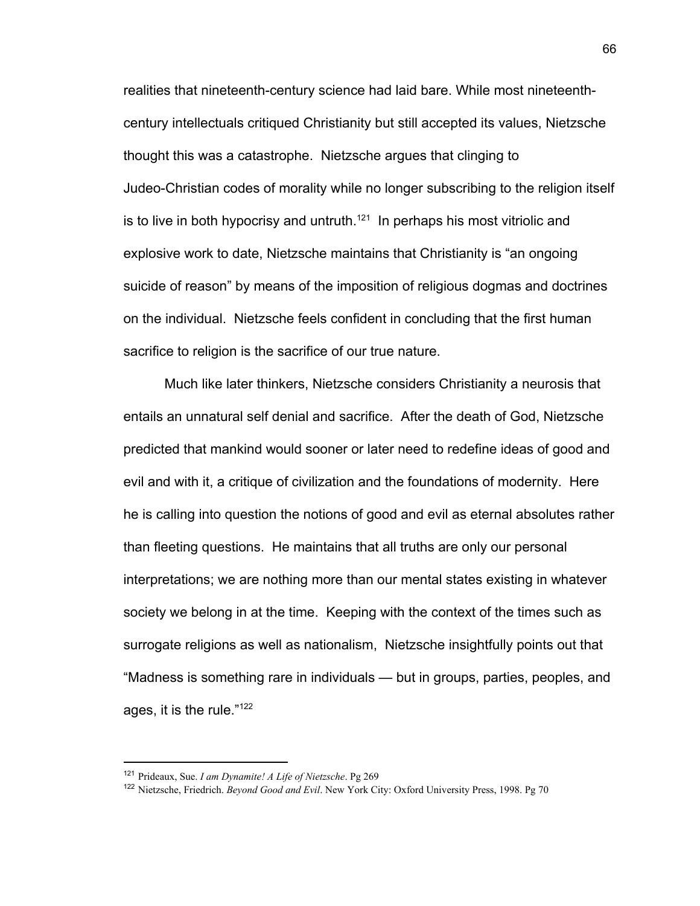realities that nineteenth-century science had laid bare. While most nineteenth-century intellectuals critiqued Christianity but still accepted its values, Nietzsche thought this was a catastrophe. Nietzsche argues that clinging to Judeo-Christian codes of morality while no longer subscribing to the religion itself is to live in both hypocrisy and untruth.[121] In perhaps his most vitriolic and explosive work to date, Nietzsche maintains that Christianity is "an ongoing suicide of reason" by means of the imposition of religious dogmas and doctrines on the individual. Nietzsche feels confident in concluding that the first human sacrifice to religion is the sacrifice of our true nature.

Much like later thinkers, Nietzsche considers Christianity a neurosis that entails an unnatural self denial and sacrifice. After the death of God, Nietzsche predicted that mankind would sooner or later need to redefine ideas of good and evil and with it, a critique of civilization and the foundations of modernity. Here he is calling into question the notions of good and evil as eternal absolutes rather than fleeting questions. He maintains that all truths are only our personal interpretations; we are nothing more than our mental states existing in whatever society we belong in at the time. Keeping with the context of the times such as surrogate religions as well as nationalism, Nietzsche insightfully points out that "Madness is something rare in individuals — but in groups, parties, peoples, and ages, it is the rule."[122]

---

[121] Prideaux, Sue. *I am Dynamite! A Life of Nietzsche*. Pg 269

[122] Nietzsche, Friedrich. *Beyond Good and Evil*. New York City: Oxford University Press, 1998. Pg 70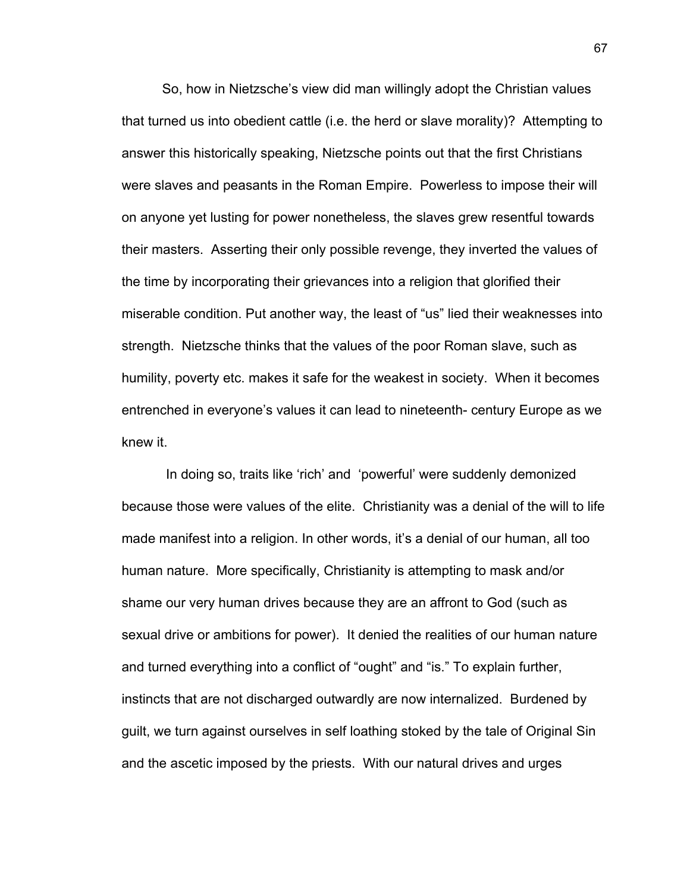So, how in Nietzsche's view did man willingly adopt the Christian values that turned us into obedient cattle (i.e. the herd or slave morality)? Attempting to answer this historically speaking, Nietzsche points out that the first Christians were slaves and peasants in the Roman Empire. Powerless to impose their will on anyone yet lusting for power nonetheless, the slaves grew resentful towards their masters. Asserting their only possible revenge, they inverted the values of the time by incorporating their grievances into a religion that glorified their miserable condition. Put another way, the least of "us" lied their weaknesses into strength. Nietzsche thinks that the values of the poor Roman slave, such as humility, poverty etc. makes it safe for the weakest in society. When it becomes entrenched in everyone's values it can lead to nineteenth- century Europe as we knew it.

In doing so, traits like 'rich' and 'powerful' were suddenly demonized because those were values of the elite. Christianity was a denial of the will to life made manifest into a religion. In other words, it's a denial of our human, all too human nature. More specifically, Christianity is attempting to mask and/or shame our very human drives because they are an affront to God (such as sexual drive or ambitions for power). It denied the realities of our human nature and turned everything into a conflict of "ought" and "is." To explain further, instincts that are not discharged outwardly are now internalized. Burdened by guilt, we turn against ourselves in self loathing stoked by the tale of Original Sin and the ascetic imposed by the priests. With our natural drives and urges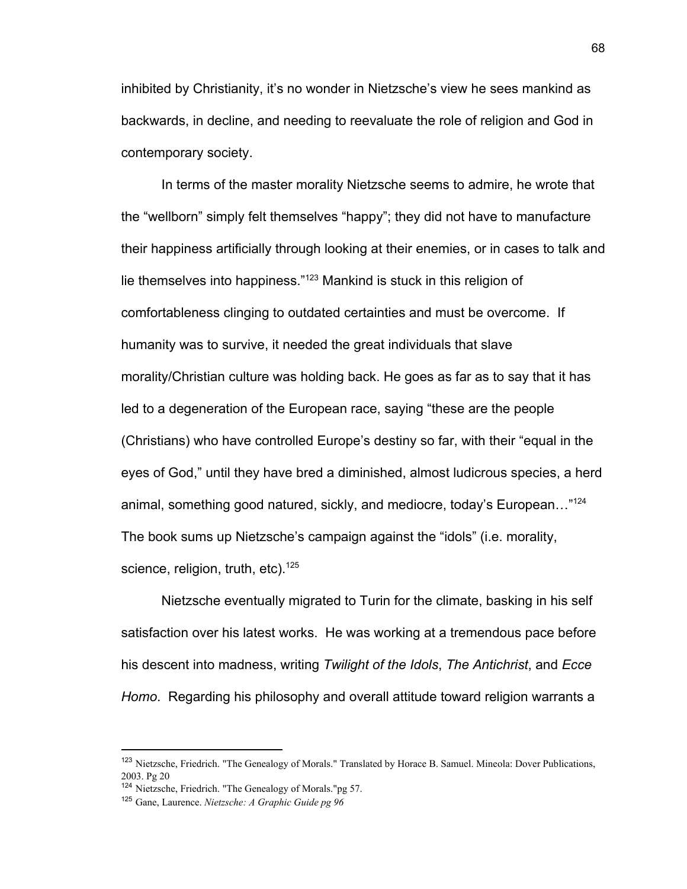inhibited by Christianity, it's no wonder in Nietzsche's view he sees mankind as backwards, in decline, and needing to reevaluate the role of religion and God in contemporary society.

In terms of the master morality Nietzsche seems to admire, he wrote that the "wellborn" simply felt themselves "happy"; they did not have to manufacture their happiness artificially through looking at their enemies, or in cases to talk and lie themselves into happiness."[123] Mankind is stuck in this religion of comfortableness clinging to outdated certainties and must be overcome. If humanity was to survive, it needed the great individuals that slave morality/Christian culture was holding back. He goes as far as to say that it has led to a degeneration of the European race, saying "these are the people (Christians) who have controlled Europe's destiny so far, with their "equal in the eyes of God," until they have bred a diminished, almost ludicrous species, a herd animal, something good natured, sickly, and mediocre, today's European…"[124] The book sums up Nietzsche's campaign against the "idols" (i.e. morality, science, religion, truth, etc).[125]

Nietzsche eventually migrated to Turin for the climate, basking in his self satisfaction over his latest works. He was working at a tremendous pace before his descent into madness, writing *Twilight of the Idols*, *The Antichrist*, and *Ecce Homo*. Regarding his philosophy and overall attitude toward religion warrants a

---

[123] Nietzsche, Friedrich. "The Genealogy of Morals." Translated by Horace B. Samuel. Mineola: Dover Publications, 2003. Pg 20

[124] Nietzsche, Friedrich. "The Genealogy of Morals."pg 57.

[125] Gane, Laurence. *Nietzsche: A Graphic Guide pg 96*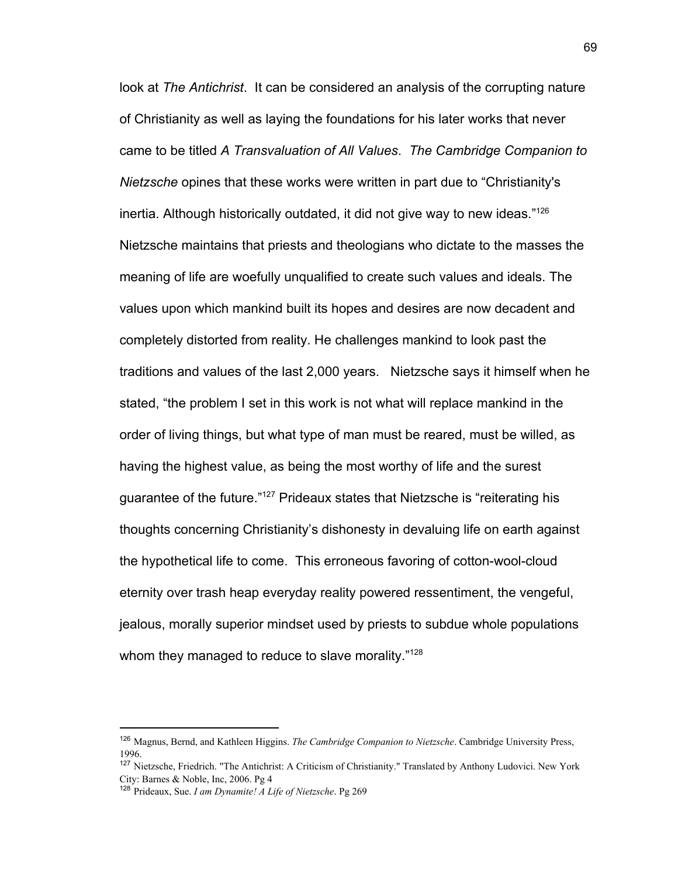look at *The Antichrist*. It can be considered an analysis of the corrupting nature of Christianity as well as laying the foundations for his later works that never came to be titled *A Transvaluation of All Values*. *The Cambridge Companion to Nietzsche* opines that these works were written in part due to "Christianity's inertia. Although historically outdated, it did not give way to new ideas."[126] Nietzsche maintains that priests and theologians who dictate to the masses the meaning of life are woefully unqualified to create such values and ideals. The values upon which mankind built its hopes and desires are now decadent and completely distorted from reality. He challenges mankind to look past the traditions and values of the last 2,000 years. Nietzsche says it himself when he stated, "the problem I set in this work is not what will replace mankind in the order of living things, but what type of man must be reared, must be willed, as having the highest value, as being the most worthy of life and the surest guarantee of the future."[127] Prideaux states that Nietzsche is "reiterating his thoughts concerning Christianity's dishonesty in devaluing life on earth against the hypothetical life to come. This erroneous favoring of cotton-wool-cloud eternity over trash heap everyday reality powered ressentiment, the vengeful, jealous, morally superior mindset used by priests to subdue whole populations whom they managed to reduce to slave morality."[128]

---

[126] Magnus, Bernd, and Kathleen Higgins. *The Cambridge Companion to Nietzsche*. Cambridge University Press, 1996.

[127] Nietzsche, Friedrich. "The Antichrist: A Criticism of Christianity." Translated by Anthony Ludovici. New York City: Barnes & Noble, Inc, 2006. Pg 4

[128] Prideaux, Sue. *I am Dynamite! A Life of Nietzsche*. Pg 269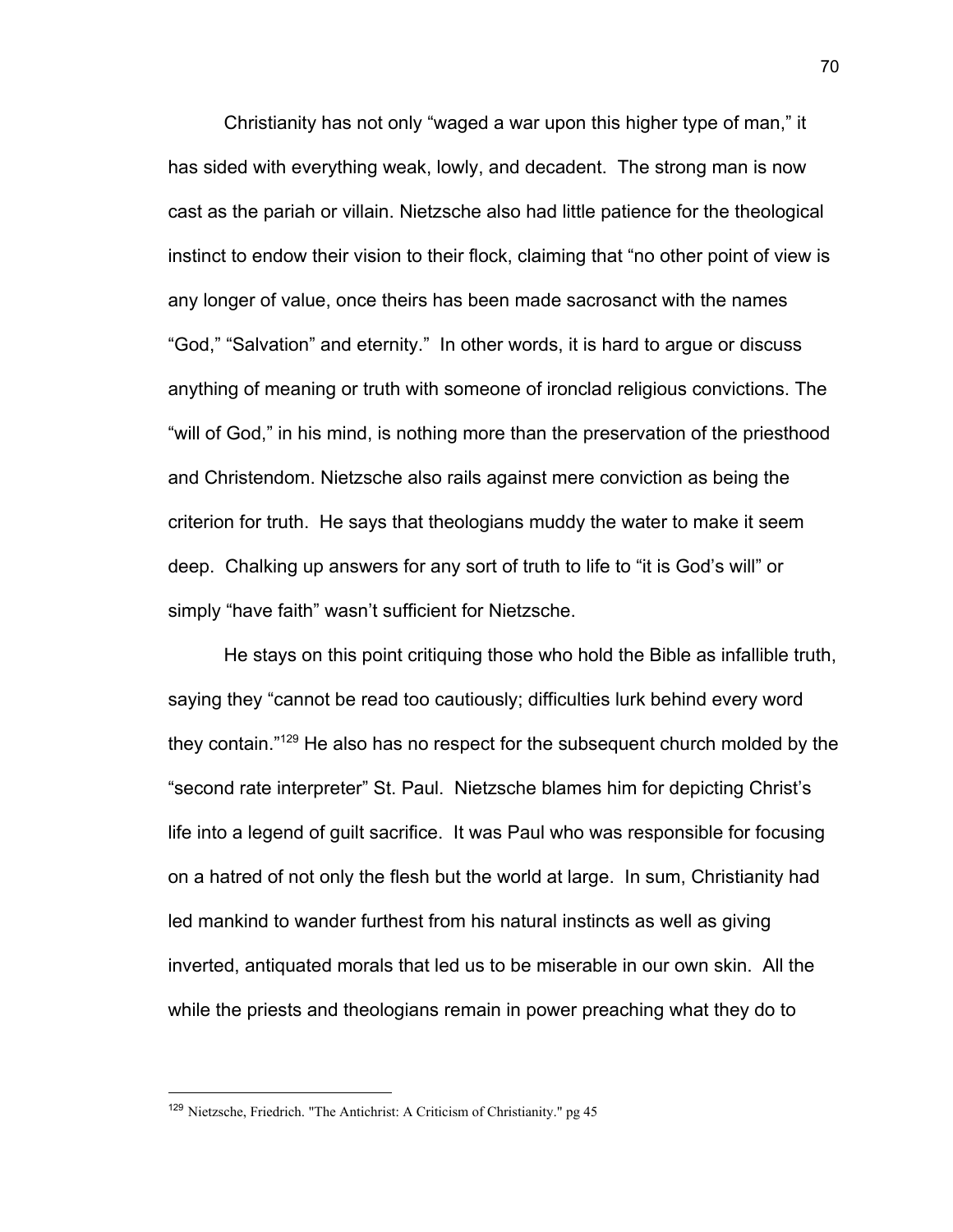Christianity has not only "waged a war upon this higher type of man," it has sided with everything weak, lowly, and decadent. The strong man is now cast as the pariah or villain. Nietzsche also had little patience for the theological instinct to endow their vision to their flock, claiming that "no other point of view is any longer of value, once theirs has been made sacrosanct with the names "God," "Salvation" and eternity." In other words, it is hard to argue or discuss anything of meaning or truth with someone of ironclad religious convictions. The "will of God," in his mind, is nothing more than the preservation of the priesthood and Christendom. Nietzsche also rails against mere conviction as being the criterion for truth. He says that theologians muddy the water to make it seem deep. Chalking up answers for any sort of truth to life to "it is God's will" or simply "have faith" wasn't sufficient for Nietzsche.

He stays on this point critiquing those who hold the Bible as infallible truth, saying they "cannot be read too cautiously; difficulties lurk behind every word they contain."[129] He also has no respect for the subsequent church molded by the "second rate interpreter" St. Paul. Nietzsche blames him for depicting Christ's life into a legend of guilt sacrifice. It was Paul who was responsible for focusing on a hatred of not only the flesh but the world at large. In sum, Christianity had led mankind to wander furthest from his natural instincts as well as giving inverted, antiquated morals that led us to be miserable in our own skin. All the while the priests and theologians remain in power preaching what they do to

---

[129] Nietzsche, Friedrich. "The Antichrist: A Criticism of Christianity." pg 45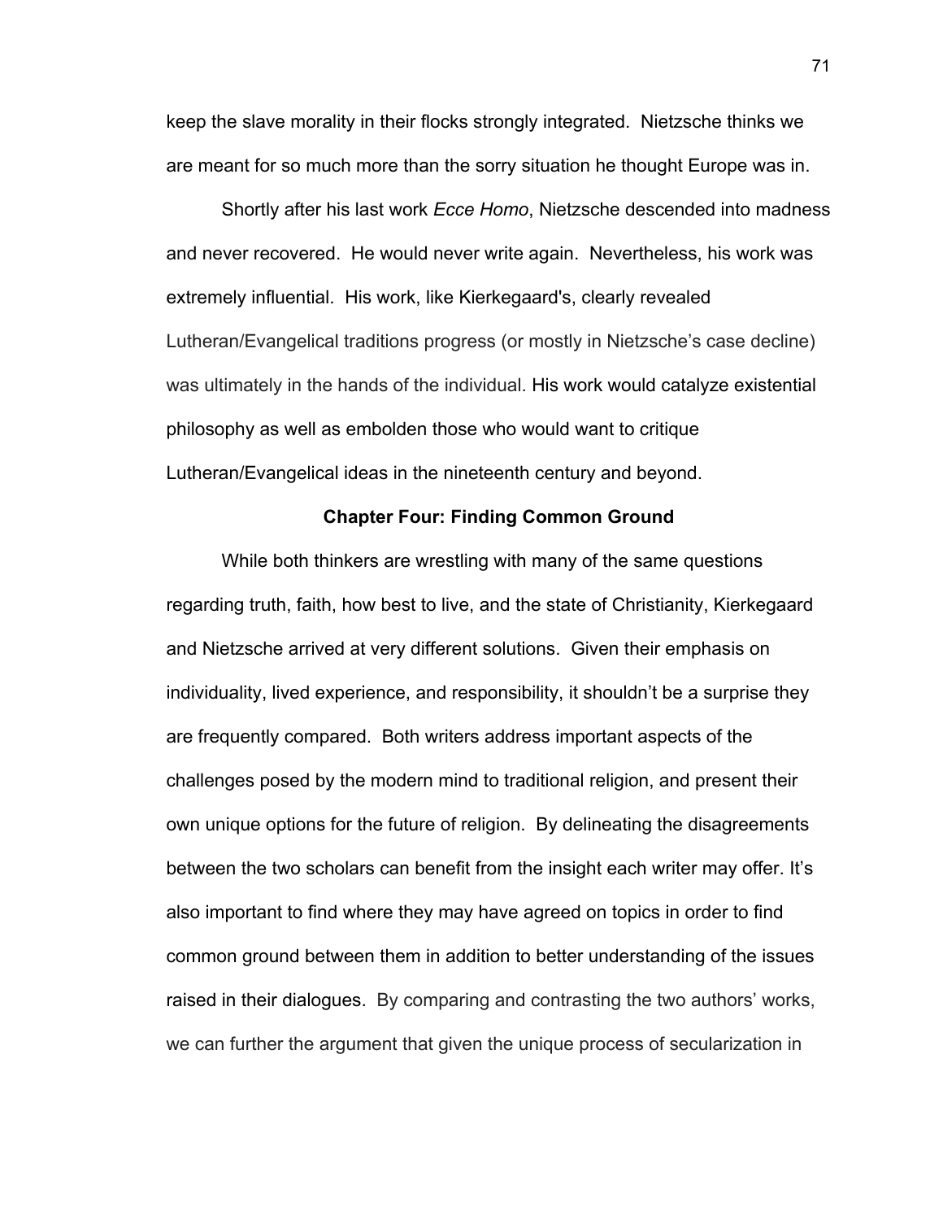keep the slave morality in their flocks strongly integrated. Nietzsche thinks we are meant for so much more than the sorry situation he thought Europe was in.

Shortly after his last work *Ecce Homo*, Nietzsche descended into madness and never recovered. He would never write again. Nevertheless, his work was extremely influential. His work, like Kierkegaard's, clearly revealed Lutheran/Evangelical traditions progress (or mostly in Nietzsche's case decline) was ultimately in the hands of the individual. His work would catalyze existential philosophy as well as embolden those who would want to critique Lutheran/Evangelical ideas in the nineteenth century and beyond.

## Chapter Four: Finding Common Ground

While both thinkers are wrestling with many of the same questions regarding truth, faith, how best to live, and the state of Christianity, Kierkegaard and Nietzsche arrived at very different solutions. Given their emphasis on individuality, lived experience, and responsibility, it shouldn't be a surprise they are frequently compared. Both writers address important aspects of the challenges posed by the modern mind to traditional religion, and present their own unique options for the future of religion. By delineating the disagreements between the two scholars can benefit from the insight each writer may offer. It's also important to find where they may have agreed on topics in order to find common ground between them in addition to better understanding of the issues raised in their dialogues. By comparing and contrasting the two authors' works, we can further the argument that given the unique process of secularization in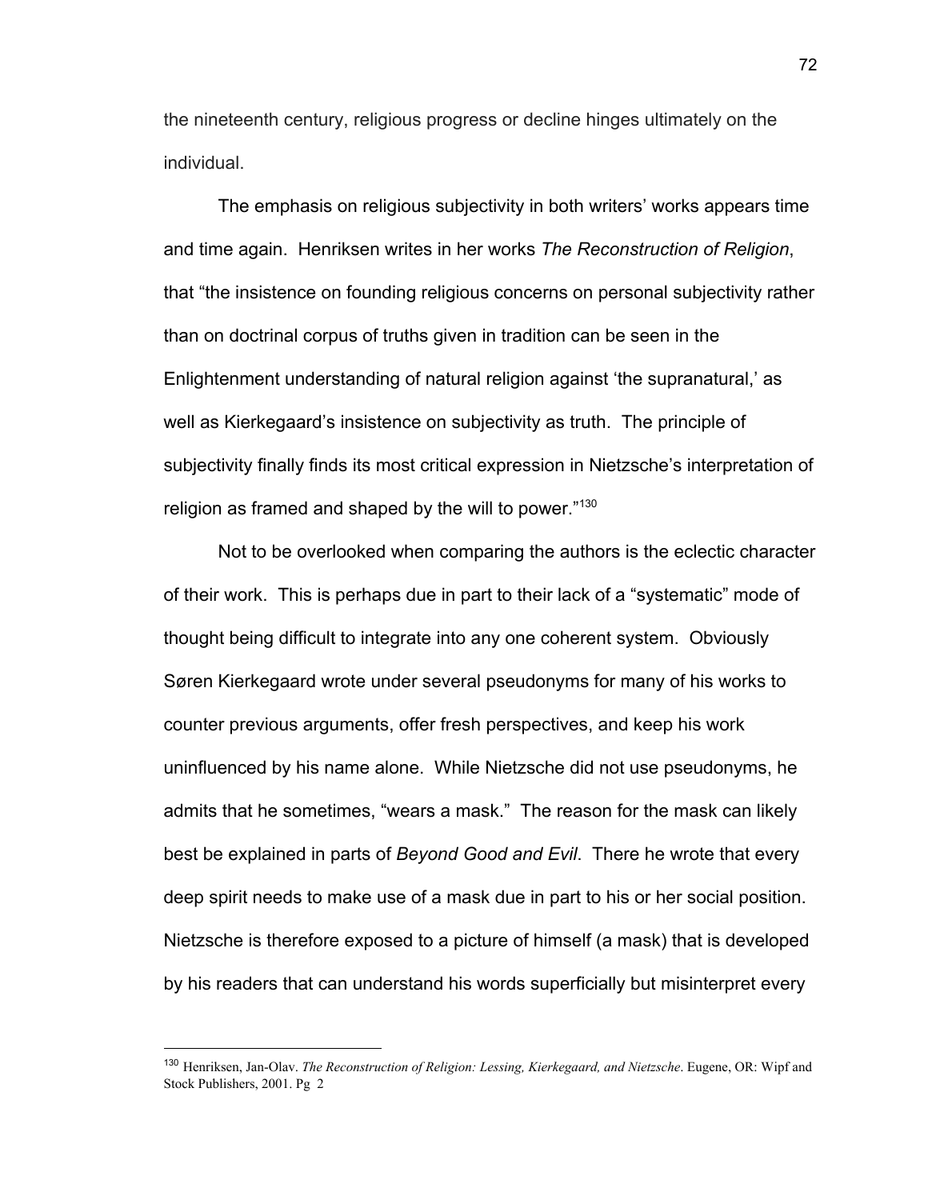the nineteenth century, religious progress or decline hinges ultimately on the individual.

The emphasis on religious subjectivity in both writers' works appears time and time again. Henriksen writes in her works *The Reconstruction of Religion*, that "the insistence on founding religious concerns on personal subjectivity rather than on doctrinal corpus of truths given in tradition can be seen in the Enlightenment understanding of natural religion against 'the supranatural,' as well as Kierkegaard's insistence on subjectivity as truth. The principle of subjectivity finally finds its most critical expression in Nietzsche's interpretation of religion as framed and shaped by the will to power."[130]

Not to be overlooked when comparing the authors is the eclectic character of their work. This is perhaps due in part to their lack of a "systematic" mode of thought being difficult to integrate into any one coherent system. Obviously Søren Kierkegaard wrote under several pseudonyms for many of his works to counter previous arguments, offer fresh perspectives, and keep his work uninfluenced by his name alone. While Nietzsche did not use pseudonyms, he admits that he sometimes, "wears a mask." The reason for the mask can likely best be explained in parts of *Beyond Good and Evil*. There he wrote that every deep spirit needs to make use of a mask due in part to his or her social position. Nietzsche is therefore exposed to a picture of himself (a mask) that is developed by his readers that can understand his words superficially but misinterpret every

---

[130] Henriksen, Jan-Olav. *The Reconstruction of Religion: Lessing, Kierkegaard, and Nietzsche*. Eugene, OR: Wipf and Stock Publishers, 2001. Pg 2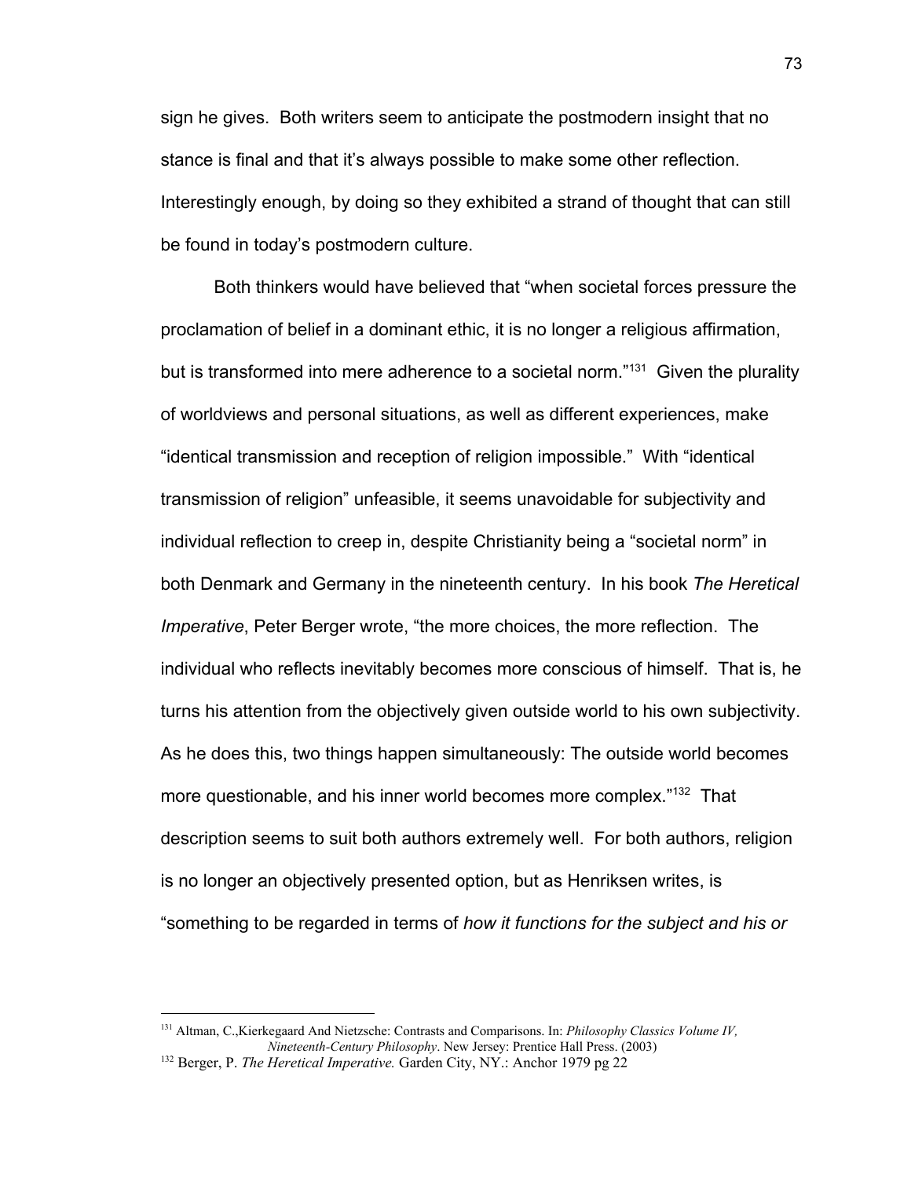sign he gives. Both writers seem to anticipate the postmodern insight that no stance is final and that it's always possible to make some other reflection. Interestingly enough, by doing so they exhibited a strand of thought that can still be found in today's postmodern culture.

Both thinkers would have believed that "when societal forces pressure the proclamation of belief in a dominant ethic, it is no longer a religious affirmation, but is transformed into mere adherence to a societal norm."[131] Given the plurality of worldviews and personal situations, as well as different experiences, make "identical transmission and reception of religion impossible." With "identical transmission of religion" unfeasible, it seems unavoidable for subjectivity and individual reflection to creep in, despite Christianity being a "societal norm" in both Denmark and Germany in the nineteenth century. In his book *The Heretical Imperative*, Peter Berger wrote, "the more choices, the more reflection. The individual who reflects inevitably becomes more conscious of himself. That is, he turns his attention from the objectively given outside world to his own subjectivity. As he does this, two things happen simultaneously: The outside world becomes more questionable, and his inner world becomes more complex."[132] That description seems to suit both authors extremely well. For both authors, religion is no longer an objectively presented option, but as Henriksen writes, is "something to be regarded in terms of *how it functions for the subject and his or*

---

[131] Altman, C.,Kierkegaard And Nietzsche: Contrasts and Comparisons. In: *Philosophy Classics Volume IV, Nineteenth-Century Philosophy*. New Jersey: Prentice Hall Press. (2003)

[132] Berger, P. *The Heretical Imperative.* Garden City, NY.: Anchor 1979 pg 22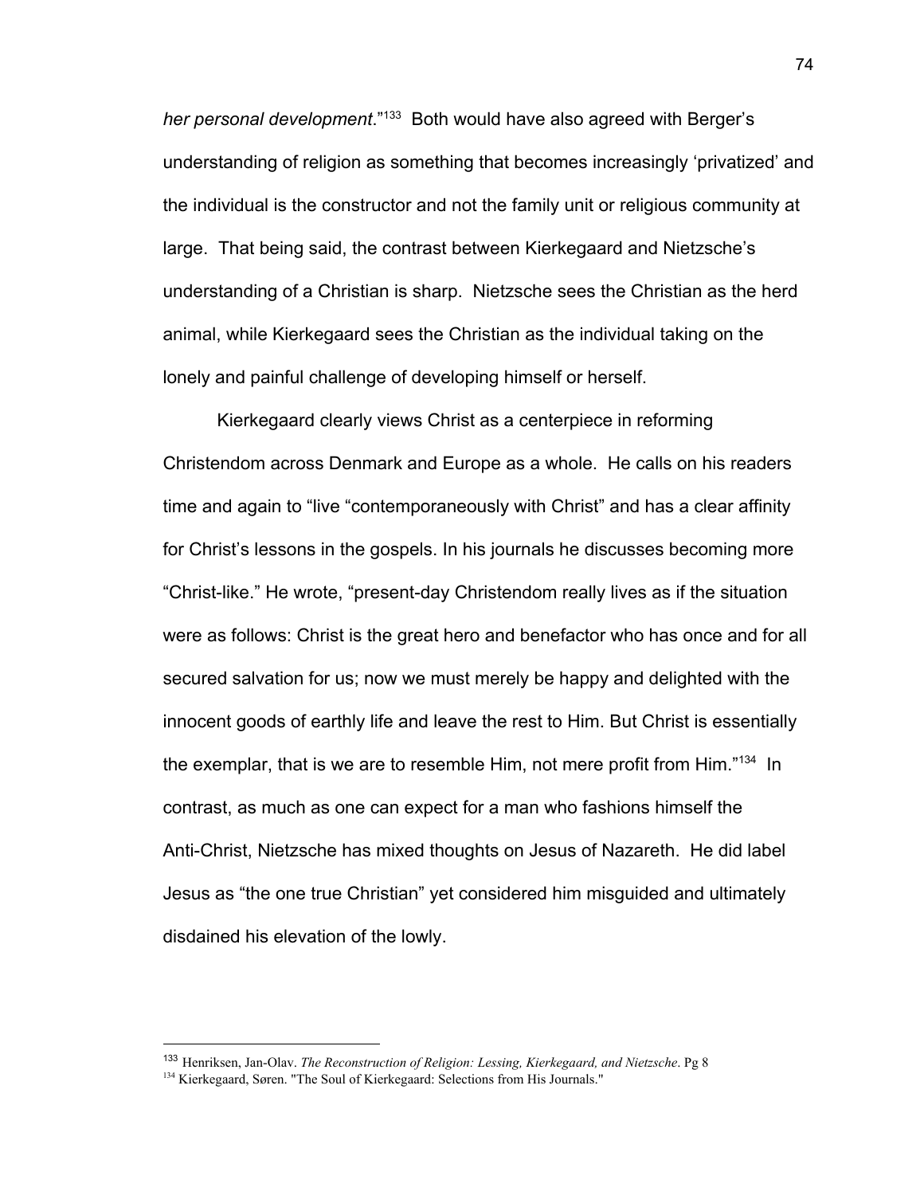*her personal development*."[133] Both would have also agreed with Berger's understanding of religion as something that becomes increasingly 'privatized' and the individual is the constructor and not the family unit or religious community at large. That being said, the contrast between Kierkegaard and Nietzsche's understanding of a Christian is sharp. Nietzsche sees the Christian as the herd animal, while Kierkegaard sees the Christian as the individual taking on the lonely and painful challenge of developing himself or herself.

Kierkegaard clearly views Christ as a centerpiece in reforming Christendom across Denmark and Europe as a whole. He calls on his readers time and again to "live "contemporaneously with Christ" and has a clear affinity for Christ's lessons in the gospels. In his journals he discusses becoming more "Christ-like." He wrote, "present-day Christendom really lives as if the situation were as follows: Christ is the great hero and benefactor who has once and for all secured salvation for us; now we must merely be happy and delighted with the innocent goods of earthly life and leave the rest to Him. But Christ is essentially the exemplar, that is we are to resemble Him, not mere profit from Him."[134] In contrast, as much as one can expect for a man who fashions himself the Anti-Christ, Nietzsche has mixed thoughts on Jesus of Nazareth. He did label Jesus as "the one true Christian" yet considered him misguided and ultimately disdained his elevation of the lowly.

---

[133] Henriksen, Jan-Olav. *The Reconstruction of Religion: Lessing, Kierkegaard, and Nietzsche*. Pg 8

[134] Kierkegaard, Søren. "The Soul of Kierkegaard: Selections from His Journals."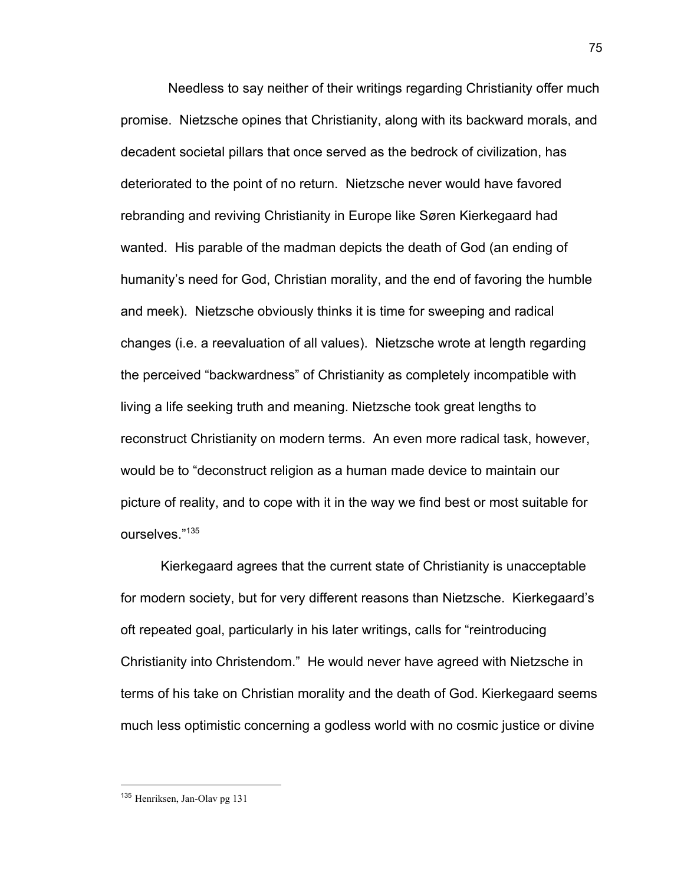Needless to say neither of their writings regarding Christianity offer much promise. Nietzsche opines that Christianity, along with its backward morals, and decadent societal pillars that once served as the bedrock of civilization, has deteriorated to the point of no return. Nietzsche never would have favored rebranding and reviving Christianity in Europe like Søren Kierkegaard had wanted. His parable of the madman depicts the death of God (an ending of humanity's need for God, Christian morality, and the end of favoring the humble and meek). Nietzsche obviously thinks it is time for sweeping and radical changes (i.e. a reevaluation of all values). Nietzsche wrote at length regarding the perceived "backwardness" of Christianity as completely incompatible with living a life seeking truth and meaning. Nietzsche took great lengths to reconstruct Christianity on modern terms. An even more radical task, however, would be to "deconstruct religion as a human made device to maintain our picture of reality, and to cope with it in the way we find best or most suitable for ourselves."[135]

Kierkegaard agrees that the current state of Christianity is unacceptable for modern society, but for very different reasons than Nietzsche. Kierkegaard's oft repeated goal, particularly in his later writings, calls for "reintroducing Christianity into Christendom." He would never have agreed with Nietzsche in terms of his take on Christian morality and the death of God. Kierkegaard seems much less optimistic concerning a godless world with no cosmic justice or divine

---

[135] Henriksen, Jan-Olav pg 131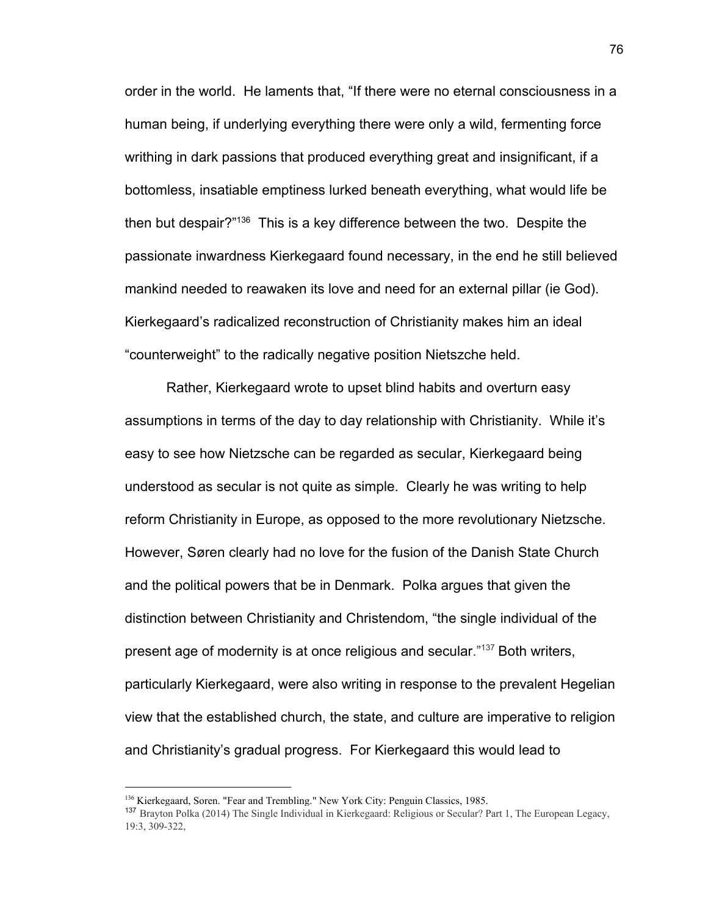order in the world. He laments that, "If there were no eternal consciousness in a human being, if underlying everything there were only a wild, fermenting force writhing in dark passions that produced everything great and insignificant, if a bottomless, insatiable emptiness lurked beneath everything, what would life be then but despair?"[136] This is a key difference between the two. Despite the passionate inwardness Kierkegaard found necessary, in the end he still believed mankind needed to reawaken its love and need for an external pillar (ie God). Kierkegaard's radicalized reconstruction of Christianity makes him an ideal "counterweight" to the radically negative position Nietszche held.

Rather, Kierkegaard wrote to upset blind habits and overturn easy assumptions in terms of the day to day relationship with Christianity. While it's easy to see how Nietzsche can be regarded as secular, Kierkegaard being understood as secular is not quite as simple. Clearly he was writing to help reform Christianity in Europe, as opposed to the more revolutionary Nietzsche. However, Søren clearly had no love for the fusion of the Danish State Church and the political powers that be in Denmark. Polka argues that given the distinction between Christianity and Christendom, "the single individual of the present age of modernity is at once religious and secular."[137] Both writers, particularly Kierkegaard, were also writing in response to the prevalent Hegelian view that the established church, the state, and culture are imperative to religion and Christianity's gradual progress. For Kierkegaard this would lead to

---

[136] Kierkegaard, Soren. "Fear and Trembling." New York City: Penguin Classics, 1985.

[137] Brayton Polka (2014) The Single Individual in Kierkegaard: Religious or Secular? Part 1, The European Legacy, 19:3, 309-322,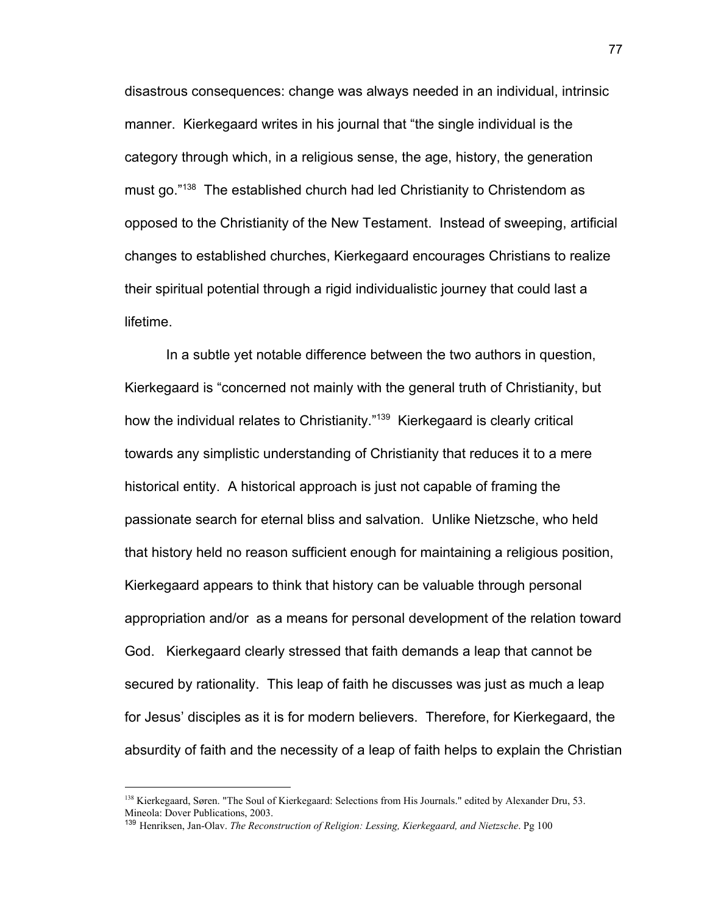disastrous consequences: change was always needed in an individual, intrinsic manner. Kierkegaard writes in his journal that "the single individual is the category through which, in a religious sense, the age, history, the generation must go."[138] The established church had led Christianity to Christendom as opposed to the Christianity of the New Testament. Instead of sweeping, artificial changes to established churches, Kierkegaard encourages Christians to realize their spiritual potential through a rigid individualistic journey that could last a lifetime.

In a subtle yet notable difference between the two authors in question, Kierkegaard is "concerned not mainly with the general truth of Christianity, but how the individual relates to Christianity."[139] Kierkegaard is clearly critical towards any simplistic understanding of Christianity that reduces it to a mere historical entity. A historical approach is just not capable of framing the passionate search for eternal bliss and salvation. Unlike Nietzsche, who held that history held no reason sufficient enough for maintaining a religious position, Kierkegaard appears to think that history can be valuable through personal appropriation and/or as a means for personal development of the relation toward God. Kierkegaard clearly stressed that faith demands a leap that cannot be secured by rationality. This leap of faith he discusses was just as much a leap for Jesus' disciples as it is for modern believers. Therefore, for Kierkegaard, the absurdity of faith and the necessity of a leap of faith helps to explain the Christian

---

[138] Kierkegaard, Søren. "The Soul of Kierkegaard: Selections from His Journals." edited by Alexander Dru, 53. Mineola: Dover Publications, 2003.

[139] Henriksen, Jan-Olav. *The Reconstruction of Religion: Lessing, Kierkegaard, and Nietzsche*. Pg 100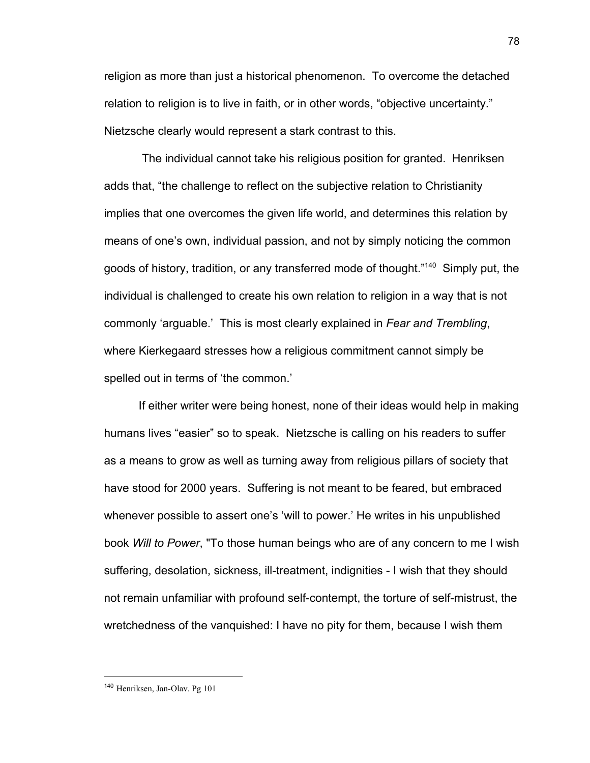religion as more than just a historical phenomenon. To overcome the detached relation to religion is to live in faith, or in other words, "objective uncertainty." Nietzsche clearly would represent a stark contrast to this.

The individual cannot take his religious position for granted. Henriksen adds that, "the challenge to reflect on the subjective relation to Christianity implies that one overcomes the given life world, and determines this relation by means of one's own, individual passion, and not by simply noticing the common goods of history, tradition, or any transferred mode of thought."[140] Simply put, the individual is challenged to create his own relation to religion in a way that is not commonly 'arguable.' This is most clearly explained in *Fear and Trembling*, where Kierkegaard stresses how a religious commitment cannot simply be spelled out in terms of 'the common.'

If either writer were being honest, none of their ideas would help in making humans lives "easier" so to speak. Nietzsche is calling on his readers to suffer as a means to grow as well as turning away from religious pillars of society that have stood for 2000 years. Suffering is not meant to be feared, but embraced whenever possible to assert one's 'will to power.' He writes in his unpublished book *Will to Power*, "To those human beings who are of any concern to me I wish suffering, desolation, sickness, ill-treatment, indignities - I wish that they should not remain unfamiliar with profound self-contempt, the torture of self-mistrust, the wretchedness of the vanquished: I have no pity for them, because I wish them

---

[140] Henriksen, Jan-Olav. Pg 101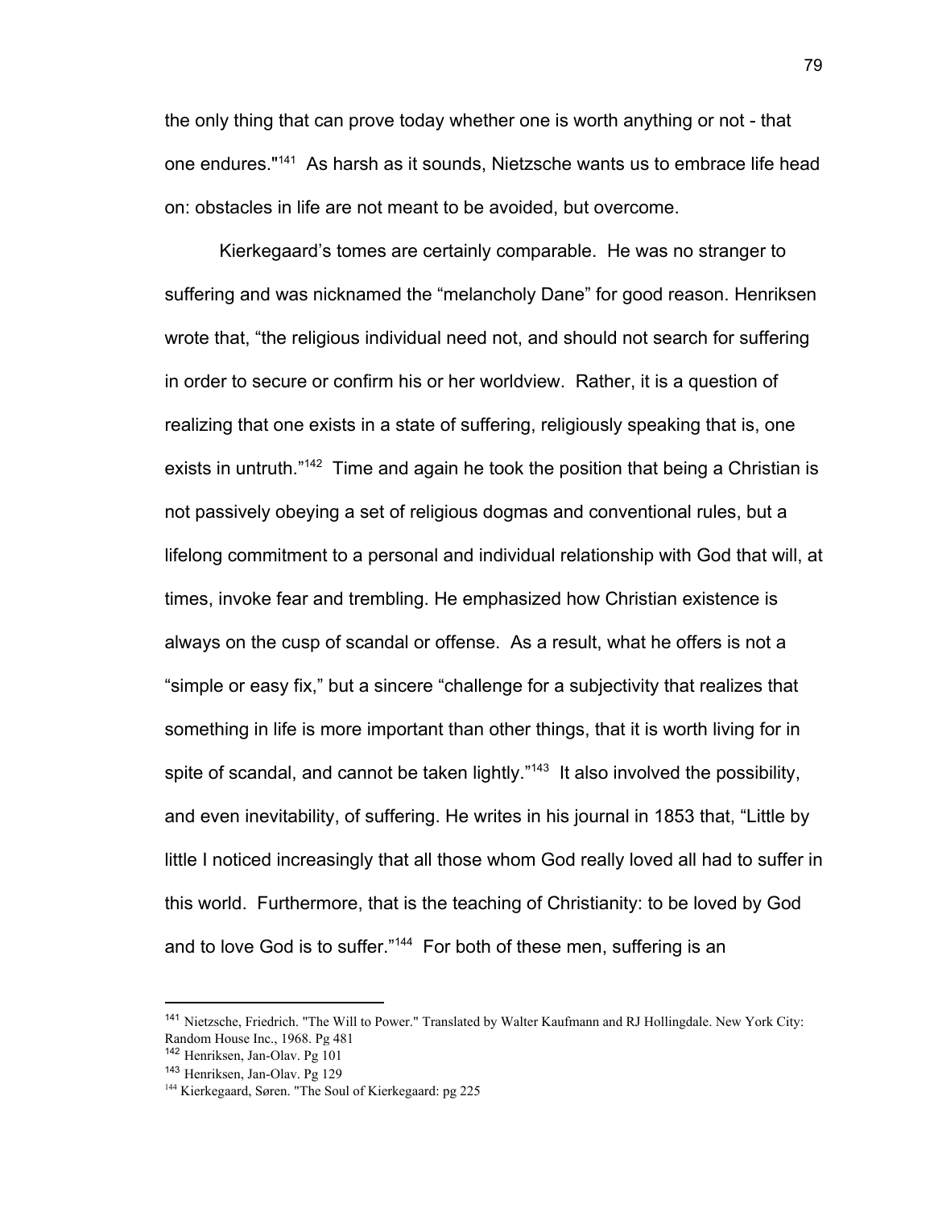the only thing that can prove today whether one is worth anything or not - that one endures."[141] As harsh as it sounds, Nietzsche wants us to embrace life head on: obstacles in life are not meant to be avoided, but overcome.

Kierkegaard's tomes are certainly comparable. He was no stranger to suffering and was nicknamed the "melancholy Dane" for good reason. Henriksen wrote that, "the religious individual need not, and should not search for suffering in order to secure or confirm his or her worldview. Rather, it is a question of realizing that one exists in a state of suffering, religiously speaking that is, one exists in untruth."[142] Time and again he took the position that being a Christian is not passively obeying a set of religious dogmas and conventional rules, but a lifelong commitment to a personal and individual relationship with God that will, at times, invoke fear and trembling. He emphasized how Christian existence is always on the cusp of scandal or offense. As a result, what he offers is not a "simple or easy fix," but a sincere "challenge for a subjectivity that realizes that something in life is more important than other things, that it is worth living for in spite of scandal, and cannot be taken lightly."[143] It also involved the possibility, and even inevitability, of suffering. He writes in his journal in 1853 that, "Little by little I noticed increasingly that all those whom God really loved all had to suffer in this world. Furthermore, that is the teaching of Christianity: to be loved by God and to love God is to suffer."[144] For both of these men, suffering is an

---

[141] Nietzsche, Friedrich. "The Will to Power." Translated by Walter Kaufmann and RJ Hollingdale. New York City: Random House Inc., 1968. Pg 481

[142] Henriksen, Jan-Olav. Pg 101

[143] Henriksen, Jan-Olav. Pg 129

[144] Kierkegaard, Søren. "The Soul of Kierkegaard: pg 225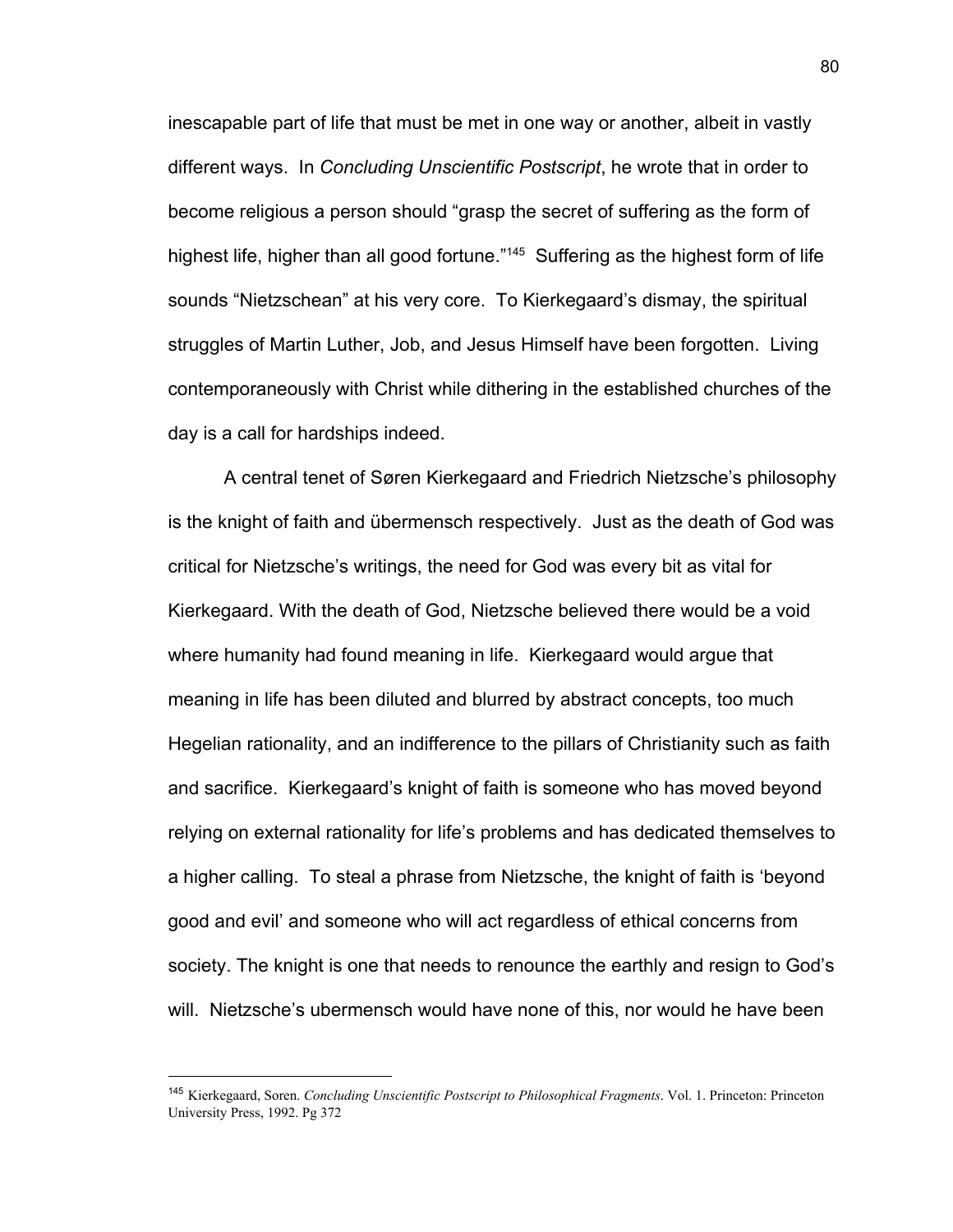inescapable part of life that must be met in one way or another, albeit in vastly different ways. In *Concluding Unscientific Postscript*, he wrote that in order to become religious a person should "grasp the secret of suffering as the form of highest life, higher than all good fortune."[145] Suffering as the highest form of life sounds "Nietzschean" at his very core. To Kierkegaard's dismay, the spiritual struggles of Martin Luther, Job, and Jesus Himself have been forgotten. Living contemporaneously with Christ while dithering in the established churches of the day is a call for hardships indeed.

A central tenet of Søren Kierkegaard and Friedrich Nietzsche's philosophy is the knight of faith and übermensch respectively. Just as the death of God was critical for Nietzsche's writings, the need for God was every bit as vital for Kierkegaard. With the death of God, Nietzsche believed there would be a void where humanity had found meaning in life. Kierkegaard would argue that meaning in life has been diluted and blurred by abstract concepts, too much Hegelian rationality, and an indifference to the pillars of Christianity such as faith and sacrifice. Kierkegaard's knight of faith is someone who has moved beyond relying on external rationality for life's problems and has dedicated themselves to a higher calling. To steal a phrase from Nietzsche, the knight of faith is 'beyond good and evil' and someone who will act regardless of ethical concerns from society. The knight is one that needs to renounce the earthly and resign to God's will. Nietzsche's ubermensch would have none of this, nor would he have been

---

[145] Kierkegaard, Soren. *Concluding Unscientific Postscript to Philosophical Fragments*. Vol. 1. Princeton: Princeton University Press, 1992. Pg 372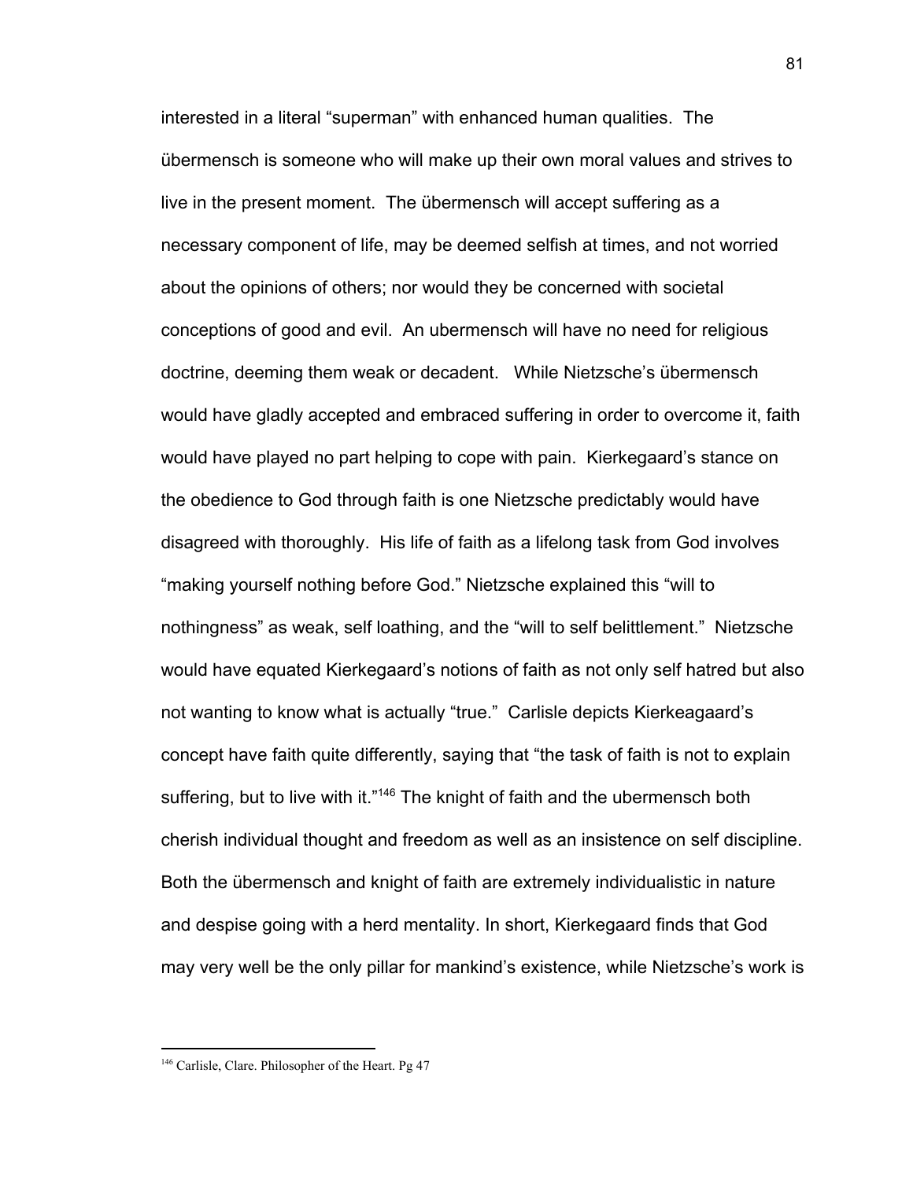interested in a literal "superman" with enhanced human qualities. The übermensch is someone who will make up their own moral values and strives to live in the present moment. The übermensch will accept suffering as a necessary component of life, may be deemed selfish at times, and not worried about the opinions of others; nor would they be concerned with societal conceptions of good and evil. An ubermensch will have no need for religious doctrine, deeming them weak or decadent. While Nietzsche's übermensch would have gladly accepted and embraced suffering in order to overcome it, faith would have played no part helping to cope with pain. Kierkegaard's stance on the obedience to God through faith is one Nietzsche predictably would have disagreed with thoroughly. His life of faith as a lifelong task from God involves "making yourself nothing before God." Nietzsche explained this "will to nothingness" as weak, self loathing, and the "will to self belittlement." Nietzsche would have equated Kierkegaard's notions of faith as not only self hatred but also not wanting to know what is actually "true." Carlisle depicts Kierkeagaard's concept have faith quite differently, saying that "the task of faith is not to explain suffering, but to live with it."[146] The knight of faith and the ubermensch both cherish individual thought and freedom as well as an insistence on self discipline. Both the übermensch and knight of faith are extremely individualistic in nature and despise going with a herd mentality. In short, Kierkegaard finds that God may very well be the only pillar for mankind's existence, while Nietzsche's work is

---

[146] Carlisle, Clare. Philosopher of the Heart. Pg 47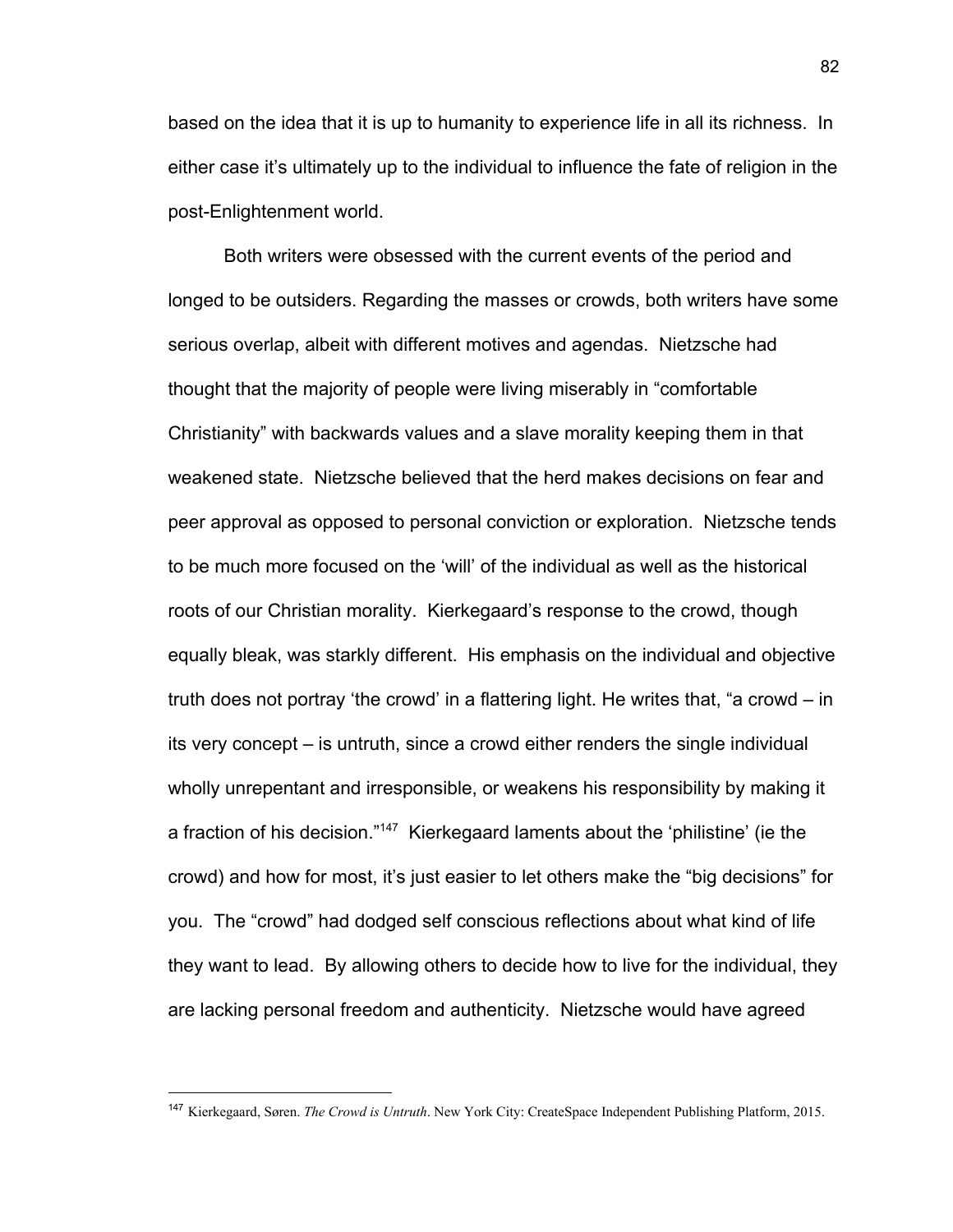based on the idea that it is up to humanity to experience life in all its richness. In either case it's ultimately up to the individual to influence the fate of religion in the post-Enlightenment world.

Both writers were obsessed with the current events of the period and longed to be outsiders. Regarding the masses or crowds, both writers have some serious overlap, albeit with different motives and agendas. Nietzsche had thought that the majority of people were living miserably in "comfortable Christianity" with backwards values and a slave morality keeping them in that weakened state. Nietzsche believed that the herd makes decisions on fear and peer approval as opposed to personal conviction or exploration. Nietzsche tends to be much more focused on the 'will' of the individual as well as the historical roots of our Christian morality. Kierkegaard's response to the crowd, though equally bleak, was starkly different. His emphasis on the individual and objective truth does not portray 'the crowd' in a flattering light. He writes that, "a crowd – in its very concept – is untruth, since a crowd either renders the single individual wholly unrepentant and irresponsible, or weakens his responsibility by making it a fraction of his decision."[147] Kierkegaard laments about the 'philistine' (ie the crowd) and how for most, it's just easier to let others make the "big decisions" for you. The "crowd" had dodged self conscious reflections about what kind of life they want to lead. By allowing others to decide how to live for the individual, they are lacking personal freedom and authenticity. Nietzsche would have agreed

---

[147] Kierkegaard, Søren. *The Crowd is Untruth*. New York City: CreateSpace Independent Publishing Platform, 2015.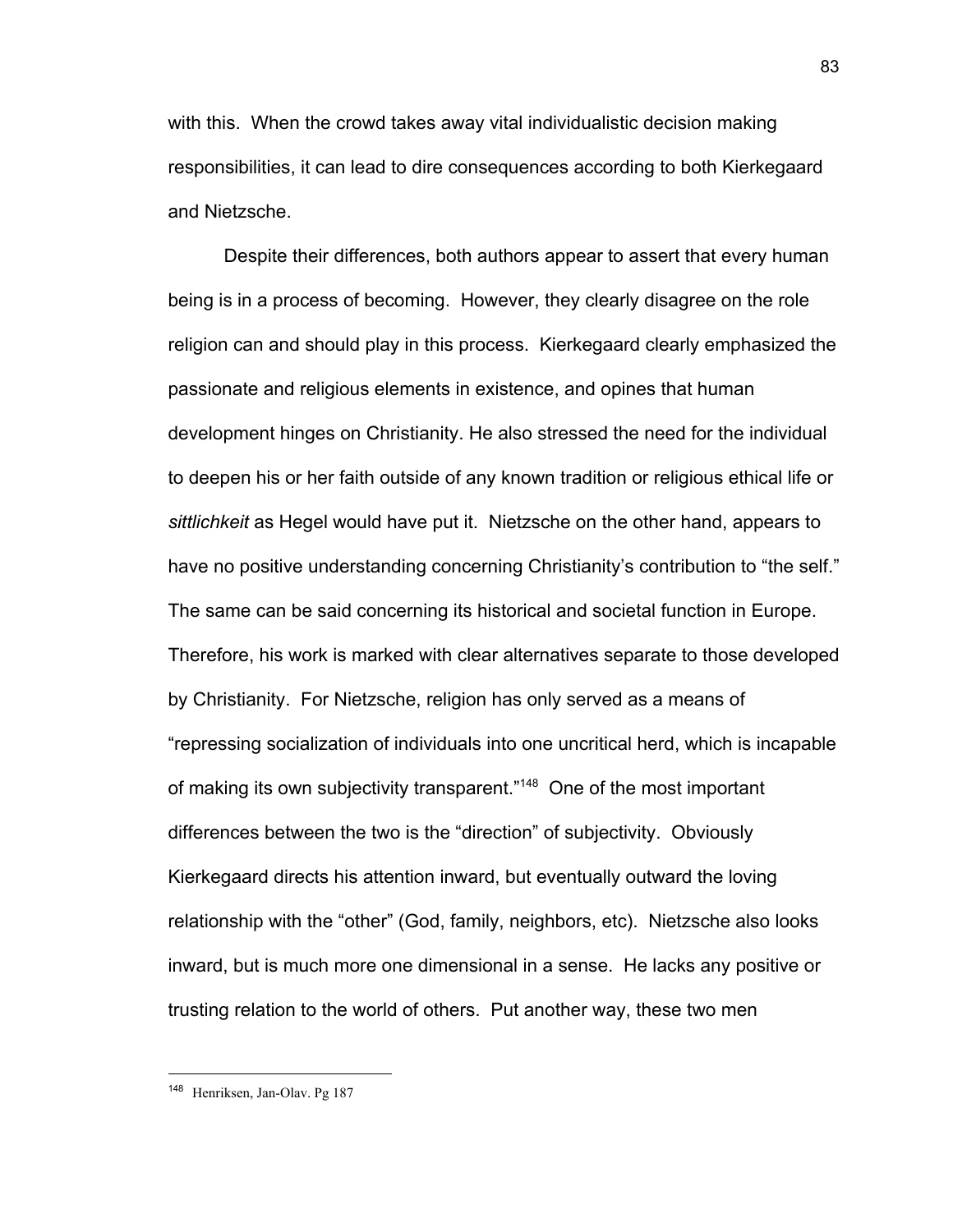with this. When the crowd takes away vital individualistic decision making responsibilities, it can lead to dire consequences according to both Kierkegaard and Nietzsche.

Despite their differences, both authors appear to assert that every human being is in a process of becoming. However, they clearly disagree on the role religion can and should play in this process. Kierkegaard clearly emphasized the passionate and religious elements in existence, and opines that human development hinges on Christianity. He also stressed the need for the individual to deepen his or her faith outside of any known tradition or religious ethical life or *sittlichkeit* as Hegel would have put it. Nietzsche on the other hand, appears to have no positive understanding concerning Christianity's contribution to "the self." The same can be said concerning its historical and societal function in Europe. Therefore, his work is marked with clear alternatives separate to those developed by Christianity. For Nietzsche, religion has only served as a means of "repressing socialization of individuals into one uncritical herd, which is incapable of making its own subjectivity transparent."[148] One of the most important differences between the two is the "direction" of subjectivity. Obviously Kierkegaard directs his attention inward, but eventually outward the loving relationship with the "other" (God, family, neighbors, etc). Nietzsche also looks inward, but is much more one dimensional in a sense. He lacks any positive or trusting relation to the world of others. Put another way, these two men

---

[148] Henriksen, Jan-Olav. Pg 187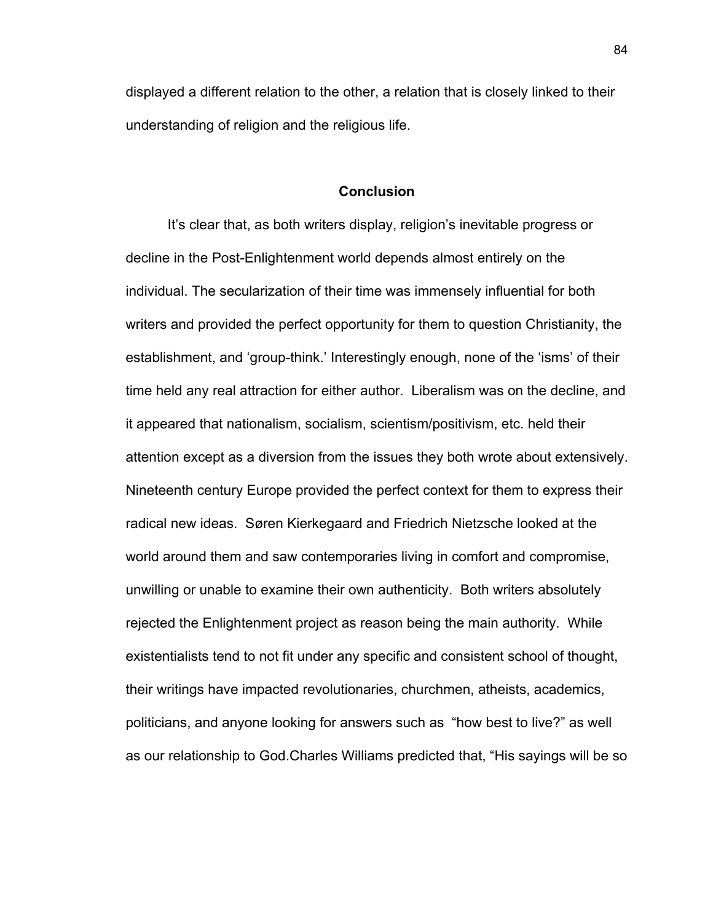displayed a different relation to the other, a relation that is closely linked to their understanding of religion and the religious life.

## Conclusion

It's clear that, as both writers display, religion's inevitable progress or decline in the Post-Enlightenment world depends almost entirely on the individual. The secularization of their time was immensely influential for both writers and provided the perfect opportunity for them to question Christianity, the establishment, and 'group-think.' Interestingly enough, none of the 'isms' of their time held any real attraction for either author. Liberalism was on the decline, and it appeared that nationalism, socialism, scientism/positivism, etc. held their attention except as a diversion from the issues they both wrote about extensively. Nineteenth century Europe provided the perfect context for them to express their radical new ideas. Søren Kierkegaard and Friedrich Nietzsche looked at the world around them and saw contemporaries living in comfort and compromise, unwilling or unable to examine their own authenticity. Both writers absolutely rejected the Enlightenment project as reason being the main authority. While existentialists tend to not fit under any specific and consistent school of thought, their writings have impacted revolutionaries, churchmen, atheists, academics, politicians, and anyone looking for answers such as "how best to live?" as well as our relationship to God.Charles Williams predicted that, "His sayings will be so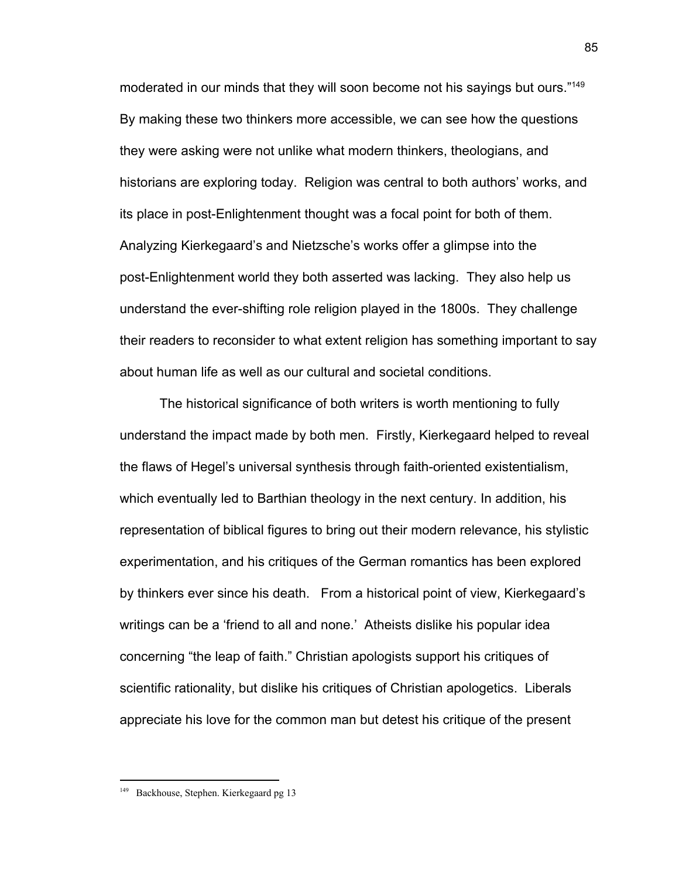moderated in our minds that they will soon become not his sayings but ours."[149] By making these two thinkers more accessible, we can see how the questions they were asking were not unlike what modern thinkers, theologians, and historians are exploring today. Religion was central to both authors' works, and its place in post-Enlightenment thought was a focal point for both of them. Analyzing Kierkegaard's and Nietzsche's works offer a glimpse into the post-Enlightenment world they both asserted was lacking. They also help us understand the ever-shifting role religion played in the 1800s. They challenge their readers to reconsider to what extent religion has something important to say about human life as well as our cultural and societal conditions.

The historical significance of both writers is worth mentioning to fully understand the impact made by both men. Firstly, Kierkegaard helped to reveal the flaws of Hegel's universal synthesis through faith-oriented existentialism, which eventually led to Barthian theology in the next century. In addition, his representation of biblical figures to bring out their modern relevance, his stylistic experimentation, and his critiques of the German romantics has been explored by thinkers ever since his death. From a historical point of view, Kierkegaard's writings can be a 'friend to all and none.' Atheists dislike his popular idea concerning "the leap of faith." Christian apologists support his critiques of scientific rationality, but dislike his critiques of Christian apologetics. Liberals appreciate his love for the common man but detest his critique of the present

---

[149] Backhouse, Stephen. Kierkegaard pg 13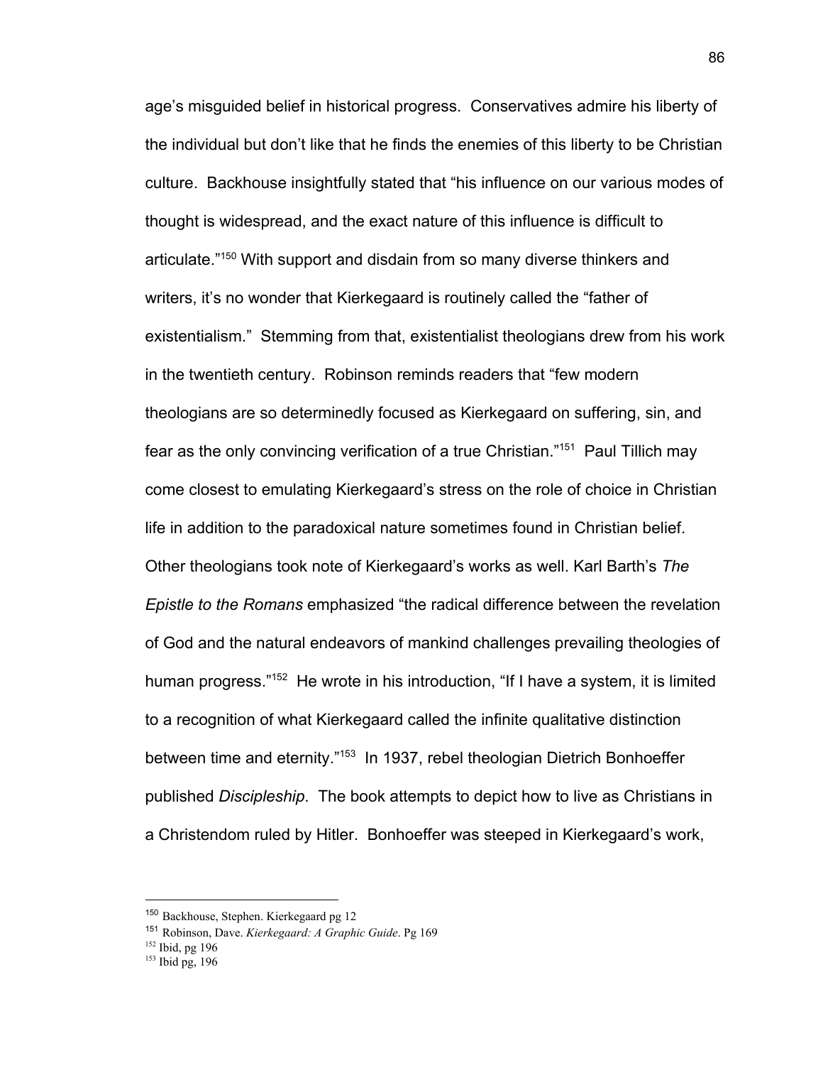age's misguided belief in historical progress. Conservatives admire his liberty of the individual but don't like that he finds the enemies of this liberty to be Christian culture. Backhouse insightfully stated that "his influence on our various modes of thought is widespread, and the exact nature of this influence is difficult to articulate."[150] With support and disdain from so many diverse thinkers and writers, it's no wonder that Kierkegaard is routinely called the "father of existentialism." Stemming from that, existentialist theologians drew from his work in the twentieth century. Robinson reminds readers that "few modern theologians are so determinedly focused as Kierkegaard on suffering, sin, and fear as the only convincing verification of a true Christian."[151] Paul Tillich may come closest to emulating Kierkegaard's stress on the role of choice in Christian life in addition to the paradoxical nature sometimes found in Christian belief. Other theologians took note of Kierkegaard's works as well. Karl Barth's *The Epistle to the Romans* emphasized "the radical difference between the revelation of God and the natural endeavors of mankind challenges prevailing theologies of human progress."[152] He wrote in his introduction, "If I have a system, it is limited to a recognition of what Kierkegaard called the infinite qualitative distinction between time and eternity."[153] In 1937, rebel theologian Dietrich Bonhoeffer published *Discipleship*. The book attempts to depict how to live as Christians in a Christendom ruled by Hitler. Bonhoeffer was steeped in Kierkegaard's work,

---

[150] Backhouse, Stephen. Kierkegaard pg 12

[151] Robinson, Dave. *Kierkegaard: A Graphic Guide*. Pg 169

[152] Ibid, pg 196

[153] Ibid pg, 196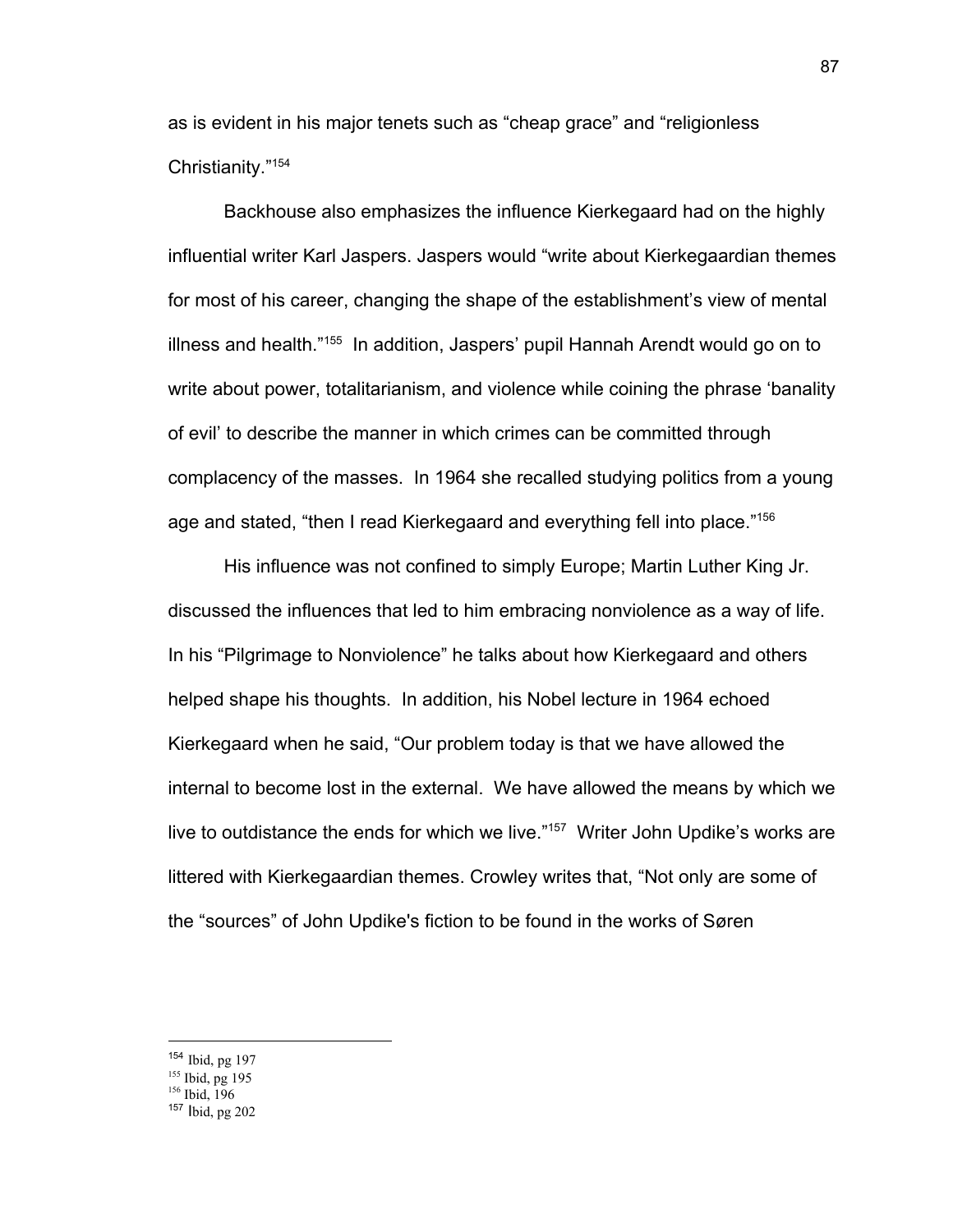as is evident in his major tenets such as “cheap grace” and “religionless Christianity.”[154]

Backhouse also emphasizes the influence Kierkegaard had on the highly influential writer Karl Jaspers. Jaspers would “write about Kierkegaardian themes for most of his career, changing the shape of the establishment’s view of mental illness and health.”[155] In addition, Jaspers’ pupil Hannah Arendt would go on to write about power, totalitarianism, and violence while coining the phrase ‘banality of evil’ to describe the manner in which crimes can be committed through complacency of the masses. In 1964 she recalled studying politics from a young age and stated, “then I read Kierkegaard and everything fell into place.”[156]

His influence was not confined to simply Europe; Martin Luther King Jr. discussed the influences that led to him embracing nonviolence as a way of life. In his “Pilgrimage to Nonviolence” he talks about how Kierkegaard and others helped shape his thoughts. In addition, his Nobel lecture in 1964 echoed Kierkegaard when he said, “Our problem today is that we have allowed the internal to become lost in the external. We have allowed the means by which we live to outdistance the ends for which we live.”[157] Writer John Updike’s works are littered with Kierkegaardian themes. Crowley writes that, “Not only are some of the “sources” of John Updike's fiction to be found in the works of Søren

---

[154] Ibid, pg 197

[155] Ibid, pg 195

[156] Ibid, 196

[157] Ibid, pg 202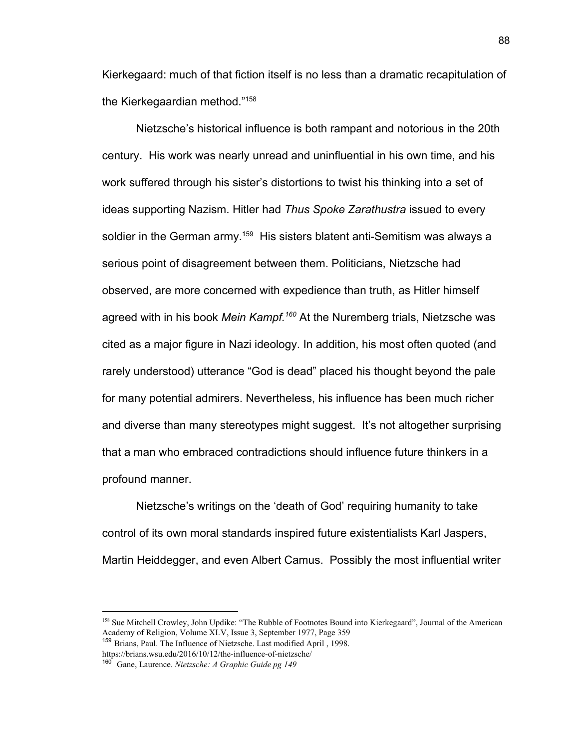Kierkegaard: much of that fiction itself is no less than a dramatic recapitulation of the Kierkegaardian method."[158]

Nietzsche's historical influence is both rampant and notorious in the 20th century. His work was nearly unread and uninfluential in his own time, and his work suffered through his sister's distortions to twist his thinking into a set of ideas supporting Nazism. Hitler had *Thus Spoke Zarathustra* issued to every soldier in the German army.[159] His sisters blatent anti-Semitism was always a serious point of disagreement between them. Politicians, Nietzsche had observed, are more concerned with expedience than truth, as Hitler himself agreed with in his book *Mein Kampf.*[160] At the Nuremberg trials, Nietzsche was cited as a major figure in Nazi ideology. In addition, his most often quoted (and rarely understood) utterance "God is dead" placed his thought beyond the pale for many potential admirers. Nevertheless, his influence has been much richer and diverse than many stereotypes might suggest. It's not altogether surprising that a man who embraced contradictions should influence future thinkers in a profound manner.

Nietzsche's writings on the 'death of God' requiring humanity to take control of its own moral standards inspired future existentialists Karl Jaspers, Martin Heiddegger, and even Albert Camus. Possibly the most influential writer

---

[158] Sue Mitchell Crowley, John Updike: "The Rubble of Footnotes Bound into Kierkegaard", Journal of the American Academy of Religion, Volume XLV, Issue 3, September 1977, Page 359

[159] Brians, Paul. The Influence of Nietzsche. Last modified April , 1998. https://brians.wsu.edu/2016/10/12/the-influence-of-nietzsche/

[160] Gane, Laurence. *Nietzsche: A Graphic Guide pg 149*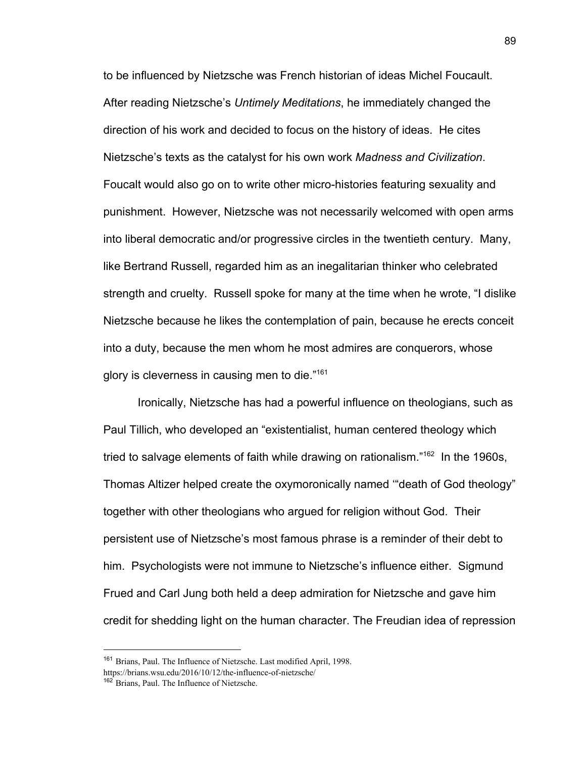to be influenced by Nietzsche was French historian of ideas Michel Foucault. After reading Nietzsche's *Untimely Meditations*, he immediately changed the direction of his work and decided to focus on the history of ideas. He cites Nietzsche's texts as the catalyst for his own work *Madness and Civilization*. Foucalt would also go on to write other micro-histories featuring sexuality and punishment. However, Nietzsche was not necessarily welcomed with open arms into liberal democratic and/or progressive circles in the twentieth century. Many, like Bertrand Russell, regarded him as an inegalitarian thinker who celebrated strength and cruelty. Russell spoke for many at the time when he wrote, "I dislike Nietzsche because he likes the contemplation of pain, because he erects conceit into a duty, because the men whom he most admires are conquerors, whose glory is cleverness in causing men to die."[161]

Ironically, Nietzsche has had a powerful influence on theologians, such as Paul Tillich, who developed an "existentialist, human centered theology which tried to salvage elements of faith while drawing on rationalism."[162] In the 1960s, Thomas Altizer helped create the oxymoronically named '"death of God theology" together with other theologians who argued for religion without God. Their persistent use of Nietzsche's most famous phrase is a reminder of their debt to him. Psychologists were not immune to Nietzsche's influence either. Sigmund Frued and Carl Jung both held a deep admiration for Nietzsche and gave him credit for shedding light on the human character. The Freudian idea of repression

---

[161] Brians, Paul. The Influence of Nietzsche. Last modified April, 1998. https://brians.wsu.edu/2016/10/12/the-influence-of-nietzsche/

[162] Brians, Paul. The Influence of Nietzsche.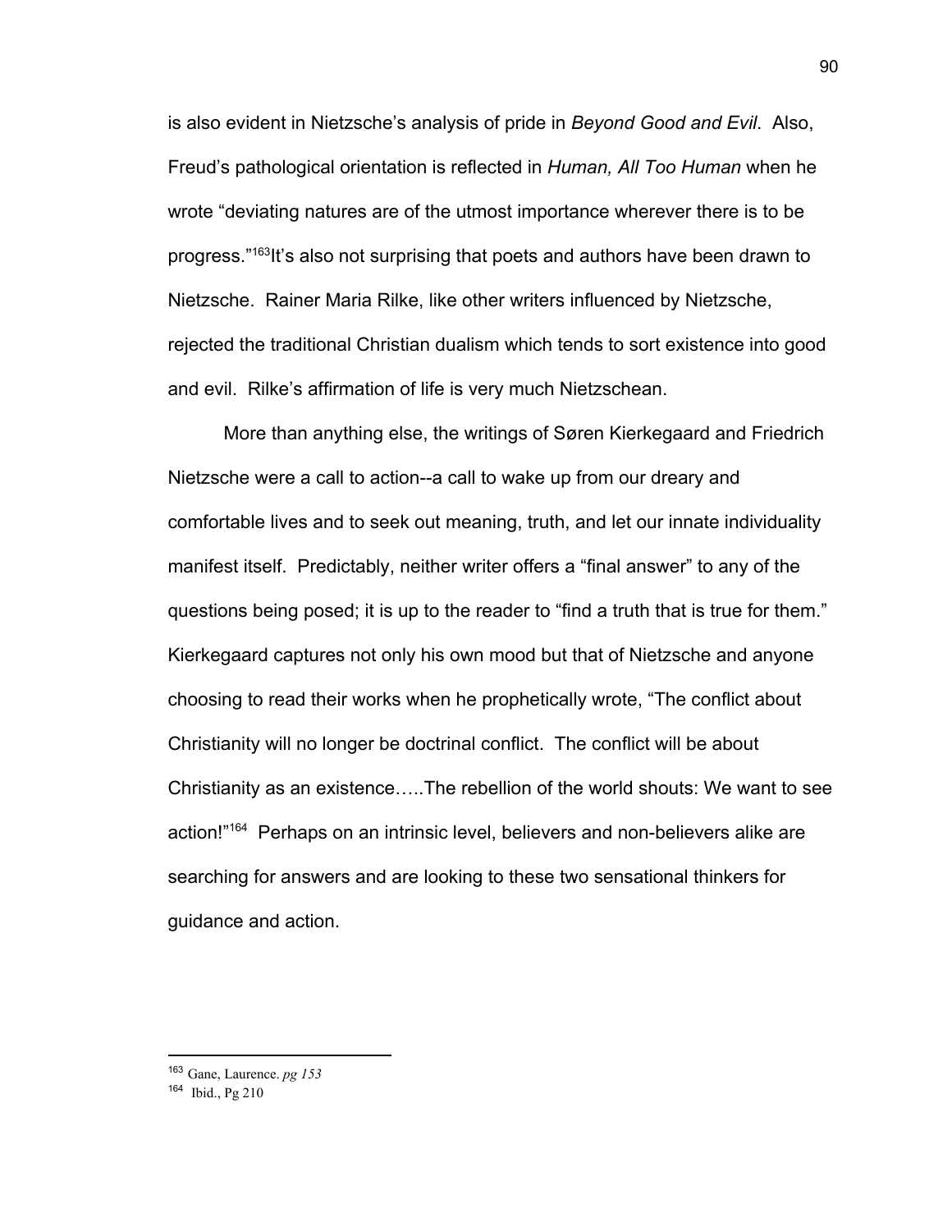is also evident in Nietzsche's analysis of pride in *Beyond Good and Evil*. Also, Freud's pathological orientation is reflected in *Human, All Too Human* when he wrote "deviating natures are of the utmost importance wherever there is to be progress."[163]It's also not surprising that poets and authors have been drawn to Nietzsche. Rainer Maria Rilke, like other writers influenced by Nietzsche, rejected the traditional Christian dualism which tends to sort existence into good and evil. Rilke's affirmation of life is very much Nietzschean.

More than anything else, the writings of Søren Kierkegaard and Friedrich Nietzsche were a call to action--a call to wake up from our dreary and comfortable lives and to seek out meaning, truth, and let our innate individuality manifest itself. Predictably, neither writer offers a "final answer" to any of the questions being posed; it is up to the reader to "find a truth that is true for them." Kierkegaard captures not only his own mood but that of Nietzsche and anyone choosing to read their works when he prophetically wrote, "The conflict about Christianity will no longer be doctrinal conflict. The conflict will be about Christianity as an existence…..The rebellion of the world shouts: We want to see action!"[164] Perhaps on an intrinsic level, believers and non-believers alike are searching for answers and are looking to these two sensational thinkers for guidance and action.

---

[163] Gane, Laurence. *pg 153*

[164] Ibid., Pg 210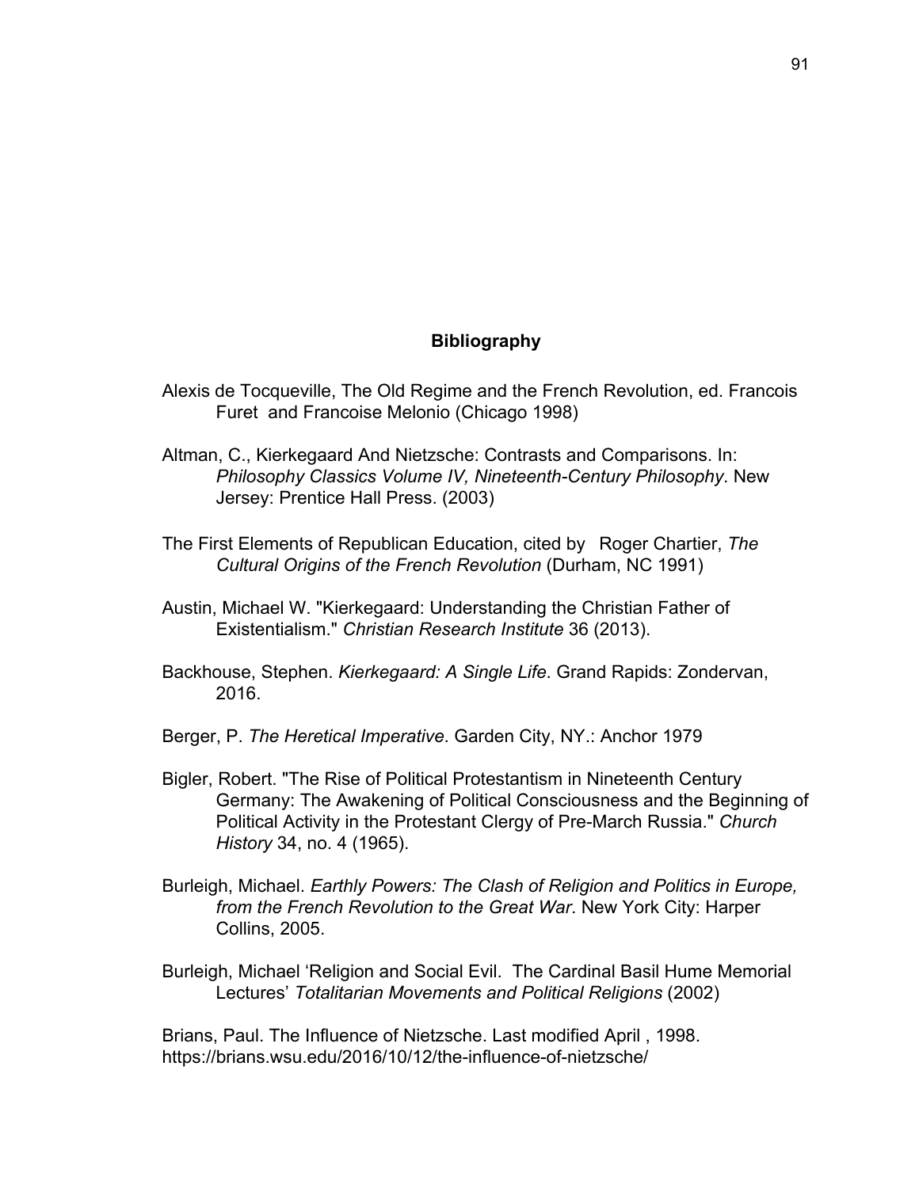## Bibliography

Alexis de Tocqueville, The Old Regime and the French Revolution, ed. Francois Furet and Francoise Melonio (Chicago 1998)

Altman, C., Kierkegaard And Nietzsche: Contrasts and Comparisons. In: *Philosophy Classics Volume IV, Nineteenth-Century Philosophy*. New Jersey: Prentice Hall Press. (2003)

The First Elements of Republican Education, cited by Roger Chartier, *The Cultural Origins of the French Revolution* (Durham, NC 1991)

Austin, Michael W. "Kierkegaard: Understanding the Christian Father of Existentialism." *Christian Research Institute* 36 (2013).

Backhouse, Stephen. *Kierkegaard: A Single Life*. Grand Rapids: Zondervan, 2016.

Berger, P. *The Heretical Imperative*. Garden City, NY.: Anchor 1979

Bigler, Robert. "The Rise of Political Protestantism in Nineteenth Century Germany: The Awakening of Political Consciousness and the Beginning of Political Activity in the Protestant Clergy of Pre-March Russia." *Church History* 34, no. 4 (1965).

Burleigh, Michael. *Earthly Powers: The Clash of Religion and Politics in Europe, from the French Revolution to the Great War*. New York City: Harper Collins, 2005.

Burleigh, Michael 'Religion and Social Evil. The Cardinal Basil Hume Memorial Lectures' *Totalitarian Movements and Political Religions* (2002)

Brians, Paul. The Influence of Nietzsche. Last modified April , 1998. https://brians.wsu.edu/2016/10/12/the-influence-of-nietzsche/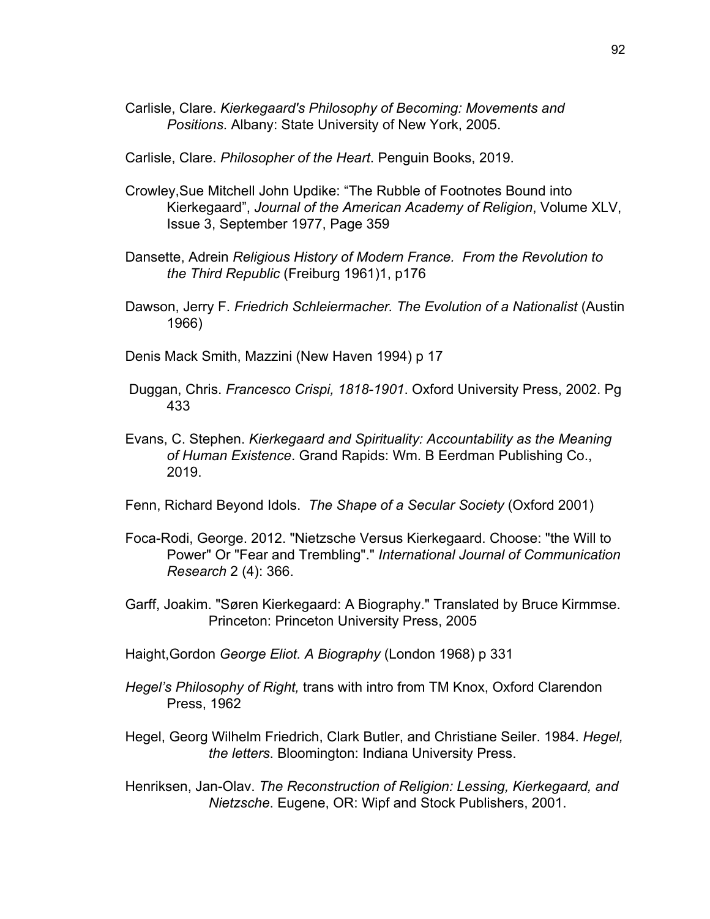Carlisle, Clare. *Kierkegaard's Philosophy of Becoming: Movements and Positions*. Albany: State University of New York, 2005.

Carlisle, Clare. *Philosopher of the Heart*. Penguin Books, 2019.

Crowley,Sue Mitchell John Updike: "The Rubble of Footnotes Bound into Kierkegaard", *Journal of the American Academy of Religion*, Volume XLV, Issue 3, September 1977, Page 359

Dansette, Adrein *Religious History of Modern France. From the Revolution to the Third Republic* (Freiburg 1961)1, p176

Dawson, Jerry F. *Friedrich Schleiermacher. The Evolution of a Nationalist* (Austin 1966)

Denis Mack Smith, Mazzini (New Haven 1994) p 17

Duggan, Chris. *Francesco Crispi, 1818-1901*. Oxford University Press, 2002. Pg 433

Evans, C. Stephen. *Kierkegaard and Spirituality: Accountability as the Meaning of Human Existence*. Grand Rapids: Wm. B Eerdman Publishing Co., 2019.

Fenn, Richard Beyond Idols. *The Shape of a Secular Society* (Oxford 2001)

Foca-Rodi, George. 2012. "Nietzsche Versus Kierkegaard. Choose: "the Will to Power" Or "Fear and Trembling"." *International Journal of Communication Research* 2 (4): 366.

Garff, Joakim. "Søren Kierkegaard: A Biography." Translated by Bruce Kirmmse. Princeton: Princeton University Press, 2005

Haight,Gordon *George Eliot. A Biography* (London 1968) p 331

*Hegel's Philosophy of Right,* trans with intro from TM Knox, Oxford Clarendon Press, 1962

Hegel, Georg Wilhelm Friedrich, Clark Butler, and Christiane Seiler. 1984. *Hegel, the letters*. Bloomington: Indiana University Press.

Henriksen, Jan-Olav. *The Reconstruction of Religion: Lessing, Kierkegaard, and Nietzsche*. Eugene, OR: Wipf and Stock Publishers, 2001.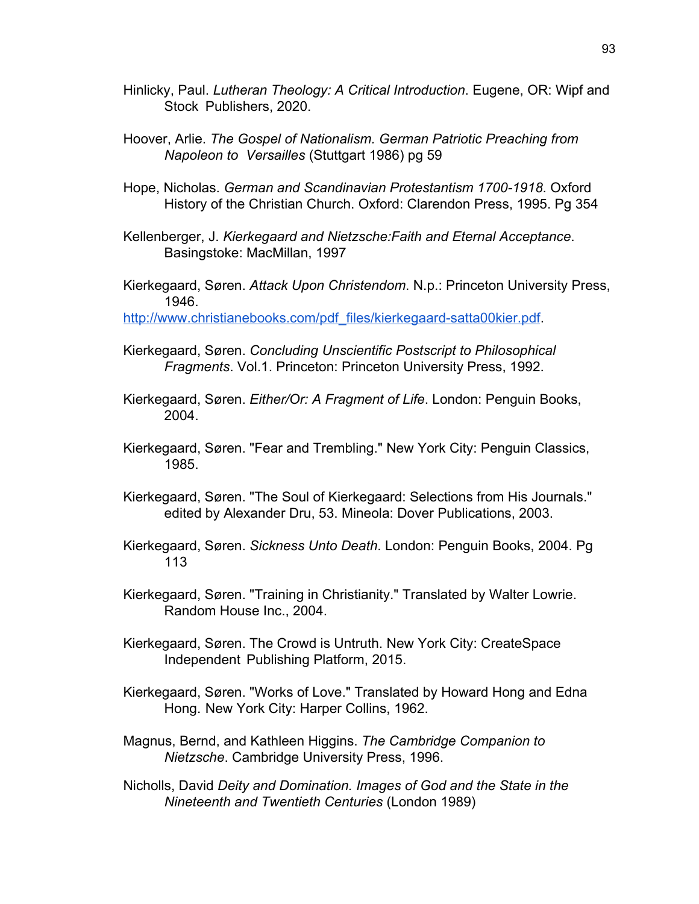Hinlicky, Paul. *Lutheran Theology: A Critical Introduction*. Eugene, OR: Wipf and Stock Publishers, 2020.

Hoover, Arlie. *The Gospel of Nationalism. German Patriotic Preaching from Napoleon to Versailles* (Stuttgart 1986) pg 59

Hope, Nicholas. *German and Scandinavian Protestantism 1700-1918*. Oxford History of the Christian Church. Oxford: Clarendon Press, 1995. Pg 354

Kellenberger, J. *Kierkegaard and Nietzsche:Faith and Eternal Acceptance*. Basingstoke: MacMillan, 1997

Kierkegaard, Søren. *Attack Upon Christendom*. N.p.: Princeton University Press, 1946.
http://www.christianebooks.com/pdf_files/kierkegaard-satta00kier.pdf.

Kierkegaard, Søren. *Concluding Unscientific Postscript to Philosophical Fragments*. Vol.1. Princeton: Princeton University Press, 1992.

Kierkegaard, Søren. *Either/Or: A Fragment of Life*. London: Penguin Books, 2004.

Kierkegaard, Søren. "Fear and Trembling." New York City: Penguin Classics, 1985.

Kierkegaard, Søren. "The Soul of Kierkegaard: Selections from His Journals." edited by Alexander Dru, 53. Mineola: Dover Publications, 2003.

Kierkegaard, Søren. *Sickness Unto Death*. London: Penguin Books, 2004. Pg 113

Kierkegaard, Søren. "Training in Christianity." Translated by Walter Lowrie. Random House Inc., 2004.

Kierkegaard, Søren. The Crowd is Untruth. New York City: CreateSpace Independent Publishing Platform, 2015.

Kierkegaard, Søren. "Works of Love." Translated by Howard Hong and Edna Hong. New York City: Harper Collins, 1962.

Magnus, Bernd, and Kathleen Higgins. *The Cambridge Companion to Nietzsche*. Cambridge University Press, 1996.

Nicholls, David *Deity and Domination. Images of God and the State in the Nineteenth and Twentieth Centuries* (London 1989)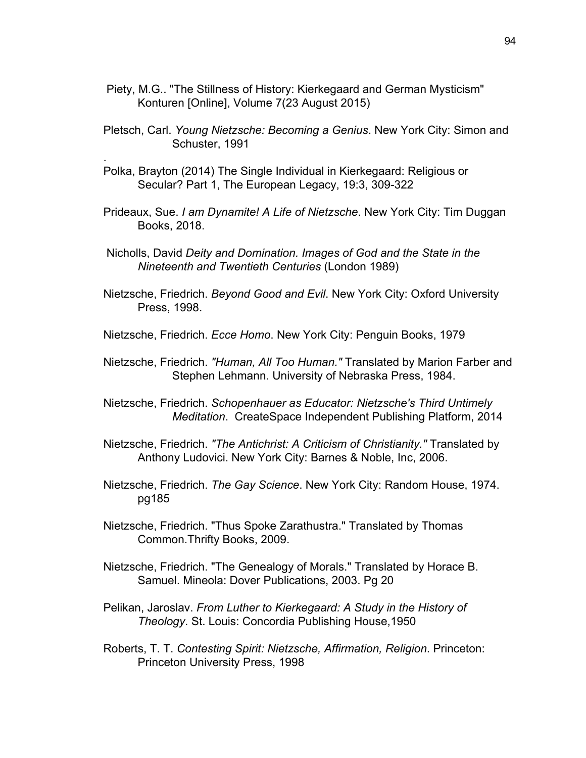Piety, M.G.. "The Stillness of History: Kierkegaard and German Mysticism" Konturen [Online], Volume 7(23 August 2015)

Pletsch, Carl. *Young Nietzsche: Becoming a Genius*. New York City: Simon and Schuster, 1991

.

Polka, Brayton (2014) The Single Individual in Kierkegaard: Religious or Secular? Part 1, The European Legacy, 19:3, 309-322

Prideaux, Sue. *I am Dynamite! A Life of Nietzsche*. New York City: Tim Duggan Books, 2018.

Nicholls, David *Deity and Domination. Images of God and the State in the Nineteenth and Twentieth Centuries* (London 1989)

Nietzsche, Friedrich. *Beyond Good and Evil*. New York City: Oxford University Press, 1998.

Nietzsche, Friedrich. *Ecce Homo*. New York City: Penguin Books, 1979

Nietzsche, Friedrich. *"Human, All Too Human."* Translated by Marion Farber and Stephen Lehmann. University of Nebraska Press, 1984.

Nietzsche, Friedrich. *Schopenhauer as Educator: Nietzsche's Third Untimely Meditation*. CreateSpace Independent Publishing Platform, 2014

Nietzsche, Friedrich. *"The Antichrist: A Criticism of Christianity."* Translated by Anthony Ludovici. New York City: Barnes & Noble, Inc, 2006.

Nietzsche, Friedrich. *The Gay Science*. New York City: Random House, 1974. pg185

Nietzsche, Friedrich. "Thus Spoke Zarathustra." Translated by Thomas Common.Thrifty Books, 2009.

Nietzsche, Friedrich. "The Genealogy of Morals." Translated by Horace B. Samuel. Mineola: Dover Publications, 2003. Pg 20

Pelikan, Jaroslav. *From Luther to Kierkegaard: A Study in the History of Theology*. St. Louis: Concordia Publishing House,1950

Roberts, T. T. *Contesting Spirit: Nietzsche, Affirmation, Religion*. Princeton: Princeton University Press, 1998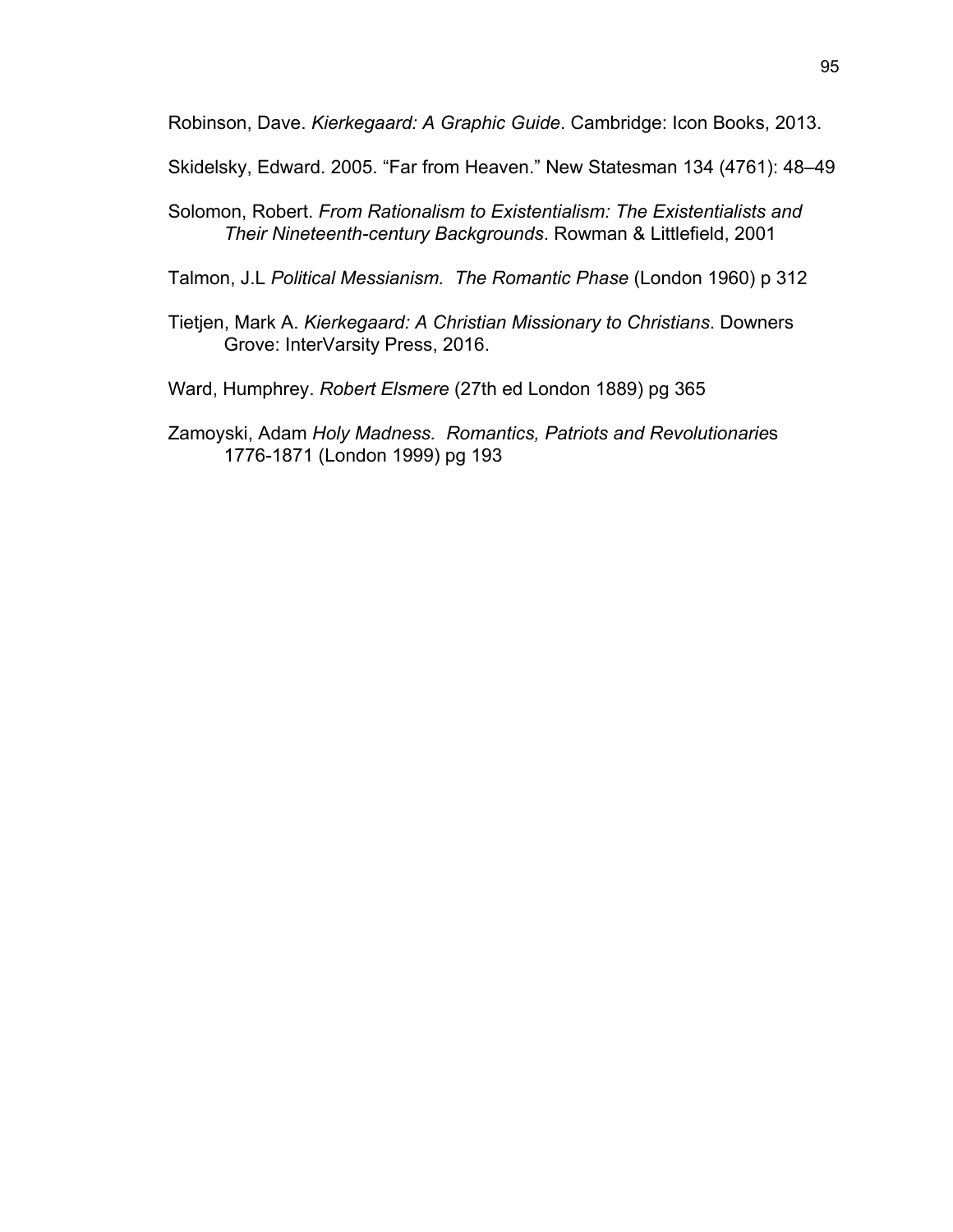Robinson, Dave. *Kierkegaard: A Graphic Guide*. Cambridge: Icon Books, 2013.

Skidelsky, Edward. 2005. "Far from Heaven." New Statesman 134 (4761): 48–49

Solomon, Robert. *From Rationalism to Existentialism: The Existentialists and Their Nineteenth-century Backgrounds*. Rowman & Littlefield, 2001

Talmon, J.L *Political Messianism. The Romantic Phase* (London 1960) p 312

Tietjen, Mark A. *Kierkegaard: A Christian Missionary to Christians*. Downers Grove: InterVarsity Press, 2016.

Ward, Humphrey. *Robert Elsmere* (27th ed London 1889) pg 365

Zamoyski, Adam *Holy Madness. Romantics, Patriots and Revolutionarie*s 1776-1871 (London 1999) pg 193